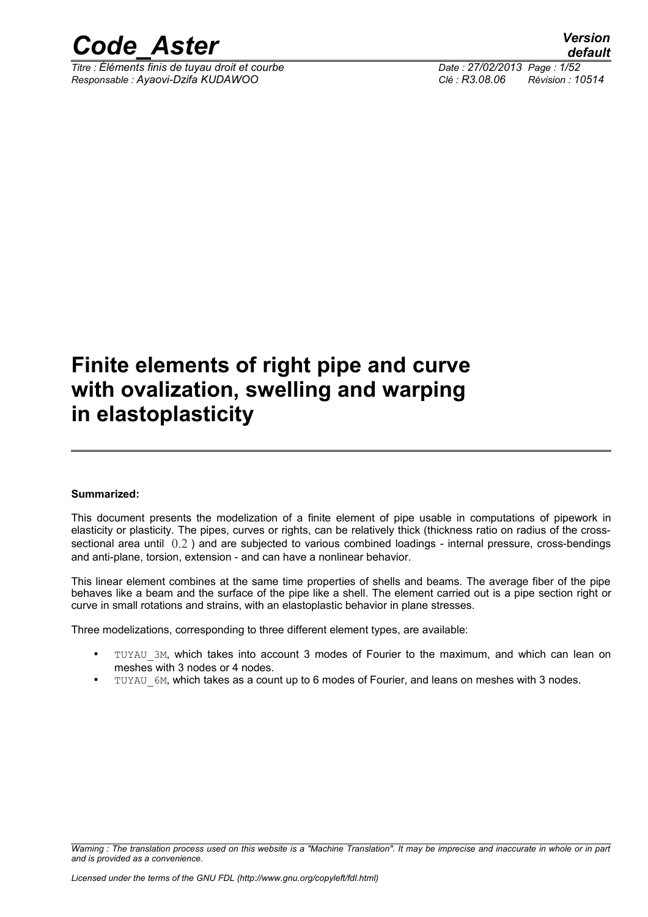# Finite elements of right pipe and curve with ovalization, swelling and warping in elastoplasticity

**Summarized:**

This document presents the modelization of a finite element of pipe usable in computations of pipework in elasticity or plasticity. The pipes, curves or rights, can be relatively thick (thickness ratio on radius of the cross-sectional area until $0.2$ ) and are subjected to various combined loadings - internal pressure, cross-bendings and anti-plane, torsion, extension - and can have a nonlinear behavior.

This linear element combines at the same time properties of shells and beams. The average fiber of the pipe behaves like a beam and the surface of the pipe like a shell. The element carried out is a pipe section right or curve in small rotations and strains, with an elastoplastic behavior in plane stresses.

Three modelizations, corresponding to three different element types, are available:

- TUYAU_3M, which takes into account 3 modes of Fourier to the maximum, and which can lean on meshes with 3 nodes or 4 nodes.
- TUYAU_6M, which takes as a count up to 6 modes of Fourier, and leans on meshes with 3 nodes.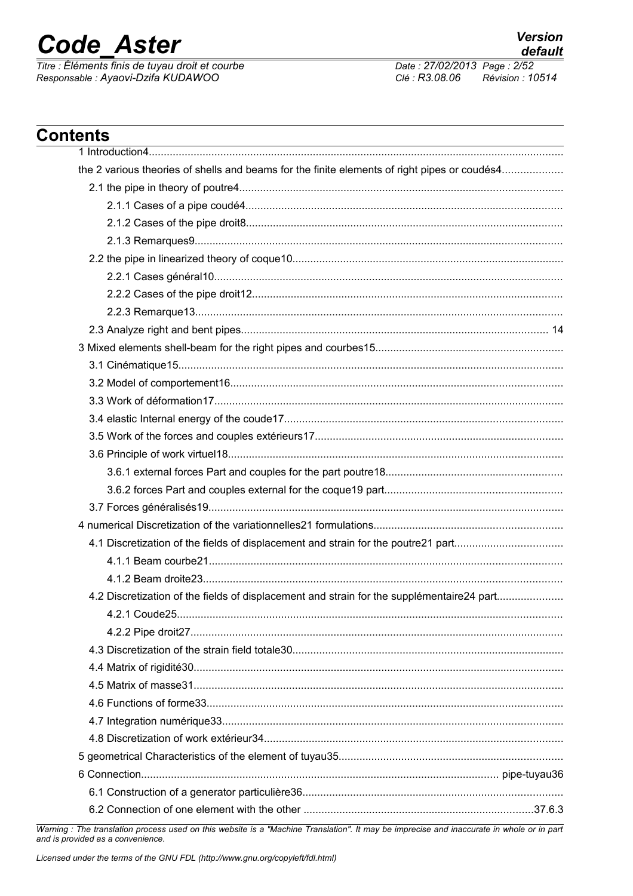# Contents

1 Introduction4

the 2 various theories of shells and beams for the finite elements of right pipes or coudés4

2.1 the pipe in theory of poutre4

2.1.1 Cases of a pipe coudé4

2.1.2 Cases of the pipe droit8

2.1.3 Remarques9

2.2 the pipe in linearized theory of coque10

2.2.1 Cases général10

2.2.2 Cases of the pipe droit12

2.2.3 Remarque13

2.3 Analyze right and bent pipes 14

3 Mixed elements shell-beam for the right pipes and courbes15

3.1 Cinématique15

3.2 Model of comportement16

3.3 Work of déformation17

3.4 elastic Internal energy of the coude17

3.5 Work of the forces and couples extérieurs17

3.6 Principle of work virtuel18

3.6.1 external forces Part and couples for the part poutre18

3.6.2 forces Part and couples external for the coque19 part

3.7 Forces généralisés19

4 numerical Discretization of the variationnelles21 formulations

4.1 Discretization of the fields of displacement and strain for the poutre21 part

4.1.1 Beam courbe21

4.1.2 Beam droite23

4.2 Discretization of the fields of displacement and strain for the supplémentaire24 part

4.2.1 Coude25

4.2.2 Pipe droit27

4.3 Discretization of the strain field totale30

4.4 Matrix of rigidité30

4.5 Matrix of masse31

4.6 Functions of forme33

4.7 Integration numérique33

4.8 Discretization of work extérieur34

5 geometrical Characteristics of the element of tuyau35

6 Connection pipe-tuyau36

6.1 Construction of a generator particulière36

6.2 Connection of one element with the other 37.6.3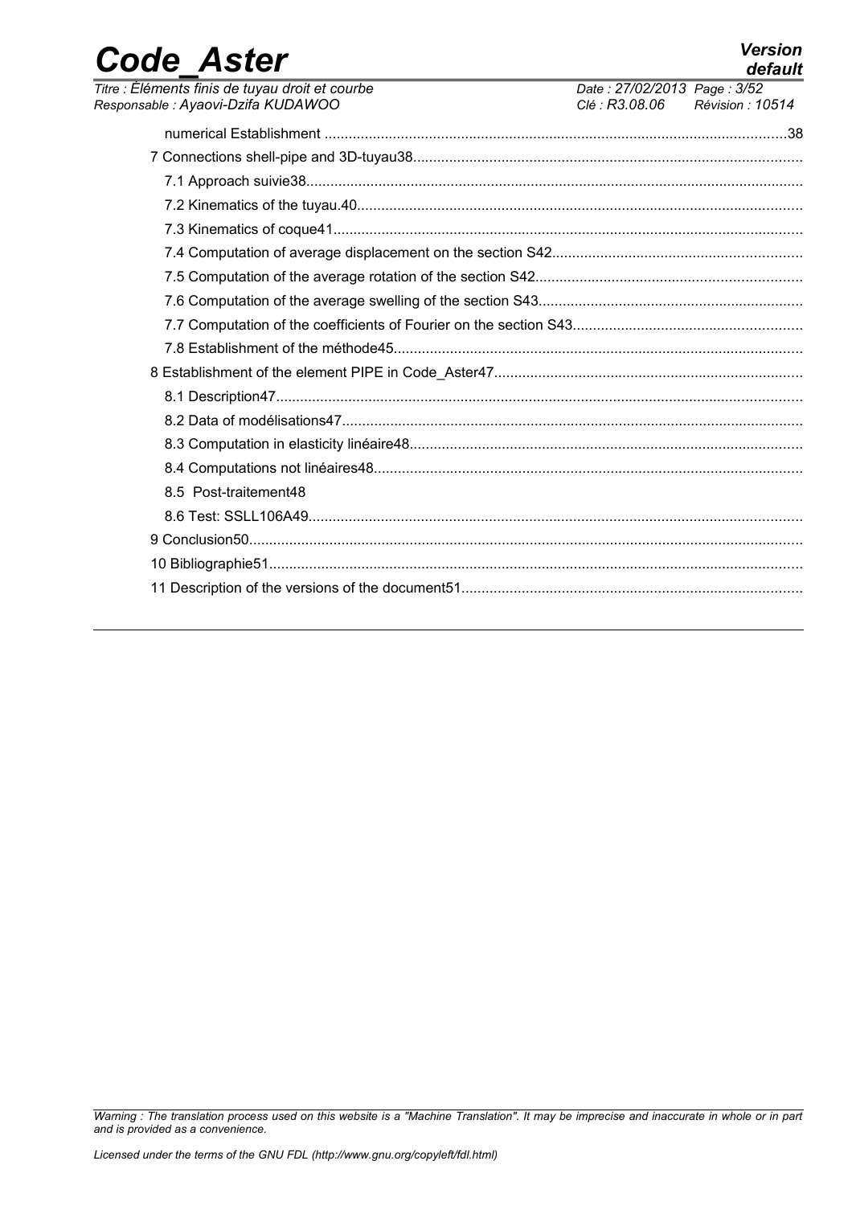numerical Establishment ....38

7 Connections shell-pipe and 3D-tuyau38

7.1 Approach suivie38

7.2 Kinematics of the tuyau.40

7.3 Kinematics of coque41

7.4 Computation of average displacement on the section S42

7.5 Computation of the average rotation of the section S42

7.6 Computation of the average swelling of the section S43

7.7 Computation of the coefficients of Fourier on the section S43

7.8 Establishment of the méthode45

8 Establishment of the element PIPE in Code_Aster47

8.1 Description47

8.2 Data of modélisations47

8.3 Computation in elasticity linéaire48

8.4 Computations not linéaires48

8.5 Post-traitement48

8.6 Test: SSLL106A49

9 Conclusion50

10 Bibliographie51

11 Description of the versions of the document51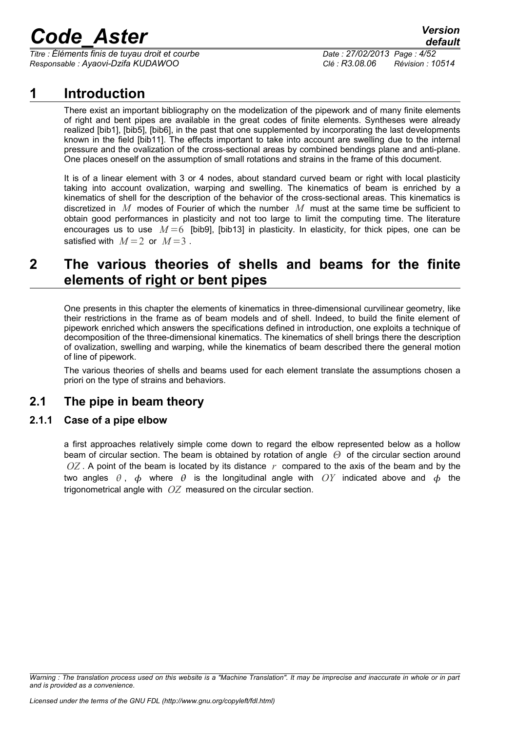# 1 Introduction

There exist an important bibliography on the modelization of the pipework and of many finite elements of right and bent pipes are available in the great codes of finite elements. Syntheses were already realized [bib1], [bib5], [bib6], in the past that one supplemented by incorporating the last developments known in the field [bib11]. The effects important to take into account are swelling due to the internal pressure and the ovalization of the cross-sectional areas by combined bendings plane and anti-plane. One places oneself on the assumption of small rotations and strains in the frame of this document.

It is of a linear element with 3 or 4 nodes, about standard curved beam or right with local plasticity taking into account ovalization, warping and swelling. The kinematics of beam is enriched by a kinematics of shell for the description of the behavior of the cross-sectional areas. This kinematics is discretized in $M$ modes of Fourier of which the number $M$ must at the same time be sufficient to obtain good performances in plasticity and not too large to limit the computing time. The literature encourages us to use $M=6$ [bib9], [bib13] in plasticity. In elasticity, for thick pipes, one can be satisfied with $M=2$ or $M=3$.

# 2 The various theories of shells and beams for the finite elements of right or bent pipes

One presents in this chapter the elements of kinematics in three-dimensional curvilinear geometry, like their restrictions in the frame as of beam models and of shell. Indeed, to build the finite element of pipework enriched which answers the specifications defined in introduction, one exploits a technique of decomposition of the three-dimensional kinematics. The kinematics of shell brings there the description of ovalization, swelling and warping, while the kinematics of beam described there the general motion of line of pipework.

The various theories of shells and beams used for each element translate the assumptions chosen a priori on the type of strains and behaviors.

## 2.1 The pipe in beam theory

### 2.1.1 Case of a pipe elbow

a first approaches relatively simple come down to regard the elbow represented below as a hollow beam of circular section. The beam is obtained by rotation of angle $\Theta$ of the circular section around $OZ$. A point of the beam is located by its distance $r$ compared to the axis of the beam and by the two angles $\theta$, $\phi$ where $\theta$ is the longitudinal angle with $OY$ indicated above and $\phi$ the trigonometrical angle with $OZ$ measured on the circular section.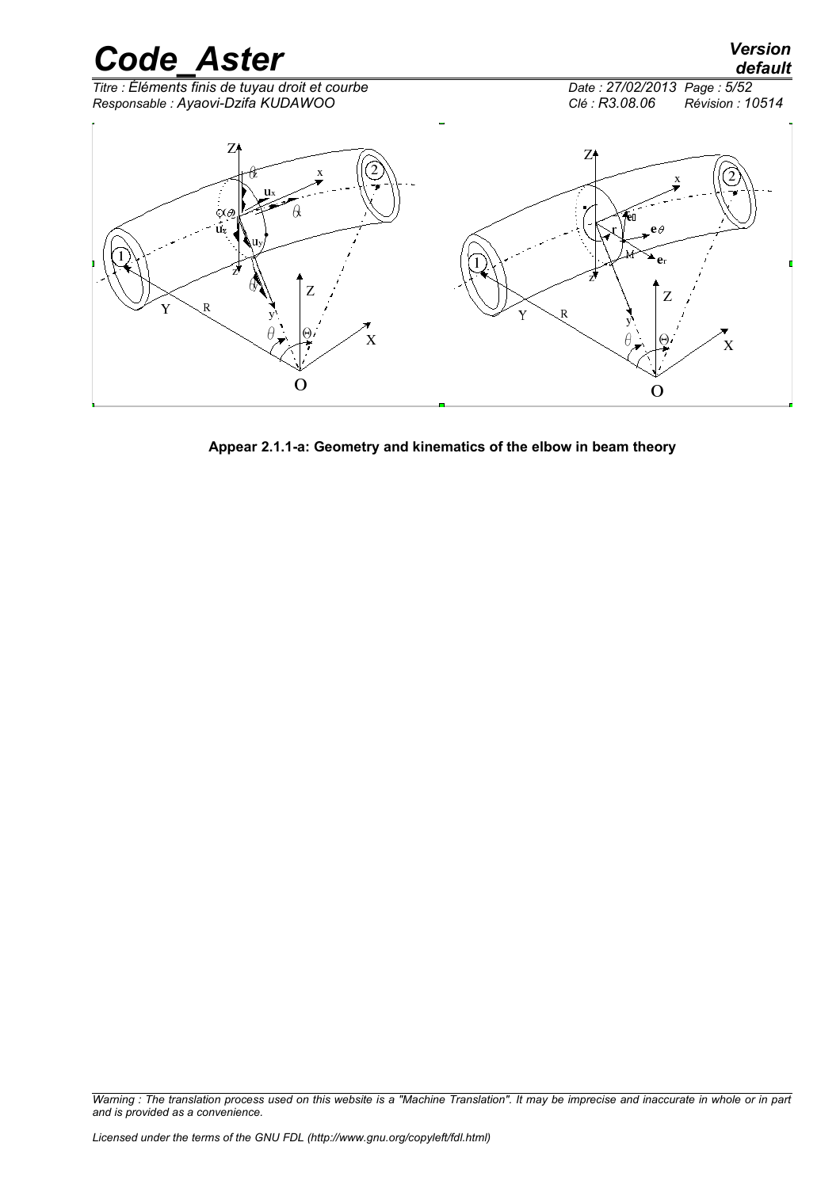**Appear 2.1.1-a: Geometry and kinematics of the elbow in beam theory**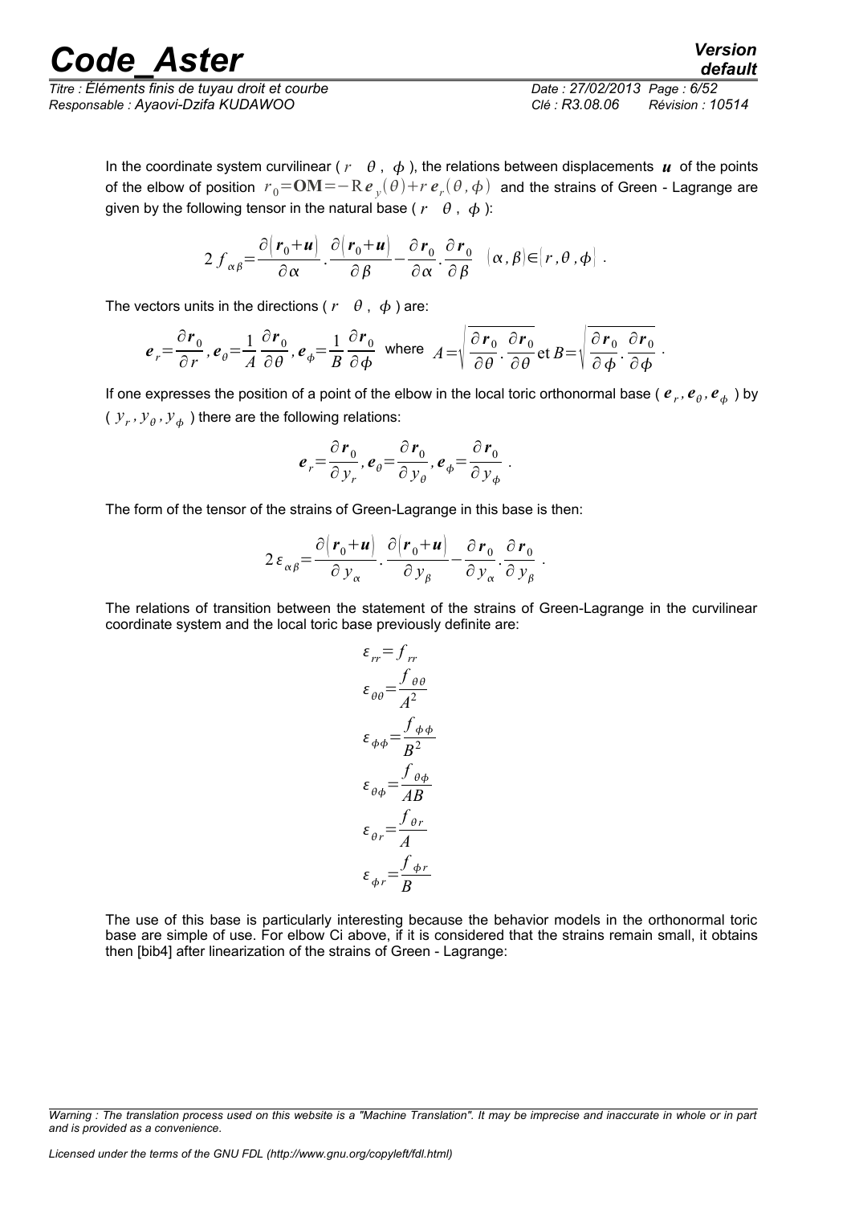In the coordinate system curvilinear ( $r \quad \theta$ , $\phi$ ), the relations between displacements $\boldsymbol{u}$ of the points of the elbow of position $r_0 = \mathbf{OM} = -\mathrm{R}\,\boldsymbol{e}_y(\theta) + r\,\boldsymbol{e}_r(\theta,\phi)$ and the strains of Green - Lagrange are given by the following tensor in the natural base ( $r \quad \theta$ , $\phi$ ):

$$2\,f_{\alpha\beta} = \frac{\partial(\boldsymbol{r}_0+\boldsymbol{u})}{\partial\alpha} \cdot \frac{\partial(\boldsymbol{r}_0+\boldsymbol{u})}{\partial\beta} - \frac{\partial\boldsymbol{r}_0}{\partial\alpha} \cdot \frac{\partial\boldsymbol{r}_0}{\partial\beta} \quad (\alpha,\beta) \in (r,\theta,\phi) \; .$$

The vectors units in the directions ( $r \quad \theta$ , $\phi$ ) are:

$$\boldsymbol{e}_r = \frac{\partial\boldsymbol{r}_0}{\partial r}, \boldsymbol{e}_\theta = \frac{1}{A}\frac{\partial\boldsymbol{r}_0}{\partial\theta}, \boldsymbol{e}_\phi = \frac{1}{B}\frac{\partial\boldsymbol{r}_0}{\partial\phi} \text{ where } A = \sqrt{\frac{\partial\boldsymbol{r}_0}{\partial\theta} \cdot \frac{\partial\boldsymbol{r}_0}{\partial\theta}} \text{ et } B = \sqrt{\frac{\partial\boldsymbol{r}_0}{\partial\phi} \cdot \frac{\partial\boldsymbol{r}_0}{\partial\phi}} \; .$$

If one expresses the position of a point of the elbow in the local toric orthonormal base ( $\boldsymbol{e}_r, \boldsymbol{e}_\theta, \boldsymbol{e}_\phi$ ) by ( $y_r, y_\theta, y_\phi$ ) there are the following relations:

$$\boldsymbol{e}_r = \frac{\partial\boldsymbol{r}_0}{\partial y_r}, \boldsymbol{e}_\theta = \frac{\partial\boldsymbol{r}_0}{\partial y_\theta}, \boldsymbol{e}_\phi = \frac{\partial\boldsymbol{r}_0}{\partial y_\phi} \; .$$

The form of the tensor of the strains of Green-Lagrange in this base is then:

$$2\,\varepsilon_{\alpha\beta} = \frac{\partial(\boldsymbol{r}_0+\boldsymbol{u})}{\partial y_\alpha} \cdot \frac{\partial(\boldsymbol{r}_0+\boldsymbol{u})}{\partial y_\beta} - \frac{\partial\boldsymbol{r}_0}{\partial y_\alpha} \cdot \frac{\partial\boldsymbol{r}_0}{\partial y_\beta} \; .$$

The relations of transition between the statement of the strains of Green-Lagrange in the curvilinear coordinate system and the local toric base previously definite are:

$$\varepsilon_{rr} = f_{rr}$$

$$\varepsilon_{\theta\theta} = \frac{f_{\theta\theta}}{A^2}$$

$$\varepsilon_{\phi\phi} = \frac{f_{\phi\phi}}{B^2}$$

$$\varepsilon_{\theta\phi} = \frac{f_{\theta\phi}}{AB}$$

$$\varepsilon_{\theta r} = \frac{f_{\theta r}}{A}$$

$$\varepsilon_{\phi r} = \frac{f_{\phi r}}{B}$$

The use of this base is particularly interesting because the behavior models in the orthonormal toric base are simple of use. For elbow Ci above, if it is considered that the strains remain small, it obtains then [bib4] after linearization of the strains of Green - Lagrange: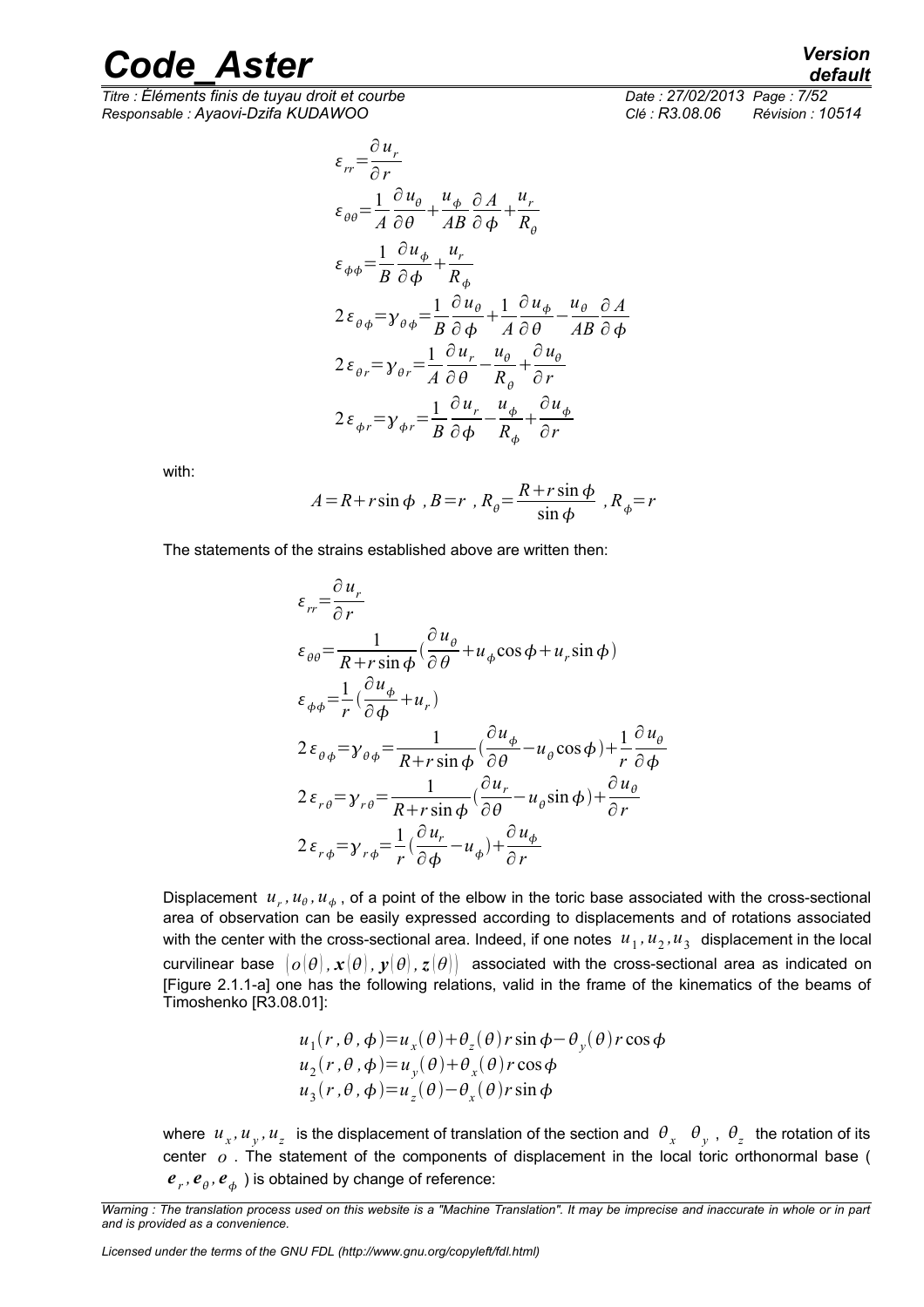$$\varepsilon_{rr}=\frac{\partial u_r}{\partial r}$$

$$\varepsilon_{\theta\theta}=\frac{1}{A}\frac{\partial u_\theta}{\partial \theta}+\frac{u_\phi}{AB}\frac{\partial A}{\partial \phi}+\frac{u_r}{R_\theta}$$

$$\varepsilon_{\phi\phi}=\frac{1}{B}\frac{\partial u_\phi}{\partial \phi}+\frac{u_r}{R_\phi}$$

$$2\varepsilon_{\theta\phi}=\gamma_{\theta\phi}=\frac{1}{B}\frac{\partial u_\theta}{\partial \phi}+\frac{1}{A}\frac{\partial u_\phi}{\partial \theta}-\frac{u_\theta}{AB}\frac{\partial A}{\partial \phi}$$

$$2\varepsilon_{\theta r}=\gamma_{\theta r}=\frac{1}{A}\frac{\partial u_r}{\partial \theta}-\frac{u_\theta}{R_\theta}+\frac{\partial u_\theta}{\partial r}$$

$$2\varepsilon_{\phi r}=\gamma_{\phi r}=\frac{1}{B}\frac{\partial u_r}{\partial \phi}-\frac{u_\phi}{R_\phi}+\frac{\partial u_\phi}{\partial r}$$

with:

$$A=R+r\sin\phi\ ,B=r\ ,R_\theta=\frac{R+r\sin\phi}{\sin\phi}\ ,R_\phi=r$$

The statements of the strains established above are written then:

$$\varepsilon_{rr}=\frac{\partial u_r}{\partial r}$$

$$\varepsilon_{\theta\theta}=\frac{1}{R+r\sin\phi}\left(\frac{\partial u_\theta}{\partial \theta}+u_\phi\cos\phi+u_r\sin\phi\right)$$

$$\varepsilon_{\phi\phi}=\frac{1}{r}\left(\frac{\partial u_\phi}{\partial \phi}+u_r\right)$$

$$2\varepsilon_{\theta\phi}=\gamma_{\theta\phi}=\frac{1}{R+r\sin\phi}\left(\frac{\partial u_\phi}{\partial \theta}-u_\theta\cos\phi\right)+\frac{1}{r}\frac{\partial u_\theta}{\partial \phi}$$

$$2\varepsilon_{r\theta}=\gamma_{r\theta}=\frac{1}{R+r\sin\phi}\left(\frac{\partial u_r}{\partial \theta}-u_\theta\sin\phi\right)+\frac{\partial u_\theta}{\partial r}$$

$$2\varepsilon_{r\phi}=\gamma_{r\phi}=\frac{1}{r}\left(\frac{\partial u_r}{\partial \phi}-u_\phi\right)+\frac{\partial u_\phi}{\partial r}$$

Displacement $u_r, u_\theta, u_\phi$, of a point of the elbow in the toric base associated with the cross-sectional area of observation can be easily expressed according to displacements and of rotations associated with the center with the cross-sectional area. Indeed, if one notes $u_1, u_2, u_3$ displacement in the local curvilinear base $\left(o(\theta), \boldsymbol{x}(\theta), \boldsymbol{y}(\theta), \boldsymbol{z}(\theta)\right)$ associated with the cross-sectional area as indicated on [Figure 2.1.1-a] one has the following relations, valid in the frame of the kinematics of the beams of Timoshenko [R3.08.01]:

$$u_1(r,\theta,\phi)=u_x(\theta)+\theta_z(\theta)r\sin\phi-\theta_y(\theta)r\cos\phi$$
$$u_2(r,\theta,\phi)=u_y(\theta)+\theta_x(\theta)r\cos\phi$$
$$u_3(r,\theta,\phi)=u_z(\theta)-\theta_x(\theta)r\sin\phi$$

where $u_x, u_y, u_z$ is the displacement of translation of the section and $\theta_x$ $\theta_y$, $\theta_z$ the rotation of its center $o$. The statement of the components of displacement in the local toric orthonormal base ( $\boldsymbol{e}_r, \boldsymbol{e}_\theta, \boldsymbol{e}_\phi$ ) is obtained by change of reference: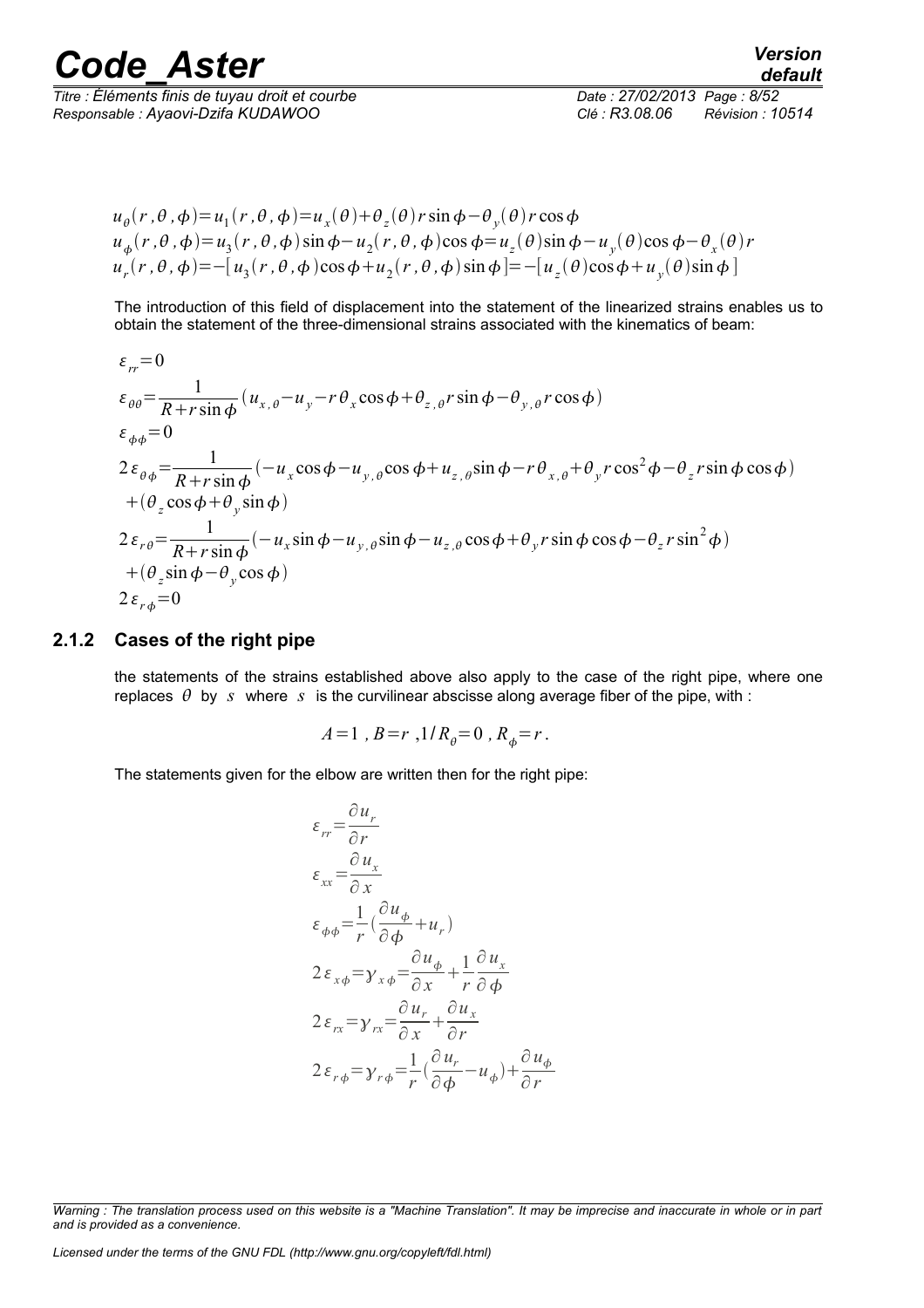$$u_\theta(r,\theta,\phi)=u_1(r,\theta,\phi)=u_x(\theta)+\theta_z(\theta)r\sin\phi-\theta_y(\theta)r\cos\phi$$
$$u_\phi(r,\theta,\phi)=u_3(r,\theta,\phi)\sin\phi-u_2(r,\theta,\phi)\cos\phi=u_z(\theta)\sin\phi-u_y(\theta)\cos\phi-\theta_x(\theta)r$$
$$u_r(r,\theta,\phi)=-[u_3(r,\theta,\phi)\cos\phi+u_2(r,\theta,\phi)\sin\phi]=-[u_z(\theta)\cos\phi+u_y(\theta)\sin\phi]$$

The introduction of this field of displacement into the statement of the linearized strains enables us to obtain the statement of the three-dimensional strains associated with the kinematics of beam:

$$\varepsilon_{rr}=0$$
$$\varepsilon_{\theta\theta}=\frac{1}{R+r\sin\phi}(u_{x,\theta}-u_y-r\theta_x\cos\phi+\theta_{z,\theta}r\sin\phi-\theta_{y,\theta}r\cos\phi)$$
$$\varepsilon_{\phi\phi}=0$$
$$2\varepsilon_{\theta\phi}=\frac{1}{R+r\sin\phi}(-u_x\cos\phi-u_{y,\theta}\cos\phi+u_{z,\theta}\sin\phi-r\theta_{x,\theta}+\theta_y r\cos^2\phi-\theta_z r\sin\phi\cos\phi)$$
$$+(\theta_z\cos\phi+\theta_y\sin\phi)$$
$$2\varepsilon_{r\theta}=\frac{1}{R+r\sin\phi}(-u_x\sin\phi-u_{y,\theta}\sin\phi-u_{z,\theta}\cos\phi+\theta_y r\sin\phi\cos\phi-\theta_z r\sin^2\phi)$$
$$+(\theta_z\sin\phi-\theta_y\cos\phi)$$
$$2\varepsilon_{r\phi}=0$$

### 2.1.2 Cases of the right pipe

the statements of the strains established above also apply to the case of the right pipe, where one replaces $\theta$ by $s$ where $s$ is the curvilinear abscisse along average fiber of the pipe, with :

$$A=1\ ,\ B=r\ ,1/R_\theta=0\ ,\ R_\phi=r.$$

The statements given for the elbow are written then for the right pipe:

$$\varepsilon_{rr}=\frac{\partial u_r}{\partial r}$$
$$\varepsilon_{xx}=\frac{\partial u_x}{\partial x}$$
$$\varepsilon_{\phi\phi}=\frac{1}{r}\left(\frac{\partial u_\phi}{\partial\phi}+u_r\right)$$
$$2\varepsilon_{x\phi}=\gamma_{x\phi}=\frac{\partial u_\phi}{\partial x}+\frac{1}{r}\frac{\partial u_x}{\partial\phi}$$
$$2\varepsilon_{rx}=\gamma_{rx}=\frac{\partial u_r}{\partial x}+\frac{\partial u_x}{\partial r}$$
$$2\varepsilon_{r\phi}=\gamma_{r\phi}=\frac{1}{r}\left(\frac{\partial u_r}{\partial\phi}-u_\phi\right)+\frac{\partial u_\phi}{\partial r}$$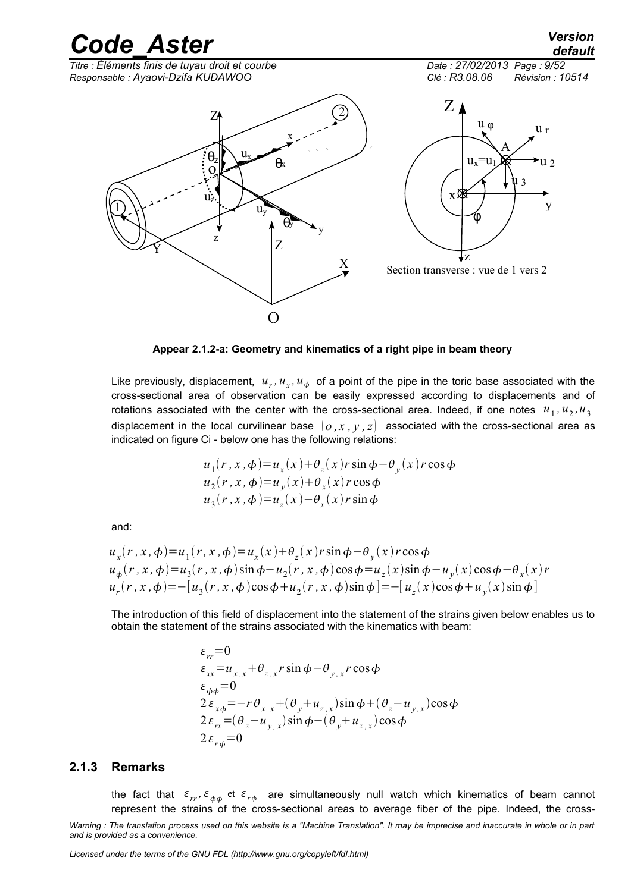**Appear 2.1.2-a: Geometry and kinematics of a right pipe in beam theory**

Like previously, displacement, $u_r, u_x, u_\phi$ of a point of the pipe in the toric base associated with the cross-sectional area of observation can be easily expressed according to displacements and of rotations associated with the center with the cross-sectional area. Indeed, if one notes $u_1, u_2, u_3$ displacement in the local curvilinear base $(o, x, y, z)$ associated with the cross-sectional area as indicated on figure Ci - below one has the following relations:

$$
\begin{aligned}
u_1(r, x, \phi) &= u_x(x) + \theta_z(x) r \sin\phi - \theta_y(x) r \cos\phi \\
u_2(r, x, \phi) &= u_y(x) + \theta_x(x) r \cos\phi \\
u_3(r, x, \phi) &= u_z(x) - \theta_x(x) r \sin\phi
\end{aligned}
$$

and:

$$
\begin{aligned}
u_x(r, x, \phi) &= u_1(r, x, \phi) = u_x(x) + \theta_z(x) r \sin\phi - \theta_y(x) r \cos\phi \\
u_\phi(r, x, \phi) &= u_3(r, x, \phi) \sin\phi - u_2(r, x, \phi) \cos\phi = u_z(x) \sin\phi - u_y(x) \cos\phi - \theta_x(x) r \\
u_r(r, x, \phi) &= -[u_3(r, x, \phi) \cos\phi + u_2(r, x, \phi) \sin\phi] = -[u_z(x) \cos\phi + u_y(x) \sin\phi]
\end{aligned}
$$

The introduction of this field of displacement into the statement of the strains given below enables us to obtain the statement of the strains associated with the kinematics with beam:

$$
\begin{aligned}
\varepsilon_{rr} &= 0 \\
\varepsilon_{xx} &= u_{x,x} + \theta_{z,x} r \sin\phi - \theta_{y,x} r \cos\phi \\
\varepsilon_{\phi\phi} &= 0 \\
2\varepsilon_{x\phi} &= -r \theta_{x,x} + (\theta_y + u_{z,x}) \sin\phi + (\theta_z - u_{y,x}) \cos\phi \\
2\varepsilon_{rx} &= (\theta_z - u_{y,x}) \sin\phi - (\theta_y + u_{z,x}) \cos\phi \\
2\varepsilon_{r\phi} &= 0
\end{aligned}
$$

### 2.1.3 Remarks

the fact that $\varepsilon_{rr}, \varepsilon_{\phi\phi}$ et $\varepsilon_{r\phi}$ are simultaneously null watch which kinematics of beam cannot represent the strains of the cross-sectional areas to average fiber of the pipe. Indeed, the cross-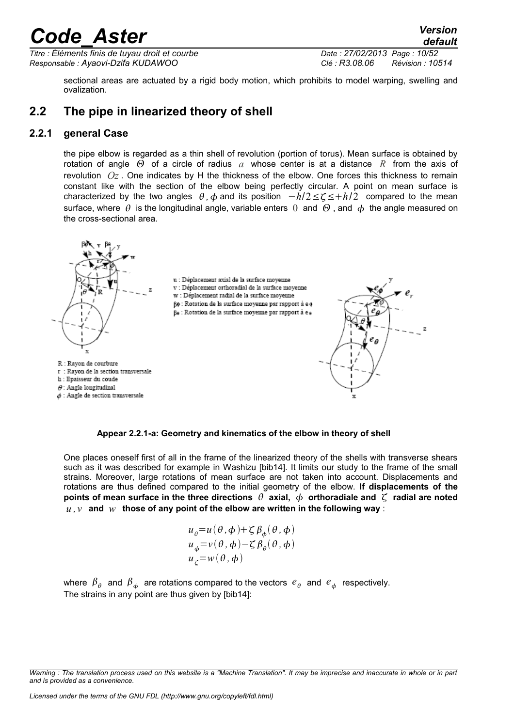sectional areas are actuated by a rigid body motion, which prohibits to model warping, swelling and ovalization.

## 2.2 The pipe in linearized theory of shell

### 2.2.1 general Case

the pipe elbow is regarded as a thin shell of revolution (portion of torus). Mean surface is obtained by rotation of angle $\Theta$ of a circle of radius $a$ whose center is at a distance $R$ from the axis of revolution $Oz$. One indicates by H the thickness of the elbow. One forces this thickness to remain constant like with the section of the elbow being perfectly circular. A point on mean surface is characterized by the two angles $\theta, \phi$ and its position $-h/2 \leq \zeta \leq +h/2$ compared to the mean surface, where $\theta$ is the longitudinal angle, variable enters $0$ and $\Theta$, and $\phi$ the angle measured on the cross-sectional area.

u : Déplacement axial de la surface moyenne
v : Déplacement orthoradial de la surface moyenne
w : Déplacement radial de la surface moyenne
βϕ : Rotation de la surface moyenne par rapport à eϕ
βθ : Rotation de la surface moyenne par rapport à eθ

R : Rayon de courbure
r : Rayon de la section transversale
h : Epaisseur du coude
θ : Angle longitudinal
ϕ : Angle de section transversale

**Appear 2.2.1-a: Geometry and kinematics of the elbow in theory of shell**

One places oneself first of all in the frame of the linearized theory of the shells with transverse shears such as it was described for example in Washizu [bib14]. It limits our study to the frame of the small strains. Moreover, large rotations of mean surface are not taken into account. Displacements and rotations are thus defined compared to the initial geometry of the elbow. **If displacements of the points of mean surface in the three directions $\theta$ axial, $\phi$ orthoradiale and $\zeta$ radial are noted $u, v$ and $w$ those of any point of the elbow are written in the following way** :

$$u_\theta = u(\theta, \phi) + \zeta \beta_\phi(\theta, \phi)$$
$$u_\phi = v(\theta, \phi) - \zeta \beta_\theta(\theta, \phi)$$
$$u_\zeta = w(\theta, \phi)$$

where $\beta_\theta$ and $\beta_\phi$ are rotations compared to the vectors $e_\theta$ and $e_\phi$ respectively.
The strains in any point are thus given by [bib14]: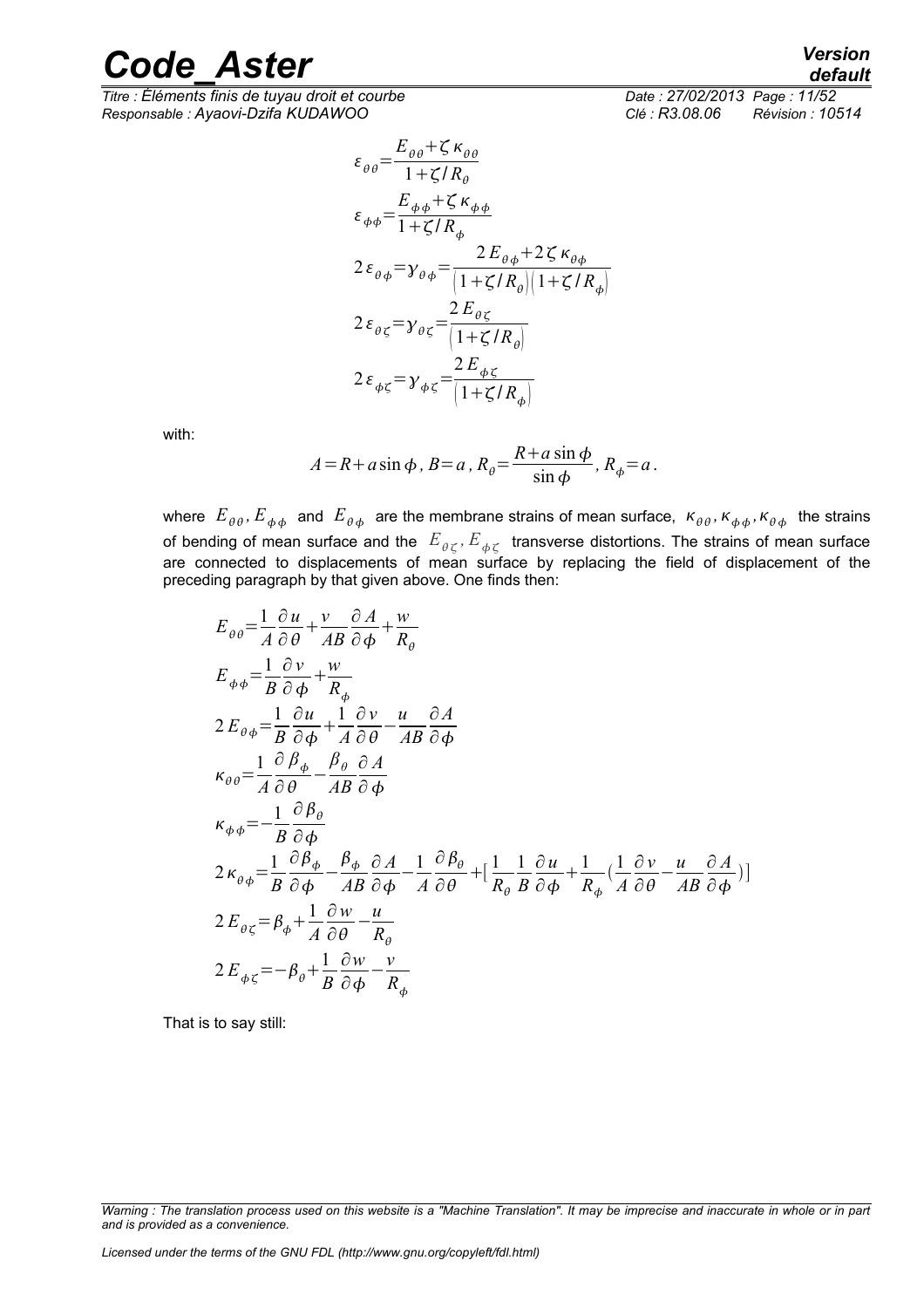$$\varepsilon_{\theta\theta}=\frac{E_{\theta\theta}+\zeta\,\kappa_{\theta\theta}}{1+\zeta/R_\theta}$$

$$\varepsilon_{\phi\phi}=\frac{E_{\phi\phi}+\zeta\,\kappa_{\phi\phi}}{1+\zeta/R_\phi}$$

$$2\,\varepsilon_{\theta\phi}=\gamma_{\theta\phi}=\frac{2\,E_{\theta\phi}+2\,\zeta\,\kappa_{\theta\phi}}{\left(1+\zeta/R_\theta\right)\left(1+\zeta/R_\phi\right)}$$

$$2\,\varepsilon_{\theta\zeta}=\gamma_{\theta\zeta}=\frac{2\,E_{\theta\zeta}}{\left(1+\zeta/R_\theta\right)}$$

$$2\,\varepsilon_{\phi\zeta}=\gamma_{\phi\zeta}=\frac{2\,E_{\phi\zeta}}{\left(1+\zeta/R_\phi\right)}$$

with:

$$A=R+a\sin\phi\,,\;B=a\,,\;R_\theta=\frac{R+a\sin\phi}{\sin\phi}\,,\;R_\phi=a\,.$$

where $E_{\theta\theta}, E_{\phi\phi}$ and $E_{\theta\phi}$ are the membrane strains of mean surface, $\kappa_{\theta\theta}, \kappa_{\phi\phi}, \kappa_{\theta\phi}$ the strains of bending of mean surface and the $E_{\theta\zeta}, E_{\phi\zeta}$ transverse distortions. The strains of mean surface are connected to displacements of mean surface by replacing the field of displacement of the preceding paragraph by that given above. One finds then:

$$E_{\theta\theta}=\frac{1}{A}\frac{\partial u}{\partial\theta}+\frac{v}{AB}\frac{\partial A}{\partial\phi}+\frac{w}{R_\theta}$$

$$E_{\phi\phi}=\frac{1}{B}\frac{\partial v}{\partial\phi}+\frac{w}{R_\phi}$$

$$2\,E_{\theta\phi}=\frac{1}{B}\frac{\partial u}{\partial\phi}+\frac{1}{A}\frac{\partial v}{\partial\theta}-\frac{u}{AB}\frac{\partial A}{\partial\phi}$$

$$\kappa_{\theta\theta}=\frac{1}{A}\frac{\partial\beta_\phi}{\partial\theta}-\frac{\beta_\theta}{AB}\frac{\partial A}{\partial\phi}$$

$$\kappa_{\phi\phi}=-\frac{1}{B}\frac{\partial\beta_\theta}{\partial\phi}$$

$$2\,\kappa_{\theta\phi}=\frac{1}{B}\frac{\partial\beta_\phi}{\partial\phi}-\frac{\beta_\phi}{AB}\frac{\partial A}{\partial\phi}-\frac{1}{A}\frac{\partial\beta_\theta}{\partial\theta}+\left[\frac{1}{R_\theta}\frac{1}{B}\frac{\partial u}{\partial\phi}+\frac{1}{R_\phi}\left(\frac{1}{A}\frac{\partial v}{\partial\theta}-\frac{u}{AB}\frac{\partial A}{\partial\phi}\right)\right]$$

$$2\,E_{\theta\zeta}=\beta_\phi+\frac{1}{A}\frac{\partial w}{\partial\theta}-\frac{u}{R_\theta}$$

$$2\,E_{\phi\zeta}=-\beta_\theta+\frac{1}{B}\frac{\partial w}{\partial\phi}-\frac{v}{R_\phi}$$

That is to say still: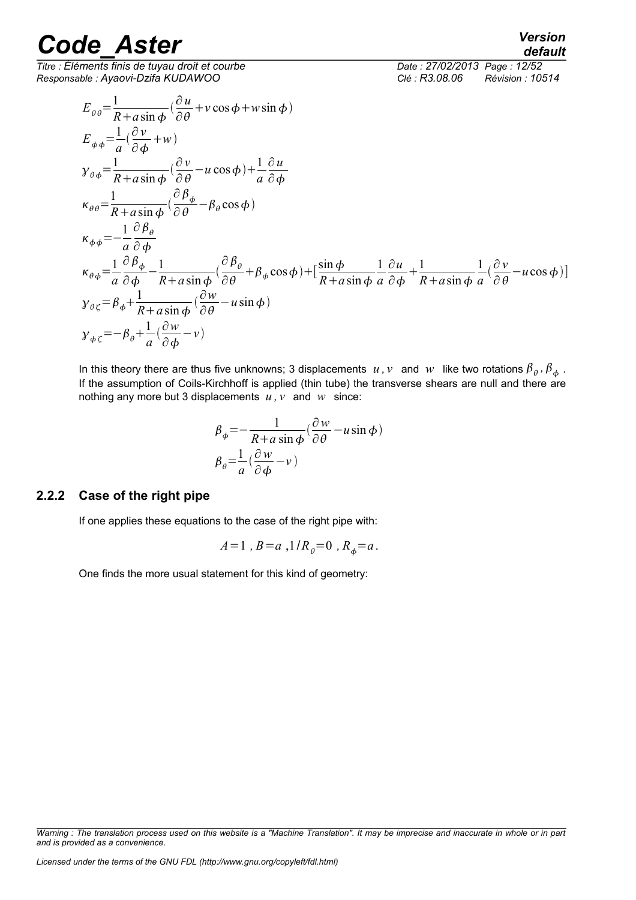$$E_{\theta\theta}=\frac{1}{R+a\sin\phi}\left(\frac{\partial u}{\partial\theta}+v\cos\phi+w\sin\phi\right)$$

$$E_{\phi\phi}=\frac{1}{a}\left(\frac{\partial v}{\partial\phi}+w\right)$$

$$\gamma_{\theta\phi}=\frac{1}{R+a\sin\phi}\left(\frac{\partial v}{\partial\theta}-u\cos\phi\right)+\frac{1}{a}\frac{\partial u}{\partial\phi}$$

$$\kappa_{\theta\theta}=\frac{1}{R+a\sin\phi}\left(\frac{\partial\beta_\phi}{\partial\theta}-\beta_\theta\cos\phi\right)$$

$$\kappa_{\phi\phi}=-\frac{1}{a}\frac{\partial\beta_\theta}{\partial\phi}$$

$$\kappa_{\theta\phi}=\frac{1}{a}\frac{\partial\beta_\phi}{\partial\phi}-\frac{1}{R+a\sin\phi}\left(\frac{\partial\beta_\theta}{\partial\theta}+\beta_\phi\cos\phi\right)+\left[\frac{\sin\phi}{R+a\sin\phi}\frac{1}{a}\frac{\partial u}{\partial\phi}+\frac{1}{R+a\sin\phi}\frac{1}{a}\left(\frac{\partial v}{\partial\theta}-u\cos\phi\right)\right]$$

$$\gamma_{\theta\zeta}=\beta_\phi+\frac{1}{R+a\sin\phi}\left(\frac{\partial w}{\partial\theta}-u\sin\phi\right)$$

$$\gamma_{\phi\zeta}=-\beta_\theta+\frac{1}{a}\left(\frac{\partial w}{\partial\phi}-v\right)$$

In this theory there are thus five unknowns; 3 displacements $u, v$ and $w$ like two rotations $\beta_\theta, \beta_\phi$. If the assumption of Coils-Kirchhoff is applied (thin tube) the transverse shears are null and there are nothing any more but 3 displacements $u, v$ and $w$ since:

$$\beta_\phi=-\frac{1}{R+a\sin\phi}\left(\frac{\partial w}{\partial\theta}-u\sin\phi\right)$$

$$\beta_\theta=\frac{1}{a}\left(\frac{\partial w}{\partial\phi}-v\right)$$

### 2.2.2 Case of the right pipe

If one applies these equations to the case of the right pipe with:

$$A=1\ ,\ B=a\ ,1/R_\theta=0\ ,\ R_\phi=a.$$

One finds the more usual statement for this kind of geometry: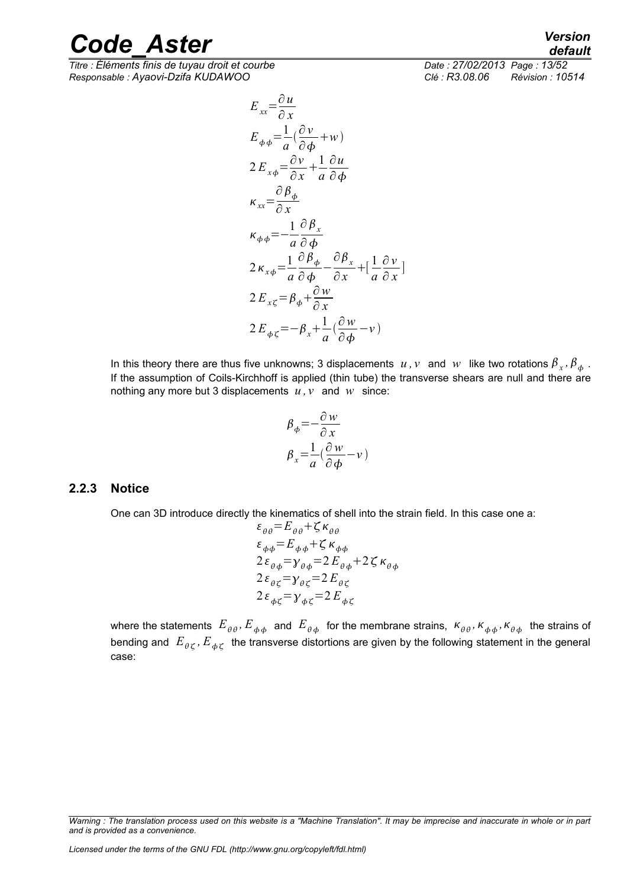$$E_{xx}=\frac{\partial u}{\partial x}$$
$$E_{\phi\phi}=\frac{1}{a}\left(\frac{\partial v}{\partial \phi}+w\right)$$
$$2E_{x\phi}=\frac{\partial v}{\partial x}+\frac{1}{a}\frac{\partial u}{\partial \phi}$$
$$\kappa_{xx}=\frac{\partial \beta_{\phi}}{\partial x}$$
$$\kappa_{\phi\phi}=-\frac{1}{a}\frac{\partial \beta_{x}}{\partial \phi}$$
$$2\kappa_{x\phi}=\frac{1}{a}\frac{\partial \beta_{\phi}}{\partial \phi}-\frac{\partial \beta_{x}}{\partial x}+\left[\frac{1}{a}\frac{\partial v}{\partial x}\right]$$
$$2E_{x\zeta}=\beta_{\phi}+\frac{\partial w}{\partial x}$$
$$2E_{\phi\zeta}=-\beta_{x}+\frac{1}{a}\left(\frac{\partial w}{\partial \phi}-v\right)$$

In this theory there are thus five unknowns; 3 displacements $u, v$ and $w$ like two rotations $\beta_x, \beta_\phi$. If the assumption of Coils-Kirchhoff is applied (thin tube) the transverse shears are null and there are nothing any more but 3 displacements $u, v$ and $w$ since:

$$\beta_{\phi}=-\frac{\partial w}{\partial x}$$
$$\beta_{x}=\frac{1}{a}\left(\frac{\partial w}{\partial \phi}-v\right)$$

### 2.2.3 Notice

One can 3D introduce directly the kinematics of shell into the strain field. In this case one a:

$$\varepsilon_{\theta\theta}=E_{\theta\theta}+\zeta\kappa_{\theta\theta}$$
$$\varepsilon_{\phi\phi}=E_{\phi\phi}+\zeta\kappa_{\phi\phi}$$
$$2\varepsilon_{\theta\phi}=\gamma_{\theta\phi}=2E_{\theta\phi}+2\zeta\kappa_{\theta\phi}$$
$$2\varepsilon_{\theta\zeta}=\gamma_{\theta\zeta}=2E_{\theta\zeta}$$
$$2\varepsilon_{\phi\zeta}=\gamma_{\phi\zeta}=2E_{\phi\zeta}$$

where the statements $E_{\theta\theta}, E_{\phi\phi}$ and $E_{\theta\phi}$ for the membrane strains, $\kappa_{\theta\theta}, \kappa_{\phi\phi}, \kappa_{\theta\phi}$ the strains of bending and $E_{\theta\zeta}, E_{\phi\zeta}$ the transverse distortions are given by the following statement in the general case: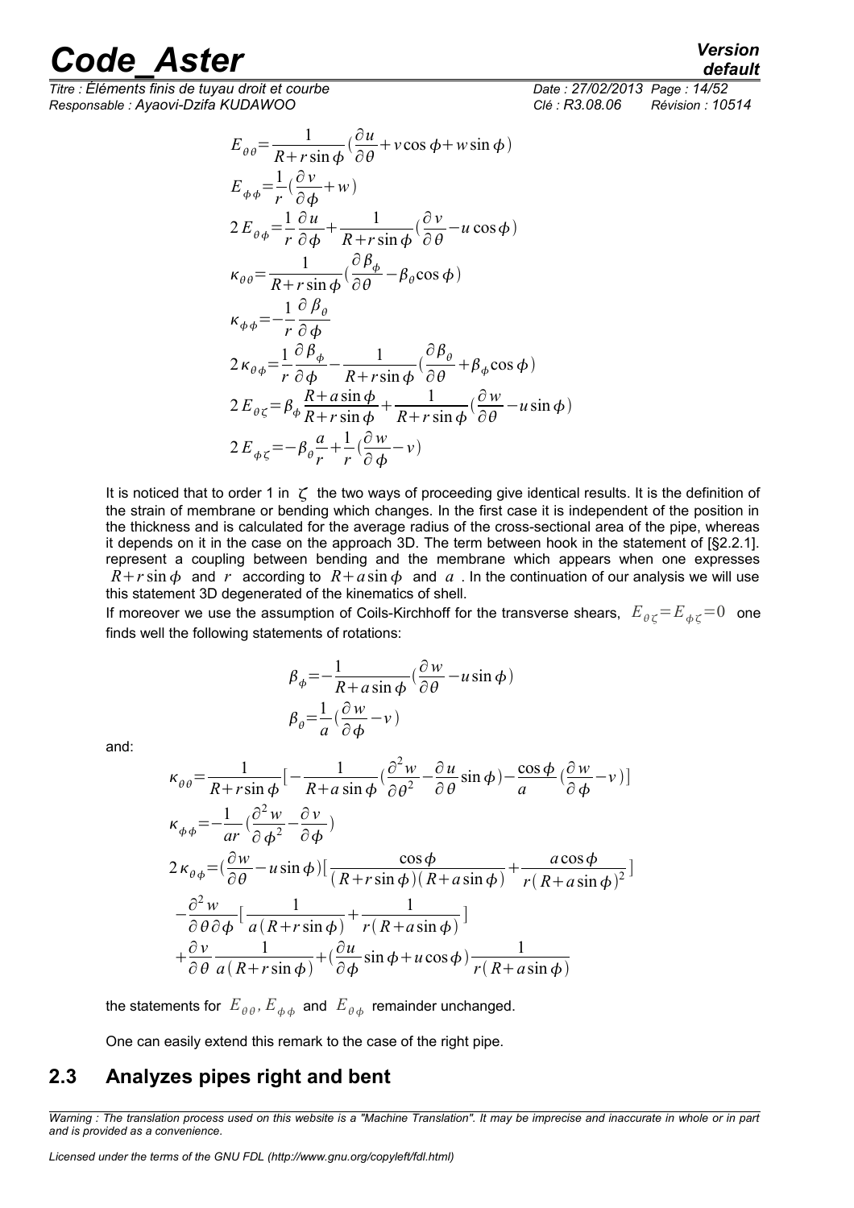$$E_{\theta\theta}=\frac{1}{R+r\sin\phi}\left(\frac{\partial u}{\partial\theta}+v\cos\phi+w\sin\phi\right)$$

$$E_{\phi\phi}=\frac{1}{r}\left(\frac{\partial v}{\partial\phi}+w\right)$$

$$2E_{\theta\phi}=\frac{1}{r}\frac{\partial u}{\partial\phi}+\frac{1}{R+r\sin\phi}\left(\frac{\partial v}{\partial\theta}-u\cos\phi\right)$$

$$\kappa_{\theta\theta}=\frac{1}{R+r\sin\phi}\left(\frac{\partial\beta_\phi}{\partial\theta}-\beta_\theta\cos\phi\right)$$

$$\kappa_{\phi\phi}=-\frac{1}{r}\frac{\partial\beta_\theta}{\partial\phi}$$

$$2\kappa_{\theta\phi}=\frac{1}{r}\frac{\partial\beta_\phi}{\partial\phi}-\frac{1}{R+r\sin\phi}\left(\frac{\partial\beta_\theta}{\partial\theta}+\beta_\phi\cos\phi\right)$$

$$2E_{\theta\zeta}=\beta_\phi\frac{R+a\sin\phi}{R+r\sin\phi}+\frac{1}{R+r\sin\phi}\left(\frac{\partial w}{\partial\theta}-u\sin\phi\right)$$

$$2E_{\phi\zeta}=-\beta_\theta\frac{a}{r}+\frac{1}{r}\left(\frac{\partial w}{\partial\phi}-v\right)$$

It is noticed that to order 1 in $\zeta$ the two ways of proceeding give identical results. It is the definition of the strain of membrane or bending which changes. In the first case it is independent of the position in the thickness and is calculated for the average radius of the cross-sectional area of the pipe, whereas it depends on it in the case on the approach 3D. The term between hook in the statement of [§2.2.1]. represent a coupling between bending and the membrane which appears when one expresses $R+r\sin\phi$ and $r$ according to $R+a\sin\phi$ and $a$ . In the continuation of our analysis we will use this statement 3D degenerated of the kinematics of shell.

If moreover we use the assumption of Coils-Kirchhoff for the transverse shears, $E_{\theta\zeta}=E_{\phi\zeta}=0$ one finds well the following statements of rotations:

$$\beta_\phi=-\frac{1}{R+a\sin\phi}\left(\frac{\partial w}{\partial\theta}-u\sin\phi\right)$$

$$\beta_\theta=\frac{1}{a}\left(\frac{\partial w}{\partial\phi}-v\right)$$

and:

$$\kappa_{\theta\theta}=\frac{1}{R+r\sin\phi}\left[-\frac{1}{R+a\sin\phi}\left(\frac{\partial^2 w}{\partial\theta^2}-\frac{\partial u}{\partial\theta}\sin\phi\right)-\frac{\cos\phi}{a}\left(\frac{\partial w}{\partial\phi}-v\right)\right]$$

$$\kappa_{\phi\phi}=-\frac{1}{ar}\left(\frac{\partial^2 w}{\partial\phi^2}-\frac{\partial v}{\partial\phi}\right)$$

$$\begin{aligned}2\kappa_{\theta\phi}=&\left(\frac{\partial w}{\partial\theta}-u\sin\phi\right)\left[\frac{\cos\phi}{(R+r\sin\phi)(R+a\sin\phi)}+\frac{a\cos\phi}{r(R+a\sin\phi)^2}\right]\\&-\frac{\partial^2 w}{\partial\theta\partial\phi}\left[\frac{1}{a(R+r\sin\phi)}+\frac{1}{r(R+a\sin\phi)}\right]\\&+\frac{\partial v}{\partial\theta}\frac{1}{a(R+r\sin\phi)}+\left(\frac{\partial u}{\partial\phi}\sin\phi+u\cos\phi\right)\frac{1}{r(R+a\sin\phi)}\end{aligned}$$

the statements for $E_{\theta\theta}$, $E_{\phi\phi}$ and $E_{\theta\phi}$ remainder unchanged.

One can easily extend this remark to the case of the right pipe.

## 2.3 Analyzes pipes right and bent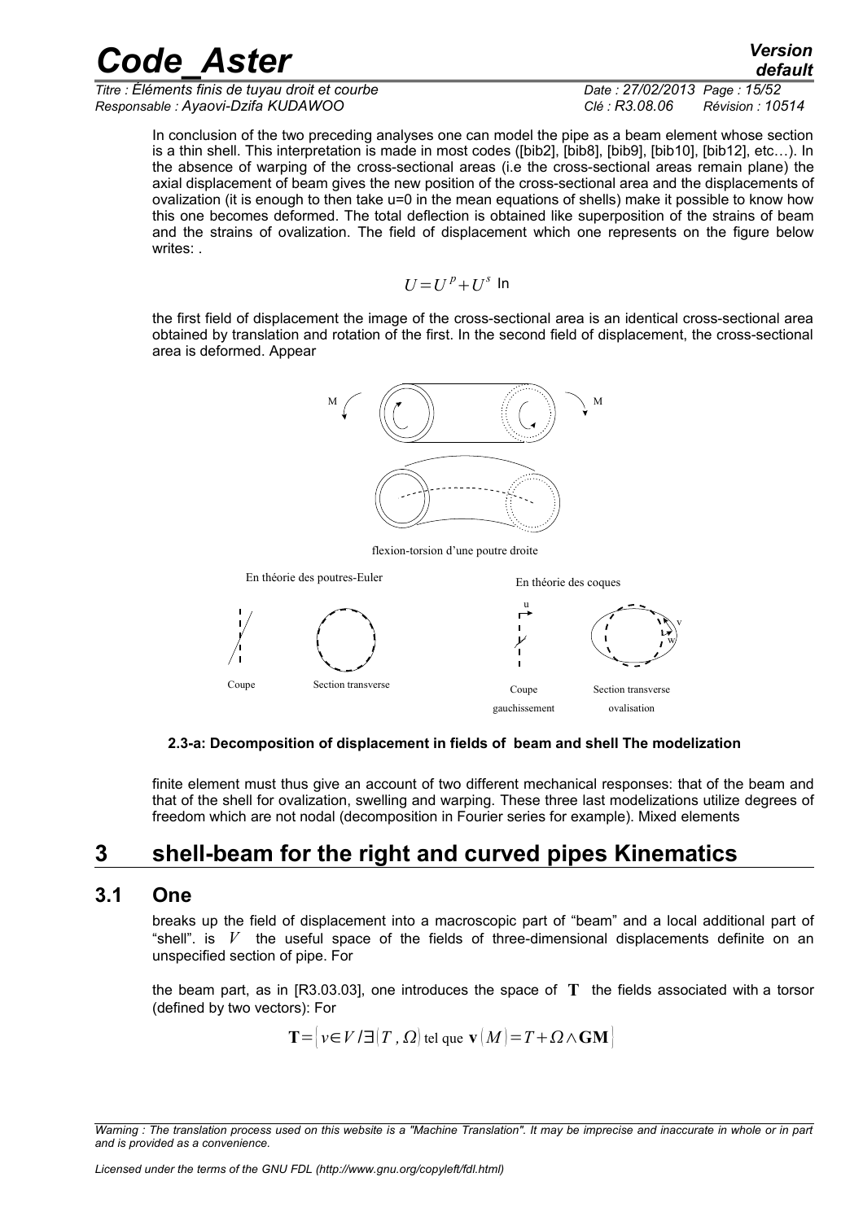In conclusion of the two preceding analyses one can model the pipe as a beam element whose section is a thin shell. This interpretation is made in most codes ([bib2], [bib8], [bib9], [bib10], [bib12], etc…). In the absence of warping of the cross-sectional areas (i.e the cross-sectional areas remain plane) the axial displacement of beam gives the new position of the cross-sectional area and the displacements of ovalization (it is enough to then take u=0 in the mean equations of shells) make it possible to know how this one becomes deformed. The total deflection is obtained like superposition of the strains of beam and the strains of ovalization. The field of displacement which one represents on the figure below writes: .

$$U = U^p + U^s \text{ In}$$

the first field of displacement the image of the cross-sectional area is an identical cross-sectional area obtained by translation and rotation of the first. In the second field of displacement, the cross-sectional area is deformed. Appear

flexion-torsion d'une poutre droite

En théorie des poutres-Euler — Coupe — Section transverse

En théorie des coques — Coupe gauchissement — Section transverse ovalisation

**2.3-a: Decomposition of displacement in fields of beam and shell The modelization**

finite element must thus give an account of two different mechanical responses: that of the beam and that of the shell for ovalization, swelling and warping. These three last modelizations utilize degrees of freedom which are not nodal (decomposition in Fourier series for example). Mixed elements

# 3 shell-beam for the right and curved pipes Kinematics

## 3.1 One

breaks up the field of displacement into a macroscopic part of "beam" and a local additional part of "shell". is $V$ the useful space of the fields of three-dimensional displacements definite on an unspecified section of pipe. For

the beam part, as in [R3.03.03], one introduces the space of $\mathbf{T}$ the fields associated with a torsor (defined by two vectors): For

$$\mathbf{T} = \left\{ v \in V / \exists (T, \Omega) \text{ tel que } \mathbf{v}(M) = T + \Omega \wedge \mathbf{GM} \right\}$$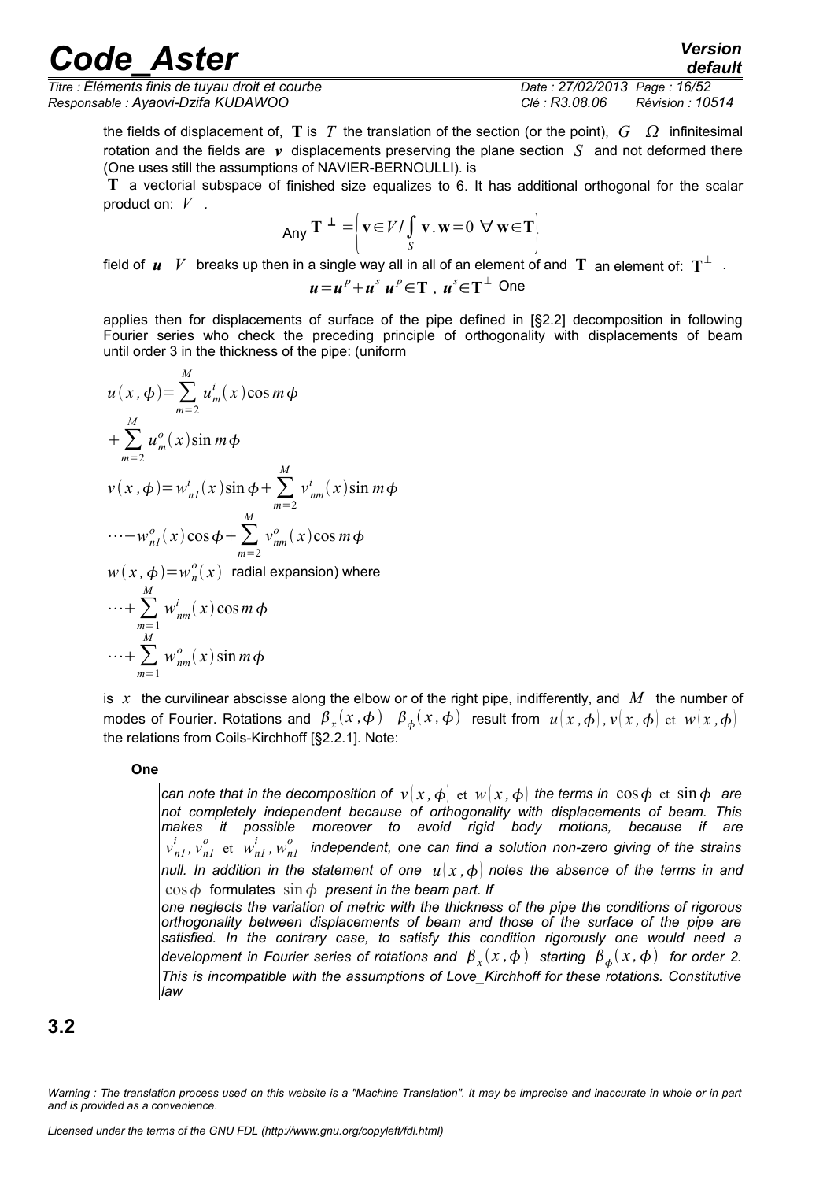the fields of displacement of, $\mathbf{T}$ is $T$ the translation of the section (or the point), $G$ $\Omega$ infinitesimal rotation and the fields are $\boldsymbol{v}$ displacements preserving the plane section $S$ and not deformed there (One uses still the assumptions of NAVIER-BERNOULLI). is

$\mathbf{T}$ a vectorial subspace of finished size equalizes to 6. It has additional orthogonal for the scalar product on: $V$ .

$$\text{Any } \mathbf{T}^{\perp} = \left\{ \mathbf{v} \in V / \int_S \mathbf{v}.\mathbf{w} = 0 \ \forall \mathbf{w} \in \mathbf{T} \right\}$$

field of $\boldsymbol{u}$ $V$ breaks up then in a single way all in all of an element of and $\mathbf{T}$ an element of: $\mathbf{T}^{\perp}$ .

$$\boldsymbol{u} = \boldsymbol{u}^p + \boldsymbol{u}^s \ \boldsymbol{u}^p \in \mathbf{T} \ , \ \boldsymbol{u}^s \in \mathbf{T}^{\perp} \text{ One}$$

applies then for displacements of surface of the pipe defined in [§2.2] decomposition in following Fourier series who check the preceding principle of orthogonality with displacements of beam until order 3 in the thickness of the pipe: (uniform

$$u(x,\phi) = \sum_{m=2}^{M} u_m^i(x) \cos m\phi$$

$$+ \sum_{m=2}^{M} u_m^o(x) \sin m\phi$$

$$v(x,\phi) = w_{n1}^i(x) \sin \phi + \sum_{m=2}^{M} v_{nm}^i(x) \sin m\phi$$

$$\cdots - w_{n1}^o(x) \cos \phi + \sum_{m=2}^{M} v_{nm}^o(x) \cos m\phi$$

$w(x,\phi) = w_n^o(x)$ radial expansion) where

$$\cdots + \sum_{m=1}^{M} w_{nm}^i(x) \cos m\phi$$

$$\cdots + \sum_{m=1}^{M} w_{nm}^o(x) \sin m\phi$$

is $x$ the curvilinear abscisse along the elbow or of the right pipe, indifferently, and $M$ the number of modes of Fourier. Rotations and $\beta_x(x,\phi)$ $\beta_\phi(x,\phi)$ result from $u(x,\phi), v(x,\phi)$ et $w(x,\phi)$ the relations from Coils-Kirchhoff [§2.2.1]. Note:

**One**

*can note that in the decomposition of $v(x,\phi)$ et $w(x,\phi)$ the terms in $\cos\phi$ et $\sin\phi$ are not completely independent because of orthogonality with displacements of beam. This makes it possible moreover to avoid rigid body motions, because if are $v_{n1}^i, v_{n1}^o$ et $w_{n1}^i, w_{n1}^o$ independent, one can find a solution non-zero giving of the strains null. In addition in the statement of one $u(x,\phi)$ notes the absence of the terms in and* $\cos\phi$ formulates $\sin\phi$ *present in the beam part. If one neglects the variation of metric with the thickness of the pipe the conditions of rigorous orthogonality between displacements of beam and those of the surface of the pipe are satisfied. In the contrary case, to satisfy this condition rigorously one would need a development in Fourier series of rotations and $\beta_x(x,\phi)$ starting $\beta_\phi(x,\phi)$ for order 2. This is incompatible with the assumptions of Love_Kirchhoff for these rotations. Constitutive law*

## 3.2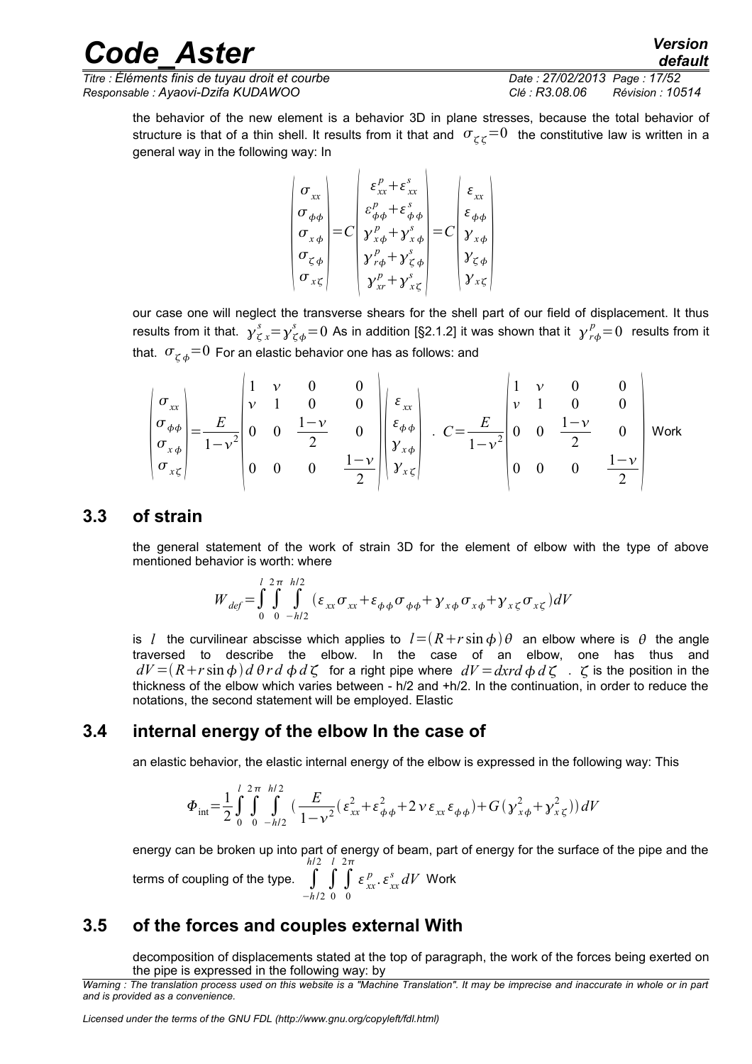the behavior of the new element is a behavior 3D in plane stresses, because the total behavior of structure is that of a thin shell. It results from it that and $\sigma_{\zeta\zeta}=0$ the constitutive law is written in a general way in the following way: In

$$\begin{pmatrix} \sigma_{xx} \\ \sigma_{\phi\phi} \\ \sigma_{x\phi} \\ \sigma_{\zeta\phi} \\ \sigma_{x\zeta} \end{pmatrix} = C \begin{pmatrix} \varepsilon^p_{xx}+\varepsilon^s_{xx} \\ \varepsilon^p_{\phi\phi}+\varepsilon^s_{\phi\phi} \\ \gamma^p_{x\phi}+\gamma^s_{x\phi} \\ \gamma^p_{r\phi}+\gamma^s_{\zeta\phi} \\ \gamma^p_{xr}+\gamma^s_{x\zeta} \end{pmatrix} = C \begin{pmatrix} \varepsilon_{xx} \\ \varepsilon_{\phi\phi} \\ \gamma_{x\phi} \\ \gamma_{\zeta\phi} \\ \gamma_{x\zeta} \end{pmatrix}$$

our case one will neglect the transverse shears for the shell part of our field of displacement. It thus results from it that. $\gamma^s_{\zeta x}=\gamma^s_{\zeta\phi}=0$ As in addition [§2.1.2] it was shown that it $\gamma^p_{r\phi}=0$ results from it that. $\sigma_{\zeta\phi}=0$ For an elastic behavior one has as follows: and

$$\begin{pmatrix} \sigma_{xx} \\ \sigma_{\phi\phi} \\ \sigma_{x\phi} \\ \sigma_{x\zeta} \end{pmatrix} = \frac{E}{1-\nu^2} \begin{pmatrix} 1 & \nu & 0 & 0 \\ \nu & 1 & 0 & 0 \\ 0 & 0 & \frac{1-\nu}{2} & 0 \\ 0 & 0 & 0 & \frac{1-\nu}{2} \end{pmatrix} \begin{pmatrix} \varepsilon_{xx} \\ \varepsilon_{\phi\phi} \\ \gamma_{x\phi} \\ \gamma_{x\zeta} \end{pmatrix} \quad . \quad C = \frac{E}{1-\nu^2} \begin{pmatrix} 1 & \nu & 0 & 0 \\ \nu & 1 & 0 & 0 \\ 0 & 0 & \frac{1-\nu}{2} & 0 \\ 0 & 0 & 0 & \frac{1-\nu}{2} \end{pmatrix}$$ Work

## 3.3 of strain

the general statement of the work of strain 3D for the element of elbow with the type of above mentioned behavior is worth: where

$$W_{def}=\int_0^l \int_0^{2\pi} \int_{-h/2}^{h/2} (\varepsilon_{xx}\sigma_{xx}+\varepsilon_{\phi\phi}\sigma_{\phi\phi}+\gamma_{x\phi}\sigma_{x\phi}+\gamma_{x\zeta}\sigma_{x\zeta})dV$$

is $l$ the curvilinear abscisse which applies to $l=(R+r\sin\phi)\theta$ an elbow where is $\theta$ the angle traversed to describe the elbow. In the case of an elbow, one has thus and $dV=(R+r\sin\phi)d\theta\, r\, d\phi\, d\zeta$ for a right pipe where $dV=dxrd\phi\, d\zeta$ . $\zeta$ is the position in the thickness of the elbow which varies between - h/2 and +h/2. In the continuation, in order to reduce the notations, the second statement will be employed. Elastic

## 3.4 internal energy of the elbow In the case of

an elastic behavior, the elastic internal energy of the elbow is expressed in the following way: This

$$\Phi_{\text{int}}=\frac{1}{2}\int_0^l \int_0^{2\pi} \int_{-h/2}^{h/2} (\frac{E}{1-\nu^2}(\varepsilon^2_{xx}+\varepsilon^2_{\phi\phi}+2\nu\varepsilon_{xx}\varepsilon_{\phi\phi})+G(\gamma^2_{x\phi}+\gamma^2_{x\zeta}))dV$$

energy can be broken up into part of energy of beam, part of energy for the surface of the pipe and the terms of coupling of the type. $\int_{-h/2}^{h/2}\int_0^l\int_0^{2\pi} \varepsilon^p_{xx}.\varepsilon^s_{xx}dV$ Work

## 3.5 of the forces and couples external With

decomposition of displacements stated at the top of paragraph, the work of the forces being exerted on the pipe is expressed in the following way: by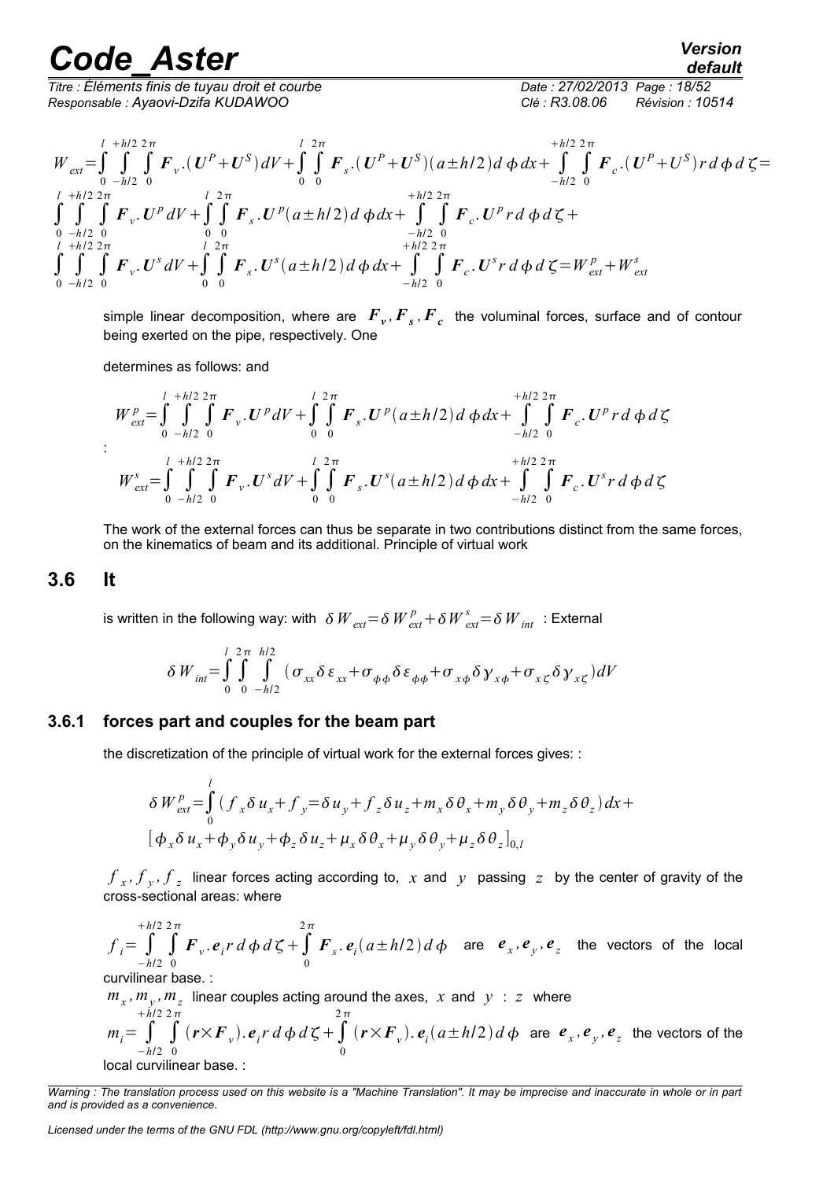$$W_{ext}=\int_0^l\int_{-h/2}^{+h/2}\int_0^{2\pi} \boldsymbol{F}_v.(\boldsymbol{U}^P+\boldsymbol{U}^S)dV+\int_0^l\int_0^{2\pi} \boldsymbol{F}_s.(\boldsymbol{U}^P+\boldsymbol{U}^S)(a\pm h/2)d\phi dx+\int_{-h/2}^{+h/2}\int_0^{2\pi} \boldsymbol{F}_c.(\boldsymbol{U}^P+U^S)r d\phi d\zeta=$$
$$\int_0^l\int_{-h/2}^{+h/2}\int_0^{2\pi} \boldsymbol{F}_v.\boldsymbol{U}^p dV+\int_0^l\int_0^{2\pi} \boldsymbol{F}_s.\boldsymbol{U}^p(a\pm h/2)d\phi dx+\int_{-h/2}^{+h/2}\int_0^{2\pi} \boldsymbol{F}_c.\boldsymbol{U}^p r d\phi d\zeta+$$
$$\int_0^l\int_{-h/2}^{+h/2}\int_0^{2\pi} \boldsymbol{F}_v.\boldsymbol{U}^s dV+\int_0^l\int_0^{2\pi} \boldsymbol{F}_s.\boldsymbol{U}^s(a\pm h/2)d\phi dx+\int_{-h/2}^{+h/2}\int_0^{2\pi} \boldsymbol{F}_c.\boldsymbol{U}^s r d\phi d\zeta=W_{ext}^p+W_{ext}^s$$

simple linear decomposition, where are $\boldsymbol{F_v}, \boldsymbol{F_s}, \boldsymbol{F_c}$ the voluminal forces, surface and of contour being exerted on the pipe, respectively. One

determines as follows: and

$$W_{ext}^p=\int_0^l\int_{-h/2}^{+h/2}\int_0^{2\pi} \boldsymbol{F}_v.\boldsymbol{U}^p dV+\int_0^l\int_0^{2\pi} \boldsymbol{F}_s.\boldsymbol{U}^p(a\pm h/2)d\phi dx+\int_{-h/2}^{+h/2}\int_0^{2\pi} \boldsymbol{F}_c.\boldsymbol{U}^p r d\phi d\zeta$$

:

$$W_{ext}^s=\int_0^l\int_{-h/2}^{+h/2}\int_0^{2\pi} \boldsymbol{F}_v.\boldsymbol{U}^s dV+\int_0^l\int_0^{2\pi} \boldsymbol{F}_s.\boldsymbol{U}^s(a\pm h/2)d\phi dx+\int_{-h/2}^{+h/2}\int_0^{2\pi} \boldsymbol{F}_c.\boldsymbol{U}^s r d\phi d\zeta$$

The work of the external forces can thus be separate in two contributions distinct from the same forces, on the kinematics of beam and its additional. Principle of virtual work

## 3.6 It

is written in the following way: with $\delta W_{ext}=\delta W_{ext}^p+\delta W_{ext}^s=\delta W_{int}$ : External

$$\delta W_{int}=\int_0^l\int_0^{2\pi}\int_{-h/2}^{h/2} (\sigma_{xx}\delta\varepsilon_{xx}+\sigma_{\phi\phi}\delta\varepsilon_{\phi\phi}+\sigma_{x\phi}\delta\gamma_{x\phi}+\sigma_{x\zeta}\delta\gamma_{x\zeta})dV$$

### 3.6.1 forces part and couples for the beam part

the discretization of the principle of virtual work for the external forces gives: :

$$\delta W_{ext}^p=\int_0^l (f_x\delta u_x+f_y=\delta u_y+f_z\delta u_z+m_x\delta\theta_x+m_y\delta\theta_y+m_z\delta\theta_z)dx+$$
$$[\phi_x\delta u_x+\phi_y\delta u_y+\phi_z\delta u_z+\mu_x\delta\theta_x+\mu_y\delta\theta_y+\mu_z\delta\theta_z]_{0,l}$$

$f_x, f_y, f_z$ linear forces acting according to, $x$ and $y$ passing $z$ by the center of gravity of the cross-sectional areas: where

$f_i=\int_{-h/2}^{+h/2}\int_0^{2\pi} \boldsymbol{F}_v.\boldsymbol{e}_i r d\phi d\zeta+\int_0^{2\pi} \boldsymbol{F}_s.\boldsymbol{e}_i(a\pm h/2)d\phi$ are $\boldsymbol{e}_x, \boldsymbol{e}_y, \boldsymbol{e}_z$ the vectors of the local curvilinear base. :

$m_x, m_y, m_z$ linear couples acting around the axes, $x$ and $y$ : $z$ where

$m_i=\int_{-h/2}^{+h/2}\int_0^{2\pi} (\boldsymbol{r}\times\boldsymbol{F}_v).\boldsymbol{e}_i r d\phi d\zeta+\int_0^{2\pi} (\boldsymbol{r}\times\boldsymbol{F}_v).\boldsymbol{e}_i(a\pm h/2)d\phi$ are $\boldsymbol{e}_x, \boldsymbol{e}_y, \boldsymbol{e}_z$ the vectors of the local curvilinear base. :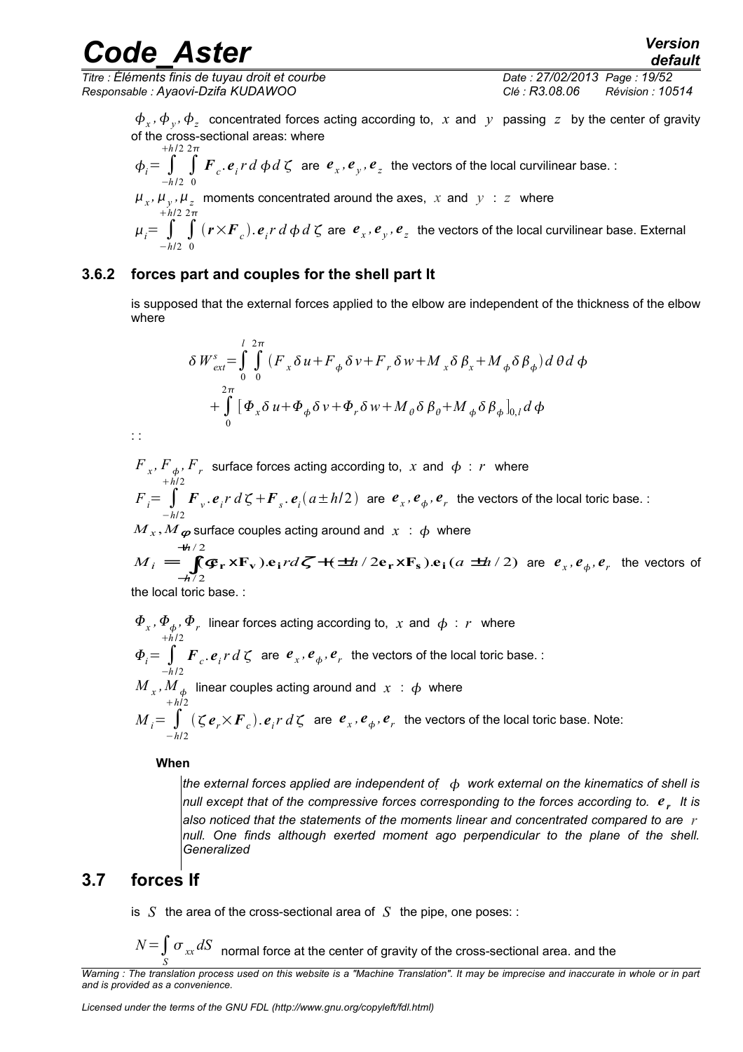$\phi_x, \phi_y, \phi_z$ concentrated forces acting according to, $x$ and $y$ passing $z$ by the center of gravity of the cross-sectional areas: where

$\phi_i = \int_{-h/2}^{+h/2} \int_0^{2\pi} \boldsymbol{F}_c . \boldsymbol{e}_i r \, d\phi \, d\zeta$ are $\boldsymbol{e}_x, \boldsymbol{e}_y, \boldsymbol{e}_z$ the vectors of the local curvilinear base. :

$\mu_x, \mu_y, \mu_z$ moments concentrated around the axes, $x$ and $y$ : $z$ where

$\mu_i = \int_{-h/2}^{+h/2} \int_0^{2\pi} (\boldsymbol{r} \times \boldsymbol{F}_c) . \boldsymbol{e}_i r \, d\phi \, d\zeta$ are $\boldsymbol{e}_x, \boldsymbol{e}_y, \boldsymbol{e}_z$ the vectors of the local curvilinear base. External

### 3.6.2 forces part and couples for the shell part It

is supposed that the external forces applied to the elbow are independent of the thickness of the elbow where

$$\delta W_{ext}^s = \int_0^l \int_0^{2\pi} (F_x \delta u + F_\phi \delta v + F_r \delta w + M_x \delta \beta_x + M_\phi \delta \beta_\phi) d\theta \, d\phi$$
$$+ \int_0^{2\pi} [\Phi_x \delta u + \Phi_\phi \delta v + \Phi_r \delta w + M_\theta \delta \beta_\theta + M_\phi \delta \beta_\phi]_{0,l} d\phi$$

: :

$F_x, F_\phi, F_r$ surface forces acting according to, $x$ and $\phi$ : $r$ where

$F_i = \int_{-h/2}^{+h/2} \boldsymbol{F}_v . \boldsymbol{e}_i r \, d\zeta + \boldsymbol{F}_s . \boldsymbol{e}_i (a \pm h/2)$ are $\boldsymbol{e}_x, \boldsymbol{e}_\phi, \boldsymbol{e}_r$ the vectors of the local toric base. :

$M_x, M_\phi$ surface couples acting around and $x$ : $\phi$ where

$M_i = \int_{-h/2}^{+h/2} (\zeta \mathbf{e_r} \times \mathbf{F_v}) . \mathbf{e_i} r d\zeta + (\pm h/2 \mathbf{e_r} \times \mathbf{F_s}) . \mathbf{e_i} (a \pm h/2)$ are $\boldsymbol{e}_x, \boldsymbol{e}_\phi, \boldsymbol{e}_r$ the vectors of the local toric base. :

$\Phi_x, \Phi_\phi, \Phi_r$ linear forces acting according to, $x$ and $\phi$ : $r$ where

$\Phi_i = \int_{-h/2}^{+h/2} \boldsymbol{F}_c . \boldsymbol{e}_i r \, d\zeta$ are $\boldsymbol{e}_x, \boldsymbol{e}_\phi, \boldsymbol{e}_r$ the vectors of the local toric base. :

$M_x, M_\phi$ linear couples acting around and $x$ : $\phi$ where

$M_i = \int_{-h/2}^{+h/2} (\zeta \boldsymbol{e}_r \times \boldsymbol{F}_c) . \boldsymbol{e}_i r \, d\zeta$ are $\boldsymbol{e}_x, \boldsymbol{e}_\phi, \boldsymbol{e}_r$ the vectors of the local toric base. Note:

**When**

> *the external forces applied are independent of $\phi$ work external on the kinematics of shell is null except that of the compressive forces corresponding to the forces according to. $\boldsymbol{e}_r$ It is also noticed that the statements of the moments linear and concentrated compared to are $r$ null. One finds although exerted moment ago perpendicular to the plane of the shell. Generalized*

## 3.7 forces If

is $S$ the area of the cross-sectional area of $S$ the pipe, one poses: :

$N = \int_S \sigma_{xx} dS$ normal force at the center of gravity of the cross-sectional area. and the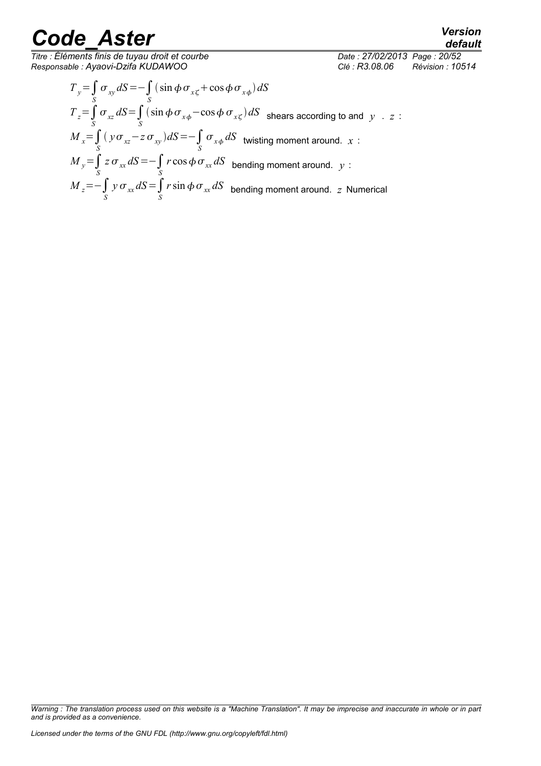$$T_y = \int_S \sigma_{xy} \, dS = -\int_S (\sin\phi \, \sigma_{x\zeta} + \cos\phi \, \sigma_{x\phi}) \, dS$$

$$T_z = \int_S \sigma_{xz} \, dS = \int_S (\sin\phi \, \sigma_{x\phi} - \cos\phi \, \sigma_{x\zeta}) \, dS$$ shears according to and $y$ . $z$ :

$$M_x = \int_S (y\sigma_{xz} - z\sigma_{xy}) \, dS = -\int_S \sigma_{x\phi} \, dS$$ twisting moment around. $x$ :

$$M_y = \int_S z\sigma_{xx} \, dS = -\int_S r\cos\phi \, \sigma_{xx} \, dS$$ bending moment around. $y$ :

$$M_z = -\int_S y\sigma_{xx} \, dS = \int_S r\sin\phi \, \sigma_{xx} \, dS$$ bending moment around. $z$ Numerical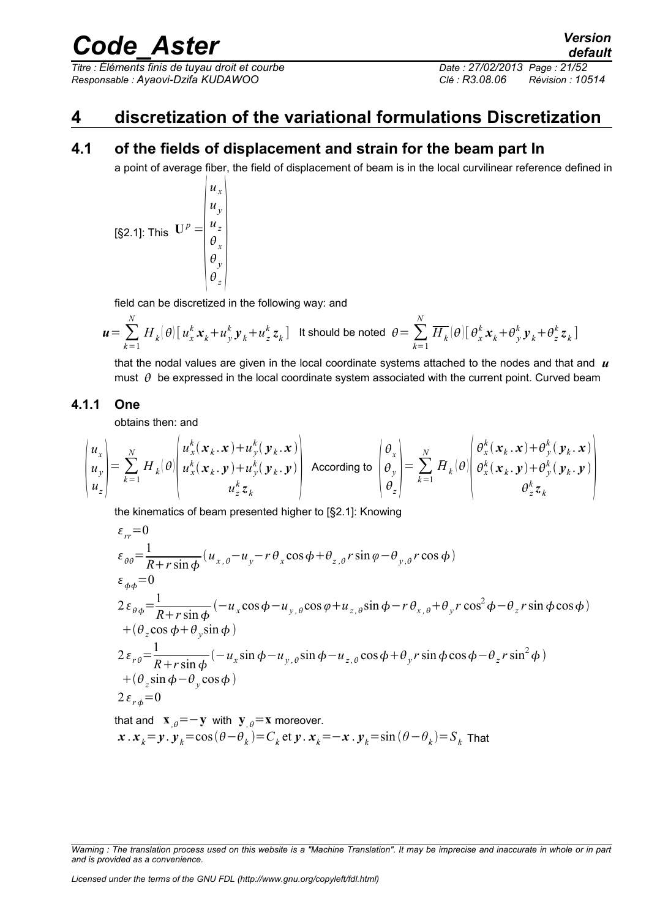# 4 discretization of the variational formulations Discretization

## 4.1 of the fields of displacement and strain for the beam part In

a point of average fiber, the field of displacement of beam is in the local curvilinear reference defined in

[§2.1]: This $\mathbf{U}^p = \begin{vmatrix} u_x \\ u_y \\ u_z \\ \theta_x \\ \theta_y \\ \theta_z \end{vmatrix}$

field can be discretized in the following way: and

$\boldsymbol{u} = \sum_{k=1}^{N} H_k(\theta)[u_x^k \boldsymbol{x}_k + u_y^k \boldsymbol{y}_k + u_z^k \boldsymbol{z}_k]$ It should be noted $\theta = \sum_{k=1}^{N} \overline{H_k}(\theta)[\theta_x^k \boldsymbol{x}_k + \theta_y^k \boldsymbol{y}_k + \theta_z^k \boldsymbol{z}_k]$

that the nodal values are given in the local coordinate systems attached to the nodes and that and $\boldsymbol{u}$ must $\theta$ be expressed in the local coordinate system associated with the current point. Curved beam

### 4.1.1 One

obtains then: and

$$\begin{pmatrix} u_x \\ u_y \\ u_z \end{pmatrix} = \sum_{k=1}^{N} H_k(\theta) \begin{pmatrix} u_x^k(\boldsymbol{x}_k . \boldsymbol{x}) + u_y^k(\boldsymbol{y}_k . \boldsymbol{x}) \\ u_x^k(\boldsymbol{x}_k . \boldsymbol{y}) + u_y^k(\boldsymbol{y}_k . \boldsymbol{y}) \\ u_z^k \boldsymbol{z}_k \end{pmatrix} \quad \text{According to} \quad \begin{pmatrix} \theta_x \\ \theta_y \\ \theta_z \end{pmatrix} = \sum_{k=1}^{N} \bar{H}_k(\theta) \begin{pmatrix} \theta_x^k(\boldsymbol{x}_k . \boldsymbol{x}) + \theta_y^k(\boldsymbol{y}_k . \boldsymbol{x}) \\ \theta_x^k(\boldsymbol{x}_k . \boldsymbol{y}) + \theta_y^k(\boldsymbol{y}_k . \boldsymbol{y}) \\ \theta_z^k \boldsymbol{z}_k \end{pmatrix}$$

the kinematics of beam presented higher to [§2.1]: Knowing

$$\varepsilon_{rr} = 0$$

$$\varepsilon_{\theta\theta} = \frac{1}{R + r\sin\phi}(u_{x,\theta} - u_y - r\theta_x\cos\phi + \theta_{z,\theta} r\sin\varphi - \theta_{y,\theta} r\cos\phi)$$

$$\varepsilon_{\phi\phi} = 0$$

$$2\varepsilon_{\theta\phi} = \frac{1}{R + r\sin\phi}(-u_x\cos\phi - u_{y,\theta}\cos\varphi + u_{z,\theta}\sin\phi - r\theta_{x,\theta} + \theta_y r\cos^2\phi - \theta_z r\sin\phi\cos\phi)$$
$$+ (\theta_z\cos\phi + \theta_y\sin\phi)$$

$$2\varepsilon_{r\theta} = \frac{1}{R + r\sin\phi}(-u_x\sin\phi - u_{y,\theta}\sin\phi - u_{z,\theta}\cos\phi + \theta_y r\sin\phi\cos\phi - \theta_z r\sin^2\phi)$$
$$+ (\theta_z\sin\phi - \theta_y\cos\phi)$$

$$2\varepsilon_{r\phi} = 0$$

that and $\mathbf{x}_{,\theta} = -\mathbf{y}$ with $\mathbf{y}_{,\theta} = \mathbf{x}$ moreover.

$\boldsymbol{x} . \boldsymbol{x}_k = \boldsymbol{y} . \boldsymbol{y}_k = \cos(\theta - \theta_k) = C_k$ et $\boldsymbol{y} . \boldsymbol{x}_k = -\boldsymbol{x} . \boldsymbol{y}_k = \sin(\theta - \theta_k) = S_k$ That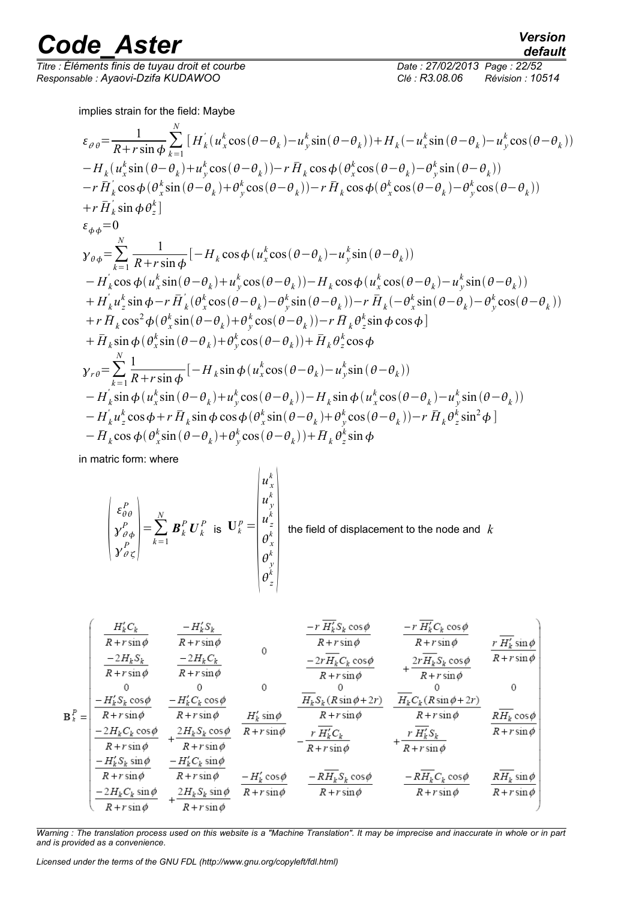implies strain for the field: Maybe

$$
\begin{aligned}
\varepsilon_{\theta\theta}=&\frac{1}{R+r\sin\phi}\sum_{k=1}^{N}[H_k^{'}(u_x^k\cos(\theta-\theta_k)-u_y^k\sin(\theta-\theta_k))+H_k(-u_x^k\sin(\theta-\theta_k)-u_y^k\cos(\theta-\theta_k))\\
&-H_k(u_x^k\sin(\theta-\theta_k)+u_y^k\cos(\theta-\theta_k))-r\bar{H}_k\cos\phi(\theta_x^k\cos(\theta-\theta_k)-\theta_y^k\sin(\theta-\theta_k))\\
&-r\bar{H}_k^{'}\cos\phi(\theta_x^k\sin(\theta-\theta_k)+\theta_y^k\cos(\theta-\theta_k))-r\bar{H}_k\cos\phi(\theta_x^k\cos(\theta-\theta_k)-\theta_y^k\cos(\theta-\theta_k))\\
&+r\bar{H}_k^{'}\sin\phi\,\theta_z^k]\\
\varepsilon_{\phi\phi}=&0\\
\gamma_{\theta\phi}=&\sum_{k=1}^{N}\frac{1}{R+r\sin\phi}[-H_k\cos\phi(u_x^k\cos(\theta-\theta_k)-u_y^k\sin(\theta-\theta_k))\\
&-H_k^{'}\cos\phi(u_x^k\sin(\theta-\theta_k)+u_y^k\cos(\theta-\theta_k))-H_k\cos\phi(u_x^k\cos(\theta-\theta_k)-u_y^k\sin(\theta-\theta_k))\\
&+H_k^{'}u_z^k\sin\phi-r\bar{H}_k^{'}(\theta_x^k\cos(\theta-\theta_k)-\theta_y^k\sin(\theta-\theta_k))-r\bar{H}_k(-\theta_x^k\sin(\theta-\theta_k)-\theta_y^k\cos(\theta-\theta_k))\\
&+r\bar{H}_k\cos^2\phi(\theta_x^k\sin(\theta-\theta_k)+\theta_y^k\cos(\theta-\theta_k))-r\bar{H}_k\theta_z^k\sin\phi\cos\phi]\\
&+\bar{H}_k\sin\phi(\theta_x^k\sin(\theta-\theta_k)+\theta_y^k\cos(\theta-\theta_k))+\bar{H}_k\theta_z^k\cos\phi\\
\gamma_{r\theta}=&\sum_{k=1}^{N}\frac{1}{R+r\sin\phi}[-H_k\sin\phi(u_x^k\cos(\theta-\theta_k)-u_y^k\sin(\theta-\theta_k))\\
&-H_k^{'}\sin\phi(u_x^k\sin(\theta-\theta_k)+u_y^k\cos(\theta-\theta_k))-H_k\sin\phi(u_x^k\cos(\theta-\theta_k)-u_y^k\sin(\theta-\theta_k))\\
&-H_k^{'}u_z^k\cos\phi+r\bar{H}_k\sin\phi\cos\phi(\theta_x^k\sin(\theta-\theta_k)+\theta_y^k\cos(\theta-\theta_k))-r\bar{H}_k\theta_z^k\sin^2\phi]\\
&-\bar{H}_k\cos\phi(\theta_x^k\sin(\theta-\theta_k)+\theta_y^k\cos(\theta-\theta_k))+\bar{H}_k\theta_z^k\sin\phi
\end{aligned}
$$

in matric form: where

$$
\begin{pmatrix}\varepsilon_{\theta\theta}^P\\ \gamma_{\theta\phi}^P\\ \gamma_{\theta\zeta}^P\end{pmatrix}=\sum_{k=1}^{N}\boldsymbol{B}_k^P\boldsymbol{U}_k^P \quad \text{is} \quad \mathbf{U}_k^P=\begin{pmatrix}u_x^k\\u_y^k\\u_z^k\\\theta_x^k\\\theta_y^k\\\theta_z^k\end{pmatrix}
$$

the field of displacement to the node and $k$

$$
\mathbf{B}_k^P=\begin{pmatrix}
\frac{H_k'C_k}{R+r\sin\phi} & \frac{-H_k'S_k}{R+r\sin\phi} & 0 & \frac{-r\,\overline{H_k'}S_k\cos\phi}{R+r\sin\phi} & \frac{-r\,\overline{H_k'}C_k\cos\phi}{R+r\sin\phi} & \frac{r\,\overline{H_k'}\sin\phi}{R+r\sin\phi}\\
\frac{-2H_kS_k}{R+r\sin\phi} & \frac{-2H_kC_k}{R+r\sin\phi} & & \frac{-2r\overline{H_k}C_k\cos\phi}{R+r\sin\phi} & +\frac{2r\overline{H_k}S_k\cos\phi}{R+r\sin\phi} & \\
0 & 0 & 0 & 0 & 0 & 0\\
\frac{-H_k'S_k\cos\phi}{R+r\sin\phi} & \frac{-H_k'C_k\cos\phi}{R+r\sin\phi} & \frac{H_k'\sin\phi}{R+r\sin\phi} & \frac{\overline{H_k}S_k(R\sin\phi+2r)}{R+r\sin\phi} & \frac{\overline{H_k}C_k(R\sin\phi+2r)}{R+r\sin\phi} & \frac{R\overline{H_k}\cos\phi}{R+r\sin\phi}\\
\frac{-2H_kC_k\cos\phi}{R+r\sin\phi} & +\frac{2H_kS_k\cos\phi}{R+r\sin\phi} & & -\frac{r\,\overline{H_k'}C_k}{R+r\sin\phi} & +\frac{r\,\overline{H_k'}S_k}{R+r\sin\phi} & \\
\frac{-H_k'S_k\sin\phi}{R+r\sin\phi} & \frac{-H_k'C_k\sin\phi}{R+r\sin\phi} & \frac{-H_k'\cos\phi}{R+r\sin\phi} & \frac{-R\overline{H_k}S_k\cos\phi}{R+r\sin\phi} & \frac{-R\overline{H_k}C_k\cos\phi}{R+r\sin\phi} & \frac{R\overline{H_k}\sin\phi}{R+r\sin\phi}\\
\frac{-2H_kC_k\sin\phi}{R+r\sin\phi} & +\frac{2H_kS_k\sin\phi}{R+r\sin\phi} & & & &
\end{pmatrix}
$$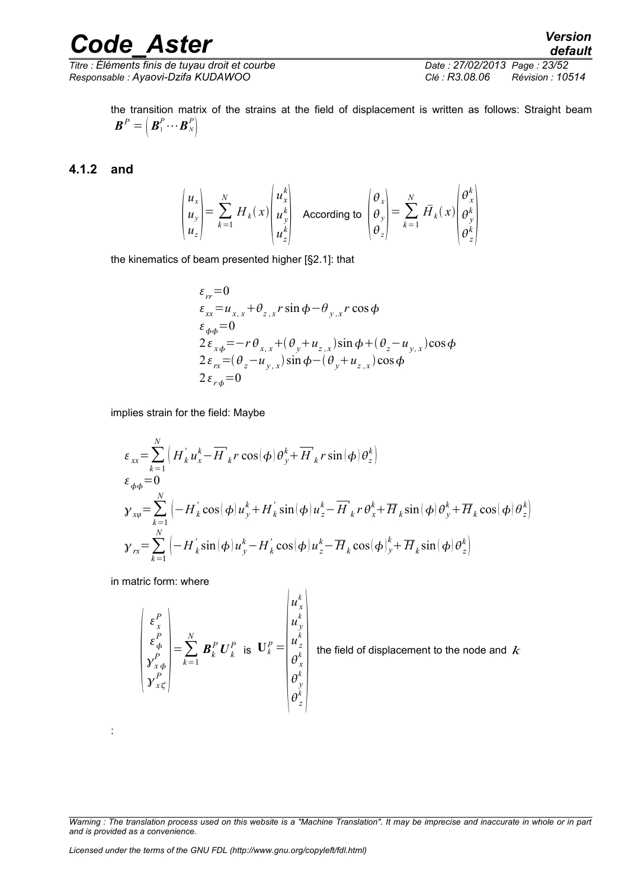the transition matrix of the strains at the field of displacement is written as follows: Straight beam $\boldsymbol{B}^P = \left( \boldsymbol{B}_1^P \cdots \boldsymbol{B}_N^P \right)$

### 4.1.2 and

$$\begin{pmatrix} u_x \\ u_y \\ u_z \end{pmatrix} = \sum_{k=1}^{N} H_k(x) \begin{pmatrix} u_x^k \\ u_y^k \\ u_z^k \end{pmatrix} \quad \text{According to} \quad \begin{pmatrix} \theta_x \\ \theta_y \\ \theta_z \end{pmatrix} = \sum_{k=1}^{N} \bar{H}_k(x) \begin{pmatrix} \theta_x^k \\ \theta_y^k \\ \theta_z^k \end{pmatrix}$$

the kinematics of beam presented higher [§2.1]: that

$$\begin{aligned}
&\varepsilon_{rr} = 0 \\
&\varepsilon_{xx} = u_{x,x} + \theta_{z,x} r \sin\phi - \theta_{y,x} r \cos\phi \\
&\varepsilon_{\phi\phi} = 0 \\
&2\varepsilon_{x\phi} = -r\theta_{x,x} + (\theta_y + u_{z,x}) \sin\phi + (\theta_z - u_{y,x}) \cos\phi \\
&2\varepsilon_{rx} = (\theta_z - u_{y,x}) \sin\phi - (\theta_y + u_{z,x}) \cos\phi \\
&2\varepsilon_{r\phi} = 0
\end{aligned}$$

implies strain for the field: Maybe

$$\begin{aligned}
&\varepsilon_{xx} = \sum_{k=1}^{N} \left( H_k^{'} u_x^k - \overline{H}^{'}_k r \cos(\phi) \theta_y^k + \overline{H}^{'}_k r \sin(\phi) \theta_z^k \right) \\
&\varepsilon_{\phi\phi} = 0 \\
&\gamma_{x\varphi} = \sum_{k=1}^{N} \left( -H_k^{'} \cos(\phi) u_y^k + H_k^{'} \sin(\phi) u_z^k - \overline{H}^{'}_k r \theta_x^k + \overline{H}_k \sin(\phi) \theta_y^k + \overline{H}_k \cos(\phi) \theta_z^k \right) \\
&\gamma_{rx} = \sum_{k=1}^{N} \left( -H_k^{'} \sin(\phi) u_y^k - H_k^{'} \cos(\phi) u_z^k - \overline{H}_k \cos(\phi)_y^k + \overline{H}_k \sin(\phi) \theta_z^k \right)
\end{aligned}$$

in matric form: where

$$\begin{pmatrix} \varepsilon_x^P \\ \varepsilon_\phi^P \\ \gamma_{x\phi}^P \\ \gamma_{x\zeta}^P \end{pmatrix} = \sum_{k=1}^{N} \boldsymbol{B}_k^P \boldsymbol{U}_k^P \quad \text{is} \quad \mathbf{U}_k^p = \begin{pmatrix} u_x^k \\ u_y^k \\ u_z^k \\ \theta_x^k \\ \theta_y^k \\ \theta_z^k \end{pmatrix}$$ the field of displacement to the node and $k$

: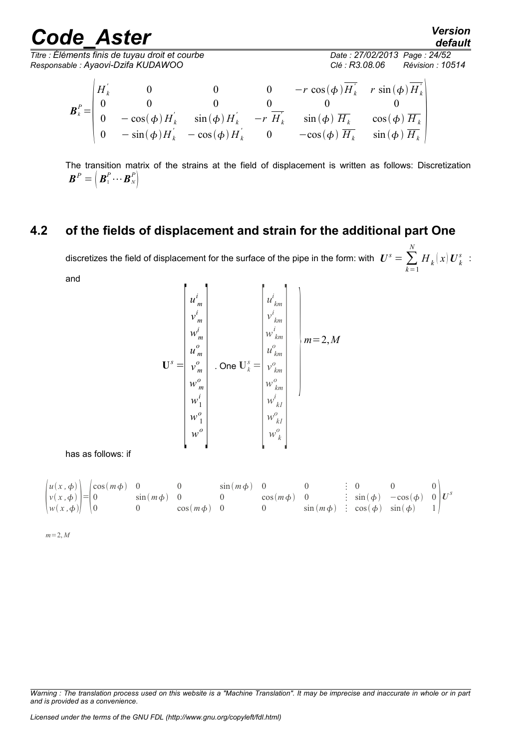$$
\boldsymbol{B}_k^P = \begin{pmatrix} H_k^{'} & 0 & 0 & 0 & -r\cos(\phi)\overline{H_k^{'}} & r\sin(\phi)\overline{H_k^{'}} \\ 0 & 0 & 0 & 0 & 0 & 0 \\ 0 & -\cos(\phi)H_k^{'} & \sin(\phi)H_k^{'} & -r\,\overline{H_k^{'}} & \sin(\phi)\,\overline{H_k} & \cos(\phi)\,\overline{H_k} \\ 0 & -\sin(\phi)H_k^{'} & -\cos(\phi)H_k^{'} & 0 & -\cos(\phi)\,\overline{H_k} & \sin(\phi)\,\overline{H_k} \end{pmatrix}
$$

The transition matrix of the strains at the field of displacement is written as follows: Discretization $\boldsymbol{B}^P = \left(\boldsymbol{B}_1^P \cdots \boldsymbol{B}_N^P\right)$

## 4.2 of the fields of displacement and strain for the additional part One

discretizes the field of displacement for the surface of the pipe in the form: with $\boldsymbol{U}^s = \sum_{k=1}^{N} H_k(x)\boldsymbol{U}_k^s$ :

and

$$
\mathbf{U}^s = \begin{bmatrix} u_m^i \\ v_m^i \\ w_m^i \\ u_m^o \\ v_m^o \\ w_m^o \\ w_1^i \\ w_1^o \\ w^o \end{bmatrix} \text{. One } \mathbf{U}_k^s = \begin{bmatrix} u^i_{km} \\ v^i_{km} \\ w^i_{km} \\ u^o_{km} \\ v^o_{km} \\ w^o_{km} \\ w^i_{k1} \\ w^o_{k1} \\ w^o_k \end{bmatrix} \left.\begin{matrix} \\ \\ \\ \\ \\ \\ \end{matrix}\right\} m=2,M
$$

has as follows: if

$$
\begin{pmatrix} u(x,\phi) \\ v(x,\phi) \\ w(x,\phi) \end{pmatrix} = \begin{pmatrix} \cos(m\phi) & 0 & 0 & \sin(m\phi) & 0 & 0 & \vdots & 0 & 0 & 0 \\ 0 & \sin(m\phi) & 0 & 0 & \cos(m\phi) & 0 & \vdots & \sin(\phi) & -\cos(\phi) & 0 \\ 0 & 0 & \cos(m\phi) & 0 & 0 & \sin(m\phi) & \vdots & \cos(\phi) & \sin(\phi) & 1 \end{pmatrix} \boldsymbol{U}^s
$$

$m=2,M$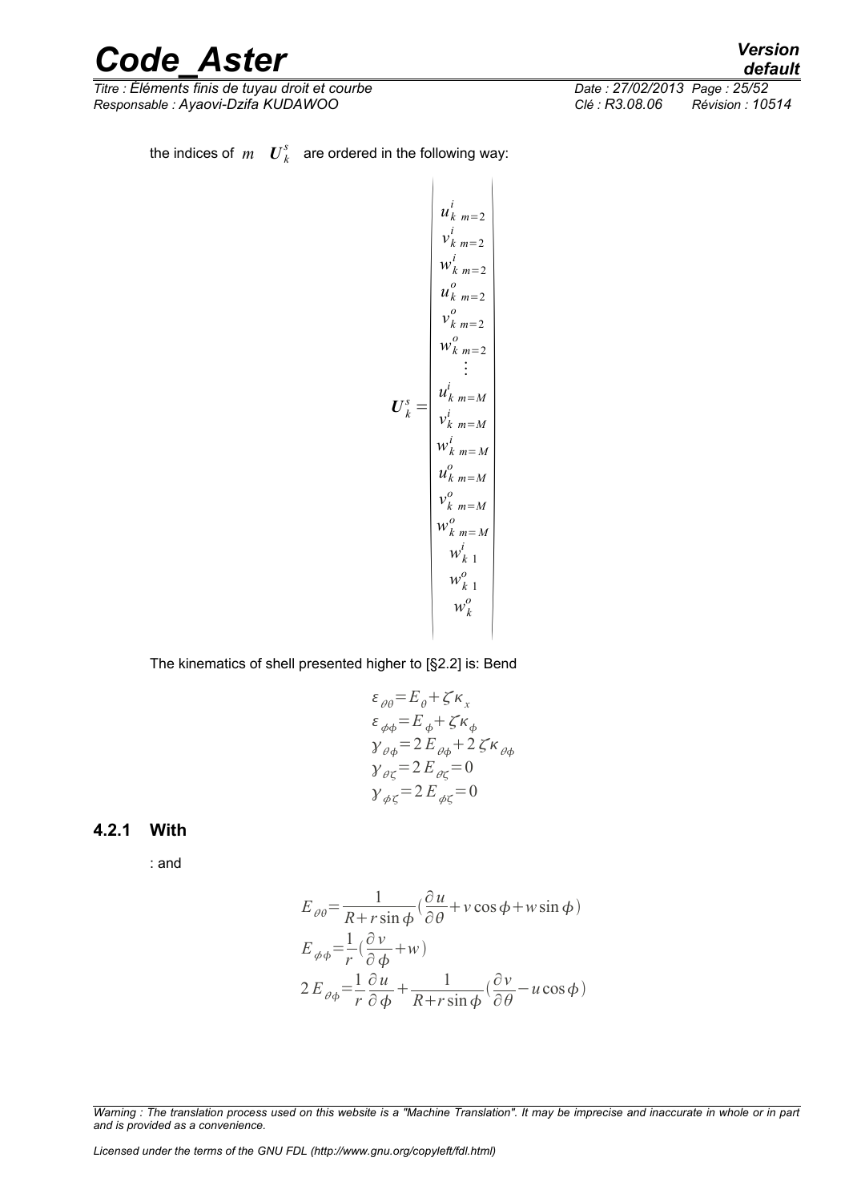the indices of $m$ $\boldsymbol{U}_k^s$ are ordered in the following way:

$$
\boldsymbol{U}_k^s = \begin{vmatrix} u_{k\ m=2}^i \\ v_{k\ m=2}^i \\ w_{k\ m=2}^i \\ u_{k\ m=2}^o \\ v_{k\ m=2}^o \\ w_{k\ m=2}^o \\ \vdots \\ u_{k\ m=M}^i \\ v_{k\ m=M}^i \\ w_{k\ m=M}^i \\ u_{k\ m=M}^o \\ v_{k\ m=M}^o \\ w_{k\ m=M}^o \\ w_{k\ 1}^i \\ w_{k\ 1}^o \\ w_k^o \end{vmatrix}
$$

The kinematics of shell presented higher to [§2.2] is: Bend

$$
\begin{aligned}
\varepsilon_{\theta\theta} &= E_{\theta} + \zeta \kappa_x \\
\varepsilon_{\phi\phi} &= E_{\phi} + \zeta \kappa_{\phi} \\
\gamma_{\theta\phi} &= 2 E_{\theta\phi} + 2 \zeta \kappa_{\theta\phi} \\
\gamma_{\theta\zeta} &= 2 E_{\theta\zeta} = 0 \\
\gamma_{\phi\zeta} &= 2 E_{\phi\zeta} = 0
\end{aligned}
$$

### 4.2.1 With

: and

$$
\begin{aligned}
E_{\theta\theta} &= \frac{1}{R + r\sin\phi}\left(\frac{\partial u}{\partial \theta} + v\cos\phi + w\sin\phi\right) \\
E_{\phi\phi} &= \frac{1}{r}\left(\frac{\partial v}{\partial \phi} + w\right) \\
2 E_{\theta\phi} &= \frac{1}{r}\frac{\partial u}{\partial \phi} + \frac{1}{R + r\sin\phi}\left(\frac{\partial v}{\partial \theta} - u\cos\phi\right)
\end{aligned}
$$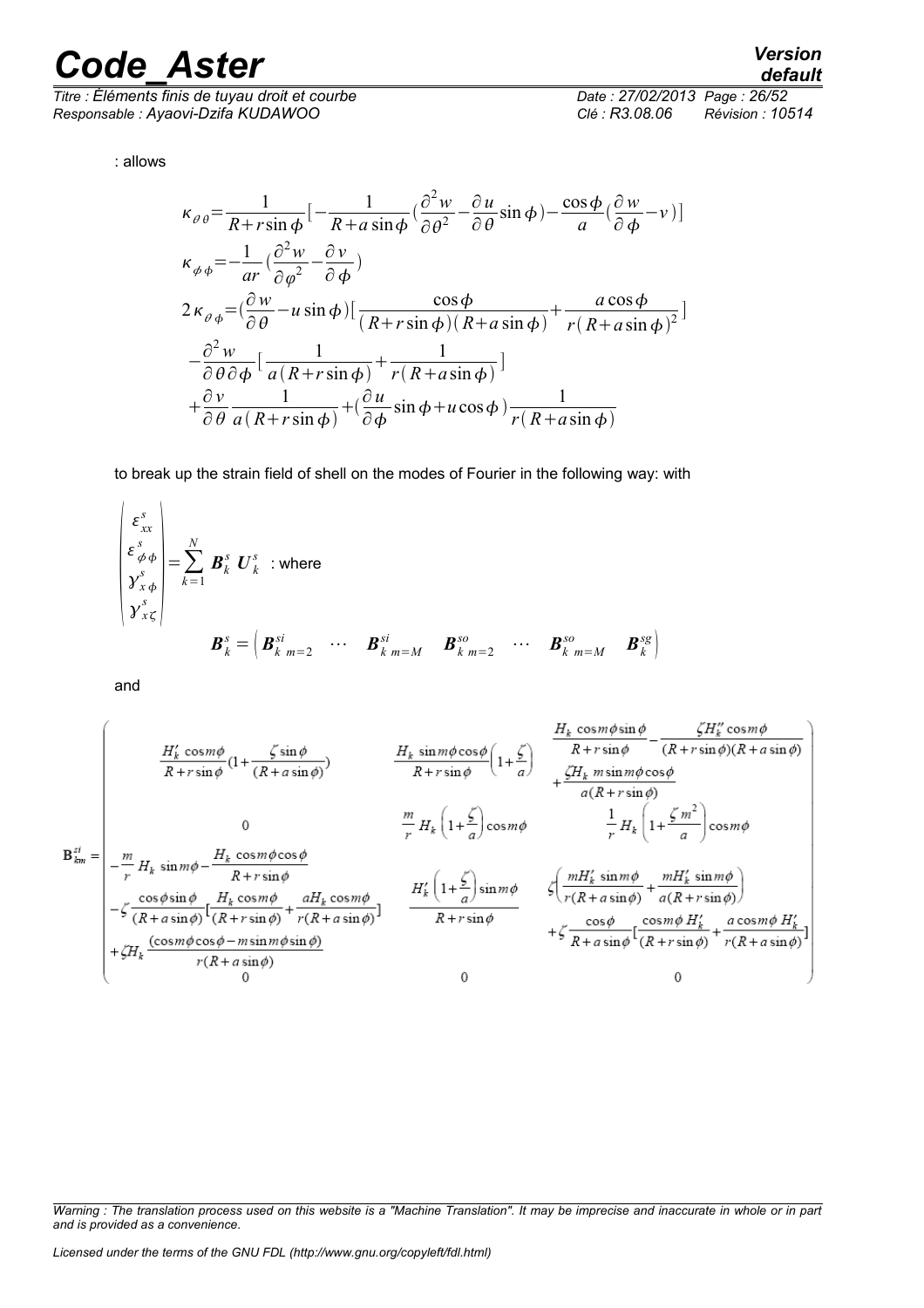: allows

$$\kappa_{\theta\theta}=\frac{1}{R+r\sin\phi}\left[-\frac{1}{R+a\sin\phi}\left(\frac{\partial^2 w}{\partial\theta^2}-\frac{\partial u}{\partial\theta}\sin\phi\right)-\frac{\cos\phi}{a}\left(\frac{\partial w}{\partial\phi}-v\right)\right]$$

$$\kappa_{\phi\phi}=-\frac{1}{ar}\left(\frac{\partial^2 w}{\partial\varphi^2}-\frac{\partial v}{\partial\phi}\right)$$

$$2\kappa_{\theta\phi}=\left(\frac{\partial w}{\partial\theta}-u\sin\phi\right)\left[\frac{\cos\phi}{(R+r\sin\phi)(R+a\sin\phi)}+\frac{a\cos\phi}{r(R+a\sin\phi)^2}\right]$$
$$-\frac{\partial^2 w}{\partial\theta\partial\phi}\left[\frac{1}{a(R+r\sin\phi)}+\frac{1}{r(R+a\sin\phi)}\right]$$
$$+\frac{\partial v}{\partial\theta}\frac{1}{a(R+r\sin\phi)}+\left(\frac{\partial u}{\partial\phi}\sin\phi+u\cos\phi\right)\frac{1}{r(R+a\sin\phi)}$$

to break up the strain field of shell on the modes of Fourier in the following way: with

$$\begin{pmatrix}\varepsilon^s_{xx}\\ \varepsilon^s_{\phi\phi}\\ \gamma^s_{x\phi}\\ \gamma^s_{x\zeta}\end{pmatrix}=\sum_{k=1}^{N}\boldsymbol{B}^s_k\,\boldsymbol{U}^s_k \quad \text{: where}$$

$$\boldsymbol{B}^s_k=\left(\boldsymbol{B}^{si}_{k\ m=2}\quad\cdots\quad\boldsymbol{B}^{si}_{k\ m=M}\quad\boldsymbol{B}^{so}_{k\ m=2}\quad\cdots\quad\boldsymbol{B}^{so}_{k\ m=M}\quad\boldsymbol{B}^{sg}_{k}\right)$$

and

$$\mathbf{B}^{si}_{km}=\begin{pmatrix}
\frac{H'_k\cos m\phi}{R+r\sin\phi}\left(1+\frac{\zeta\sin\phi}{(R+a\sin\phi)}\right) & \frac{H_k\sin m\phi\cos\phi}{R+r\sin\phi}\left(1+\frac{\zeta}{a}\right) & \frac{H_k\cos m\phi\sin\phi}{R+r\sin\phi}-\frac{\zeta H''_k\cos m\phi}{(R+r\sin\phi)(R+a\sin\phi)}+\frac{\zeta H_k\, m\sin m\phi\cos\phi}{a(R+r\sin\phi)} \\
0 & \frac{m}{r}H_k\left(1+\frac{\zeta}{a}\right)\cos m\phi & \frac{1}{r}H_k\left(1+\frac{\zeta m^2}{a}\right)\cos m\phi \\
\begin{array}{c}-\frac{m}{r}H_k\sin m\phi-\frac{H_k\cos m\phi\cos\phi}{R+r\sin\phi}\\ -\zeta\frac{\cos\phi\sin\phi}{(R+a\sin\phi)}\left[\frac{H_k\cos m\phi}{(R+r\sin\phi)}+\frac{aH_k\cos m\phi}{r(R+a\sin\phi)}\right]\\ +\zeta H_k\frac{(\cos m\phi\cos\phi-m\sin m\phi\sin\phi)}{r(R+a\sin\phi)}\end{array} & \frac{H'_k\left(1+\frac{\zeta}{a}\right)\sin m\phi}{R+r\sin\phi} & \begin{array}{c}\zeta\left(\frac{mH'_k\sin m\phi}{r(R+a\sin\phi)}+\frac{mH'_k\sin m\phi}{a(R+r\sin\phi)}\right)\\ +\zeta\frac{\cos\phi}{R+a\sin\phi}\left[\frac{\cos m\phi\, H'_k}{(R+r\sin\phi)}+\frac{a\cos m\phi\, H'_k}{r(R+a\sin\phi)}\right]\end{array} \\
0 & 0 & 0
\end{pmatrix}$$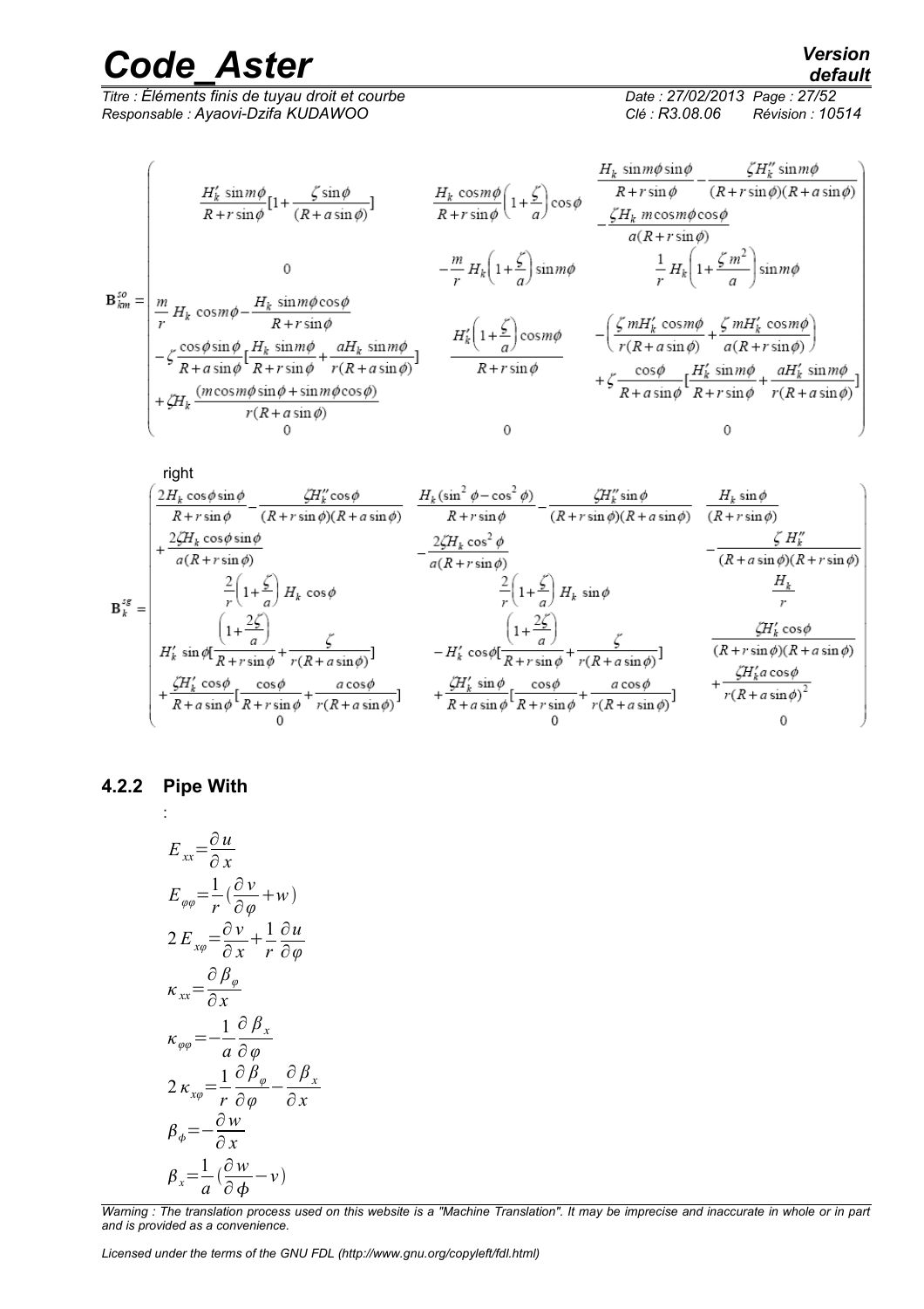$$
\mathbf{B}^{so}_{km} = \begin{pmatrix}
\dfrac{H'_k \sin m\phi}{R+r\sin\phi}[1+\dfrac{\zeta\sin\phi}{(R+a\sin\phi)}] & \dfrac{H_k \cos m\phi}{R+r\sin\phi}\left(1+\dfrac{\zeta}{a}\right)\cos\phi & \begin{array}{c}\dfrac{H_k \sin m\phi\sin\phi}{R+r\sin\phi}-\dfrac{\zeta H''_k \sin m\phi}{(R+r\sin\phi)(R+a\sin\phi)} \\ -\dfrac{\zeta H_k\, m\cos m\phi\cos\phi}{a(R+r\sin\phi)}\end{array} \\
0 & -\dfrac{m}{r}H_k\left(1+\dfrac{\zeta}{a}\right)\sin m\phi & \dfrac{1}{r}H_k\left(1+\dfrac{\zeta\, m^2}{a}\right)\sin m\phi \\
\begin{array}{c}\dfrac{m}{r}H_k\cos m\phi-\dfrac{H_k \sin m\phi\cos\phi}{R+r\sin\phi} \\ -\zeta\dfrac{\cos\phi\sin\phi}{R+a\sin\phi}[\dfrac{H_k \sin m\phi}{R+r\sin\phi}+\dfrac{aH_k \sin m\phi}{r(R+a\sin\phi)}] \\ +\zeta H_k\dfrac{(m\cos m\phi\sin\phi+\sin m\phi\cos\phi)}{r(R+a\sin\phi)}\end{array} & \dfrac{H'_k\left(1+\dfrac{\zeta}{a}\right)\cos m\phi}{R+r\sin\phi} & \begin{array}{c}-\left(\dfrac{\zeta\, mH'_k\cos m\phi}{r(R+a\sin\phi)}+\dfrac{\zeta\, mH'_k\cos m\phi}{a(R+r\sin\phi)}\right) \\ +\zeta\dfrac{\cos\phi}{R+a\sin\phi}[\dfrac{H'_k \sin m\phi}{R+r\sin\phi}+\dfrac{aH'_k \sin m\phi}{r(R+a\sin\phi)}]\end{array} \\
0 & 0 & 0
\end{pmatrix}
$$

right

$$
\mathbf{B}^{sg}_{k} = \begin{pmatrix}
\begin{array}{c}\dfrac{2H_k\cos\phi\sin\phi}{R+r\sin\phi}-\dfrac{\zeta H''_k\cos\phi}{(R+r\sin\phi)(R+a\sin\phi)} \\ +\dfrac{2\zeta H_k\cos\phi\sin\phi}{a(R+r\sin\phi)}\end{array} & \begin{array}{c}\dfrac{H_k(\sin^2\phi-\cos^2\phi)}{R+r\sin\phi}-\dfrac{\zeta H''_k\sin\phi}{(R+r\sin\phi)(R+a\sin\phi)} \\ -\dfrac{2\zeta H_k\cos^2\phi}{a(R+r\sin\phi)}\end{array} & \begin{array}{c}\dfrac{H_k\sin\phi}{(R+r\sin\phi)} \\ -\dfrac{\zeta\, H''_k}{(R+a\sin\phi)(R+r\sin\phi)}\end{array} \\
\dfrac{2}{r}\left(1+\dfrac{\zeta}{a}\right)H_k\cos\phi & \dfrac{2}{r}\left(1+\dfrac{\zeta}{a}\right)H_k\sin\phi & \dfrac{H_k}{r} \\
\begin{array}{c}H'_k\sin\phi[\dfrac{\left(1+\dfrac{2\zeta}{a}\right)}{R+r\sin\phi}+\dfrac{\zeta}{r(R+a\sin\phi)}] \\ +\dfrac{\zeta H'_k\cos\phi}{R+a\sin\phi}[\dfrac{\cos\phi}{R+r\sin\phi}+\dfrac{a\cos\phi}{r(R+a\sin\phi)}]\end{array} & \begin{array}{c}-H'_k\cos\phi[\dfrac{\left(1+\dfrac{2\zeta}{a}\right)}{R+r\sin\phi}+\dfrac{\zeta}{r(R+a\sin\phi)}] \\ +\dfrac{\zeta H'_k\sin\phi}{R+a\sin\phi}[\dfrac{\cos\phi}{R+r\sin\phi}+\dfrac{a\cos\phi}{r(R+a\sin\phi)}]\end{array} & \begin{array}{c}\dfrac{\zeta H'_k\cos\phi}{(R+r\sin\phi)(R+a\sin\phi)} \\ +\dfrac{\zeta H'_k a\cos\phi}{r(R+a\sin\phi)^2}\end{array} \\
0 & 0 & 0
\end{pmatrix}
$$

### 4.2.2 Pipe With

:

$$E_{xx}=\frac{\partial u}{\partial x}$$

$$E_{\varphi\varphi}=\frac{1}{r}\left(\frac{\partial v}{\partial\varphi}+w\right)$$

$$2E_{x\varphi}=\frac{\partial v}{\partial x}+\frac{1}{r}\frac{\partial u}{\partial\varphi}$$

$$\kappa_{xx}=\frac{\partial\beta_\varphi}{\partial x}$$

$$\kappa_{\varphi\varphi}=-\frac{1}{a}\frac{\partial\beta_x}{\partial\varphi}$$

$$2\kappa_{x\varphi}=\frac{1}{r}\frac{\partial\beta_\varphi}{\partial\varphi}-\frac{\partial\beta_x}{\partial x}$$

$$\beta_\phi=-\frac{\partial w}{\partial x}$$

$$\beta_x=\frac{1}{a}\left(\frac{\partial w}{\partial\phi}-v\right)$$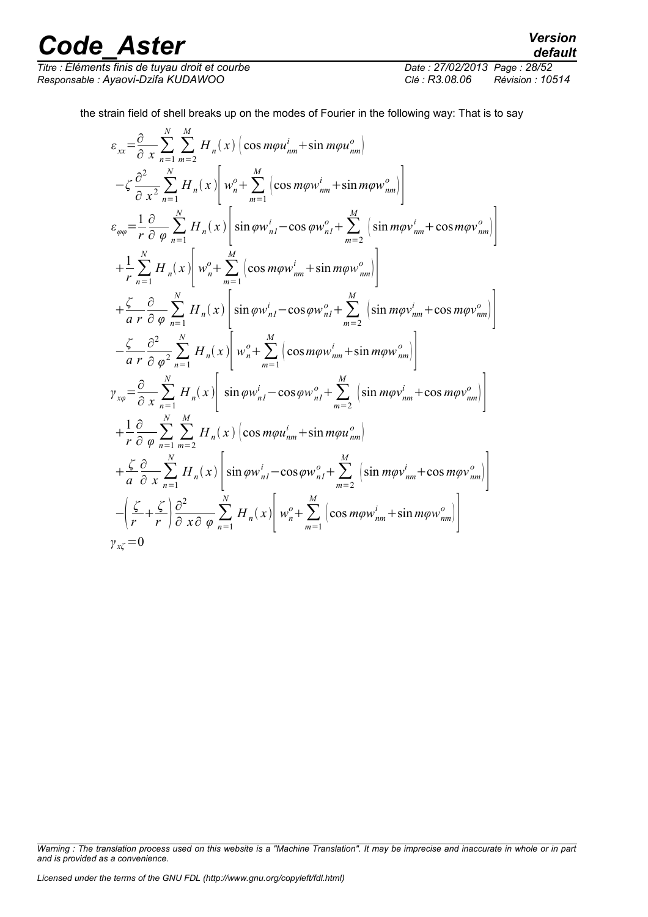the strain field of shell breaks up on the modes of Fourier in the following way: That is to say

$$
\begin{aligned}
\varepsilon_{xx} &= \frac{\partial}{\partial x} \sum_{n=1}^{N} \sum_{m=2}^{M} H_n(x) \left( \cos m\varphi u_{nm}^{i} + \sin m\varphi u_{nm}^{o} \right) \\
&- \zeta \frac{\partial^2}{\partial x^2} \sum_{n=1}^{N} H_n(x) \left[ w_n^{o} + \sum_{m=1}^{M} \left( \cos m\varphi w_{nm}^{i} + \sin m\varphi w_{nm}^{o} \right) \right] \\
\varepsilon_{\varphi\varphi} &= \frac{1}{r} \frac{\partial}{\partial \varphi} \sum_{n=1}^{N} H_n(x) \left[ \sin \varphi w_{n1}^{i} - \cos \varphi w_{n1}^{o} + \sum_{m=2}^{M} \left( \sin m\varphi v_{nm}^{i} + \cos m\varphi v_{nm}^{o} \right) \right] \\
&+ \frac{1}{r} \sum_{n=1}^{N} H_n(x) \left[ w_n^{o} + \sum_{m=1}^{M} \left( \cos m\varphi w_{nm}^{i} + \sin m\varphi w_{nm}^{o} \right) \right] \\
&+ \frac{\zeta}{a\, r} \frac{\partial}{\partial \varphi} \sum_{n=1}^{N} H_n(x) \left[ \sin \varphi w_{n1}^{i} - \cos \varphi w_{n1}^{o} + \sum_{m=2}^{M} \left( \sin m\varphi v_{nm}^{i} + \cos m\varphi v_{nm}^{o} \right) \right] \\
&- \frac{\zeta}{a\, r} \frac{\partial^2}{\partial \varphi^2} \sum_{n=1}^{N} H_n(x) \left[ w_n^{o} + \sum_{m=1}^{M} \left( \cos m\varphi w_{nm}^{i} + \sin m\varphi w_{nm}^{o} \right) \right] \\
\gamma_{x\varphi} &= \frac{\partial}{\partial x} \sum_{n=1}^{N} H_n(x) \left[ \sin \varphi w_{n1}^{i} - \cos \varphi w_{n1}^{o} + \sum_{m=2}^{M} \left( \sin m\varphi v_{nm}^{i} + \cos m\varphi v_{nm}^{o} \right) \right] \\
&+ \frac{1}{r} \frac{\partial}{\partial \varphi} \sum_{n=1}^{N} \sum_{m=2}^{M} H_n(x) \left( \cos m\varphi u_{nm}^{i} + \sin m\varphi u_{nm}^{o} \right) \\
&+ \frac{\zeta}{a} \frac{\partial}{\partial x} \sum_{n=1}^{N} H_n(x) \left[ \sin \varphi w_{n1}^{i} - \cos \varphi w_{n1}^{o} + \sum_{m=2}^{M} \left( \sin m\varphi v_{nm}^{i} + \cos m\varphi v_{nm}^{o} \right) \right] \\
&- \left( \frac{\zeta}{r} + \frac{\zeta}{r} \right) \frac{\partial^2}{\partial x \partial \varphi} \sum_{n=1}^{N} H_n(x) \left[ w_n^{o} + \sum_{m=1}^{M} \left( \cos m\varphi w_{nm}^{i} + \sin m\varphi w_{nm}^{o} \right) \right] \\
\gamma_{x\zeta} &= 0
\end{aligned}
$$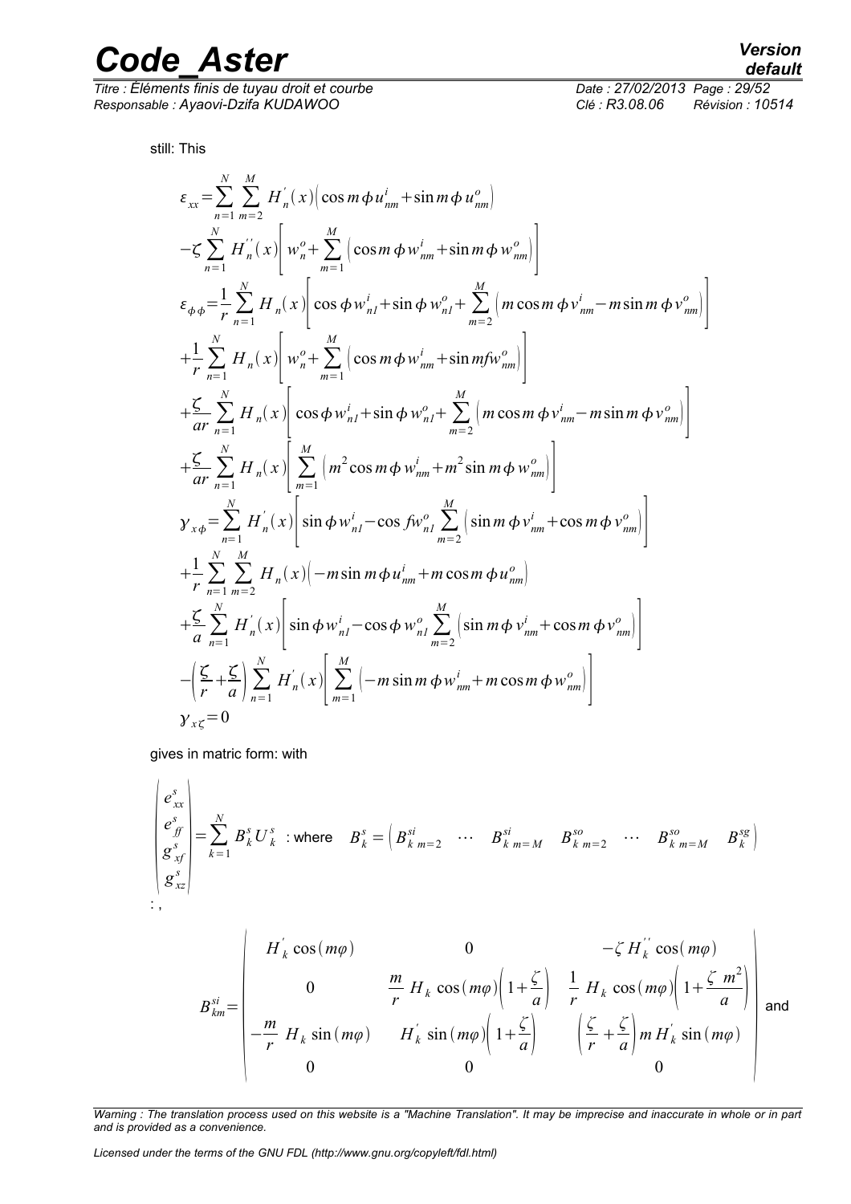still: This

$$
\begin{aligned}
\varepsilon_{xx} &= \sum_{n=1}^{N} \sum_{m=2}^{M} H_n^{'}(x)\left(\cos m\phi\, u_{nm}^{i} + \sin m\phi\, u_{nm}^{o}\right) \\
&- \zeta \sum_{n=1}^{N} H_n^{''}(x)\left[w_n^{o} + \sum_{m=1}^{M}\left(\cos m\phi\, w_{nm}^{i} + \sin m\phi\, w_{nm}^{o}\right)\right] \\
\varepsilon_{\phi\phi} &= \frac{1}{r}\sum_{n=1}^{N} H_n(x)\left[\cos\phi\, w_{n1}^{i} + \sin\phi\, w_{n1}^{o} + \sum_{m=2}^{M}\left(m\cos m\phi\, v_{nm}^{i} - m\sin m\phi\, v_{nm}^{o}\right)\right] \\
&+ \frac{1}{r}\sum_{n=1}^{N} H_n(x)\left[w_n^{o} + \sum_{m=1}^{M}\left(\cos m\phi\, w_{nm}^{i} + \sin mf w_{nm}^{o}\right)\right] \\
&+ \frac{\zeta}{ar}\sum_{n=1}^{N} H_n(x)\left[\cos\phi\, w_{n1}^{i} + \sin\phi\, w_{n1}^{o} + \sum_{m=2}^{M}\left(m\cos m\phi\, v_{nm}^{i} - m\sin m\phi\, v_{nm}^{o}\right)\right] \\
&+ \frac{\zeta}{ar}\sum_{n=1}^{N} H_n(x)\left[\sum_{m=1}^{M}\left(m^2\cos m\phi\, w_{nm}^{i} + m^2\sin m\phi\, w_{nm}^{o}\right)\right] \\
\gamma_{x\phi} &= \sum_{n=1}^{N} H_n^{'}(x)\left[\sin\phi\, w_{n1}^{i} - \cos f w_{n1}^{o} \sum_{m=2}^{M}\left(\sin m\phi\, v_{nm}^{i} + \cos m\phi\, v_{nm}^{o}\right)\right] \\
&+ \frac{1}{r}\sum_{n=1}^{N}\sum_{m=2}^{M} H_n(x)\left(-m\sin m\phi\, u_{nm}^{i} + m\cos m\phi\, u_{nm}^{o}\right) \\
&+ \frac{\zeta}{a}\sum_{n=1}^{N} H_n^{'}(x)\left[\sin\phi\, w_{n1}^{i} - \cos\phi\, w_{n1}^{o} \sum_{m=2}^{M}\left(\sin m\phi\, v_{nm}^{i} + \cos m\phi\, v_{nm}^{o}\right)\right] \\
&- \left(\frac{\zeta}{r} + \frac{\zeta}{a}\right)\sum_{n=1}^{N} H_n^{'}(x)\left[\sum_{m=1}^{M}\left(-m\sin m\phi\, w_{nm}^{i} + m\cos m\phi\, w_{nm}^{o}\right)\right] \\
\gamma_{x\zeta} &= 0
\end{aligned}
$$

gives in matric form: with

$$
\begin{pmatrix} e_{xx}^{s} \\ e_{ff}^{s} \\ g_{xf}^{s} \\ g_{xz}^{s} \end{pmatrix} = \sum_{k=1}^{N} B_k^{s} U_k^{s} \text{ : where } \quad B_k^{s} = \left( B_{k\ m=2}^{si} \quad \cdots \quad B_{k\ m=M}^{si} \quad B_{k\ m=2}^{so} \quad \cdots \quad B_{k\ m=M}^{so} \quad B_k^{sg} \right)
$$

: ,

$$
B_{km}^{si} = \begin{pmatrix}
H_k^{'}\cos(m\varphi) & 0 & -\zeta H_k^{''}\cos(m\varphi) \\
0 & \frac{m}{r} H_k \cos(m\varphi)\left(1+\frac{\zeta}{a}\right) & \frac{1}{r} H_k \cos(m\varphi)\left(1+\frac{\zeta\, m^2}{a}\right) \\
-\frac{m}{r} H_k \sin(m\varphi) & H_k^{'}\sin(m\varphi)\left(1+\frac{\zeta}{a}\right) & \left(\frac{\zeta}{r}+\frac{\zeta}{a}\right) m H_k^{'}\sin(m\varphi) \\
0 & 0 & 0
\end{pmatrix} \text{ and}
$$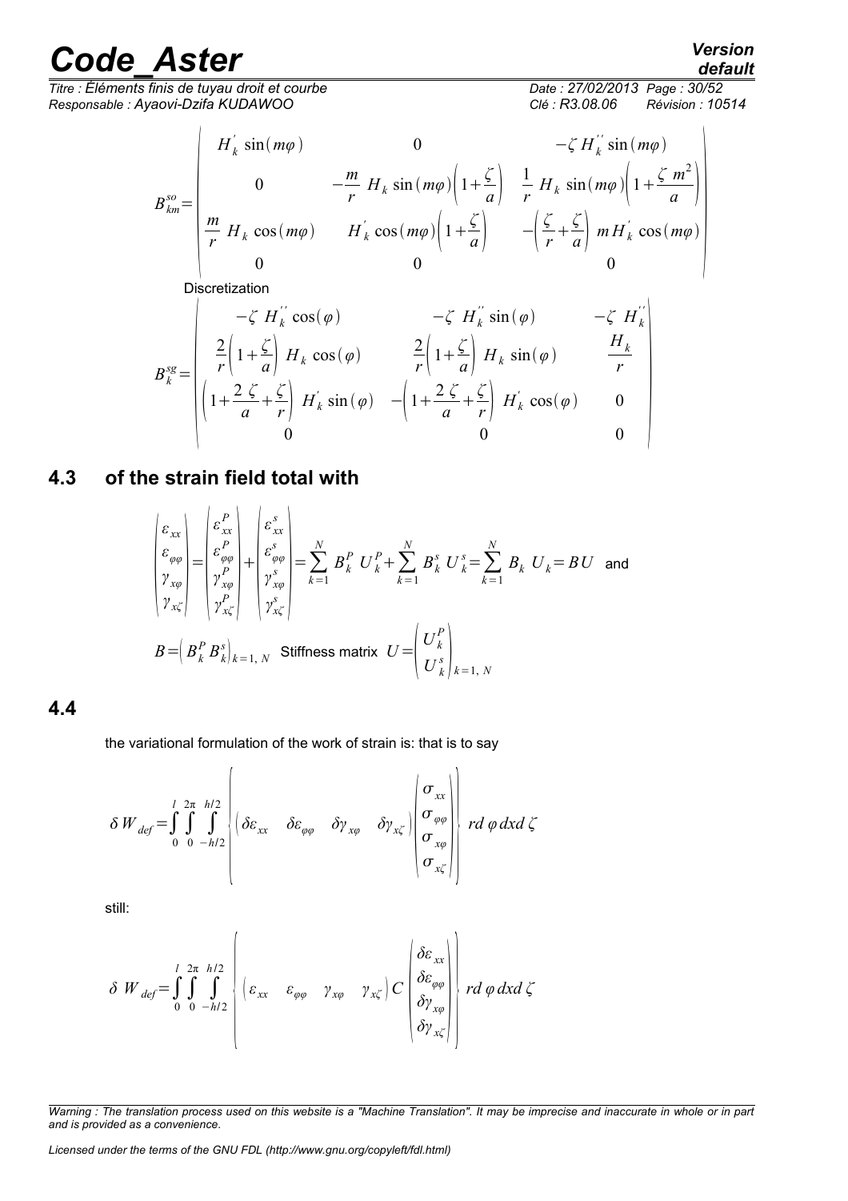$$B_{km}^{so}=\begin{pmatrix} H_k^{'}\sin(m\varphi) & 0 & -\zeta H_k^{''}\sin(m\varphi) \\ 0 & -\frac{m}{r}H_k\sin(m\varphi)\left(1+\frac{\zeta}{a}\right) & \frac{1}{r}H_k\sin(m\varphi)\left(1+\frac{\zeta m^2}{a}\right) \\ \frac{m}{r}H_k\cos(m\varphi) & H_k^{'}\cos(m\varphi)\left(1+\frac{\zeta}{a}\right) & -\left(\frac{\zeta}{r}+\frac{\zeta}{a}\right)mH_k^{'}\cos(m\varphi) \\ 0 & 0 & 0 \end{pmatrix}$$

Discretization

$$B_k^{sg}=\begin{pmatrix} -\zeta H_k^{''}\cos(\varphi) & -\zeta H_k^{''}\sin(\varphi) & -\zeta H_k^{''} \\ \frac{2}{r}\left(1+\frac{\zeta}{a}\right)H_k\cos(\varphi) & \frac{2}{r}\left(1+\frac{\zeta}{a}\right)H_k\sin(\varphi) & \frac{H_k}{r} \\ \left(1+\frac{2\zeta}{a}+\frac{\zeta}{r}\right)H_k^{'}\sin(\varphi) & -\left(1+\frac{2\zeta}{a}+\frac{\zeta}{r}\right)H_k^{'}\cos(\varphi) & 0 \\ 0 & 0 & 0 \end{pmatrix}$$

## 4.3 of the strain field total with

$$\begin{pmatrix}\varepsilon_{xx}\\ \varepsilon_{\varphi\varphi}\\ \gamma_{x\varphi}\\ \gamma_{x\zeta}\end{pmatrix}=\begin{pmatrix}\varepsilon_{xx}^P\\ \varepsilon_{\varphi\varphi}^P\\ \gamma_{x\varphi}^P\\ \gamma_{x\zeta}^P\end{pmatrix}+\begin{pmatrix}\varepsilon_{xx}^s\\ \varepsilon_{\varphi\varphi}^s\\ \gamma_{x\varphi}^s\\ \gamma_{x\zeta}^s\end{pmatrix}=\sum_{k=1}^{N}B_k^P\,U_k^P+\sum_{k=1}^{N}B_k^s\,U_k^s=\sum_{k=1}^{N}B_k\,U_k=BU \quad \text{and}$$

$$B=\left(B_k^P\;B_k^s\right)_{k=1,\,N} \quad \text{Stiffness matrix} \quad U=\begin{pmatrix}U_k^P\\ U_k^s\end{pmatrix}_{k=1,\,N}$$

## 4.4

the variational formulation of the work of strain is: that is to say

$$\delta W_{def}=\int_0^l\int_0^{2\pi}\int_{-h/2}^{h/2}\left\{\begin{pmatrix}\delta\varepsilon_{xx} & \delta\varepsilon_{\varphi\varphi} & \delta\gamma_{x\varphi} & \delta\gamma_{x\zeta}\end{pmatrix}\begin{pmatrix}\sigma_{xx}\\ \sigma_{\varphi\varphi}\\ \sigma_{x\varphi}\\ \sigma_{x\zeta}\end{pmatrix}\right\}rd\varphi\,dx\,d\zeta$$

still:

$$\delta W_{def}=\int_0^l\int_0^{2\pi}\int_{-h/2}^{h/2}\left\{\begin{pmatrix}\varepsilon_{xx} & \varepsilon_{\varphi\varphi} & \gamma_{x\varphi} & \gamma_{x\zeta}\end{pmatrix}C\begin{pmatrix}\delta\varepsilon_{xx}\\ \delta\varepsilon_{\varphi\varphi}\\ \delta\gamma_{x\varphi}\\ \delta\gamma_{x\zeta}\end{pmatrix}\right\}rd\varphi\,dx\,d\zeta$$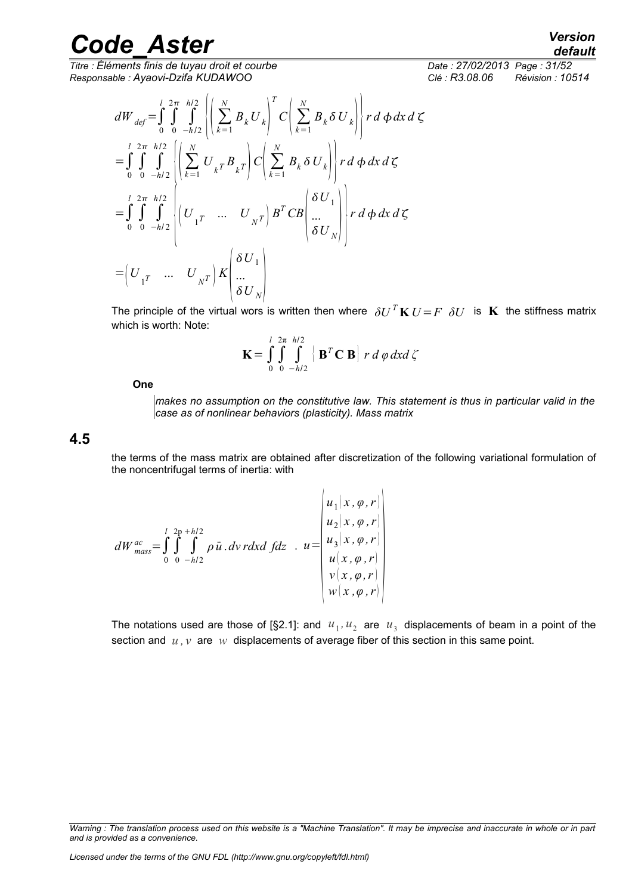$$dW_{def}=\int_0^l \int_0^{2\pi} \int_{-h/2}^{h/2} \left\{ \left( \sum_{k=1}^N B_k U_k \right)^T C \left( \sum_{k=1}^N B_k \delta U_k \right) \right\} r\, d\phi\, dx\, d\zeta$$

$$=\int_0^l \int_0^{2\pi} \int_{-h/2}^{h/2} \left\{ \left( \sum_{k=1}^N U_{k^T} B_{k^T} \right) C \left( \sum_{k=1}^N B_k \delta U_k \right) \right\} r\, d\phi\, dx\, d\zeta$$

$$=\int_0^l \int_0^{2\pi} \int_{-h/2}^{h/2} \left\{ \begin{pmatrix} U_{1^T} & \ldots & U_{N^T} \end{pmatrix} B^T C B \begin{pmatrix} \delta U_1 \\ \ldots \\ \delta U_N \end{pmatrix} \right\} r\, d\phi\, dx\, d\zeta$$

$$=\begin{pmatrix} U_{1^T} & \ldots & U_{N^T} \end{pmatrix} K \begin{pmatrix} \delta U_1 \\ \ldots \\ \delta U_N \end{pmatrix}$$

The principle of the virtual wors is written then where $\delta U^T \mathbf{K} U = F \ \delta U$ is $\mathbf{K}$ the stiffness matrix which is worth: Note:

$$\mathbf{K}=\int_0^l \int_0^{2\pi} \int_{-h/2}^{h/2} \left\{ \mathbf{B}^T \mathbf{C}\, \mathbf{B} \right\} r\, d\varphi\, dx d\zeta$$

**One**

*makes no assumption on the constitutive law. This statement is thus in particular valid in the case as of nonlinear behaviors (plasticity). Mass matrix*

## 4.5

the terms of the mass matrix are obtained after discretization of the following variational formulation of the noncentrifugal terms of inertia: with

$$dW_{mass}^{ac}=\int_0^l \int_0^{2p} \int_{-h/2}^{+h/2} \rho\, \ddot{u} . dv\, rdxd\, fdz \quad . \quad u=\begin{pmatrix} u_1(x,\varphi,r) \\ u_2(x,\varphi,r) \\ u_3(x,\varphi,r) \\ u(x,\varphi,r) \\ v(x,\varphi,r) \\ w(x,\varphi,r) \end{pmatrix}$$

The notations used are those of [§2.1]: and $u_1, u_2$ are $u_3$ displacements of beam in a point of the section and $u, v$ are $w$ displacements of average fiber of this section in this same point.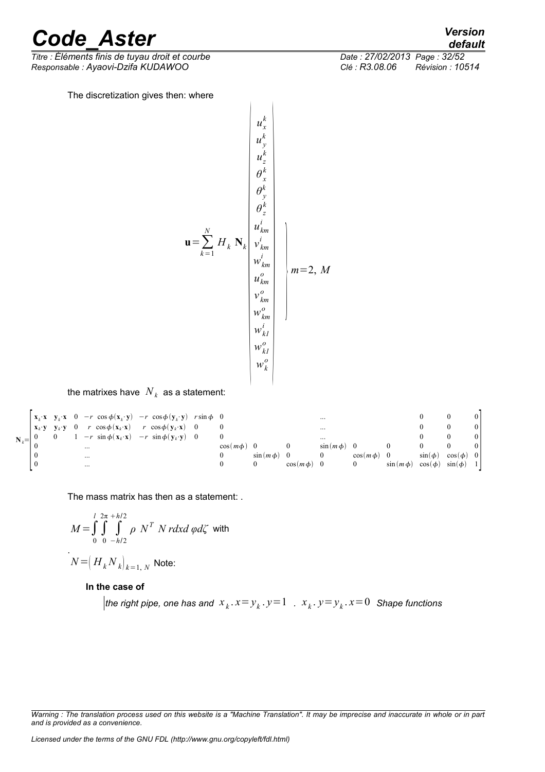The discretization gives then: where

$$
\mathbf{u}=\sum_{k=1}^{N} H_k \; \mathbf{N}_k \begin{pmatrix} u_x^k \\ u_y^k \\ u_z^k \\ \theta_x^k \\ \theta_y^k \\ \theta_z^k \\ \left.\begin{matrix} u_{km}^i \\ v_{km}^i \\ w_{km}^i \\ u_{km}^o \\ v_{km}^o \\ w_{km}^o \end{matrix}\right\} m=2,\, M \\ w_{k1}^i \\ w_{k1}^o \\ w_k^o \end{pmatrix}
$$

the matrixes have $N_k$ as a statement:

$$
\mathbf{N}_k=\begin{bmatrix}
\mathbf{x}_k\cdot\mathbf{x} & \mathbf{y}_k\cdot\mathbf{x} & 0 & -r\ \cos\phi(\mathbf{x}_k\cdot\mathbf{y}) & -r\ \cos\phi(\mathbf{y}_k\cdot\mathbf{y}) & r\sin\phi & 0 & & & \dots & & & 0 & 0 & 0\\
\mathbf{x}_k\cdot\mathbf{y} & \mathbf{y}_k\cdot\mathbf{y} & 0 & r\ \cos\phi(\mathbf{x}_k\cdot\mathbf{x}) & r\ \cos\phi(\mathbf{y}_k\cdot\mathbf{x}) & 0 & 0 & & & \dots & & & 0 & 0 & 0\\
0 & 0 & 1 & -r\ \sin\phi(\mathbf{x}_k\cdot\mathbf{x}) & -r\ \sin\phi(\mathbf{y}_k\cdot\mathbf{y}) & 0 & 0 & & & \dots & & & 0 & 0 & 0\\
0 & & & \dots & & & \cos(m\phi) & 0 & 0 & \sin(m\phi) & 0 & 0 & 0 & 0 & 0\\
0 & & & \dots & & & 0 & \sin(m\phi) & 0 & 0 & \cos(m\phi) & 0 & \sin(\phi) & \cos(\phi) & 0\\
0 & & & \dots & & & 0 & 0 & \cos(m\phi) & 0 & 0 & \sin(m\phi) & \cos(\phi) & \sin(\phi) & 1
\end{bmatrix}
$$

The mass matrix has then as a statement: .

$$
M=\int_0^l\int_0^{2\pi}\int_{-h/2}^{+h/2} \rho\ N^T\ N\, r dx d\varphi d\zeta \text{ with}
$$

.

$N=\left(H_k N_k\right)_{k=1,\,N}$ Note:

**In the case of**

*the right pipe, one has and* $x_k.x=y_k.y=1$ . $x_k.y=y_k.x=0$ *Shape functions*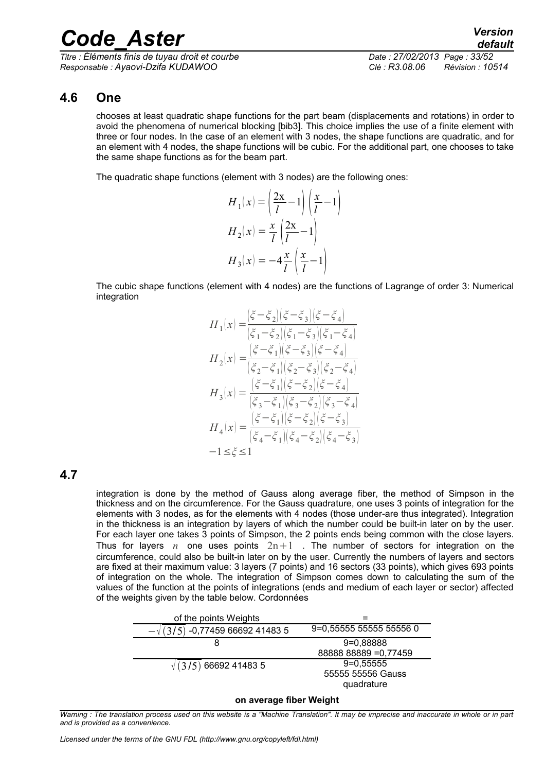## 4.6 One

chooses at least quadratic shape functions for the part beam (displacements and rotations) in order to avoid the phenomena of numerical blocking [bib3]. This choice implies the use of a finite element with three or four nodes. In the case of an element with 3 nodes, the shape functions are quadratic, and for an element with 4 nodes, the shape functions will be cubic. For the additional part, one chooses to take the same shape functions as for the beam part.

The quadratic shape functions (element with 3 nodes) are the following ones:

$$H_1(x) = \left(\frac{2x}{l} - 1\right)\left(\frac{x}{l} - 1\right)$$

$$H_2(x) = \frac{x}{l}\left(\frac{2x}{l} - 1\right)$$

$$H_3(x) = -4\frac{x}{l}\left(\frac{x}{l} - 1\right)$$

The cubic shape functions (element with 4 nodes) are the functions of Lagrange of order 3: Numerical integration

$$H_1(x) = \frac{(\xi - \xi_2)(\xi - \xi_3)(\xi - \xi_4)}{(\xi_1 - \xi_2)(\xi_1 - \xi_3)(\xi_1 - \xi_4)}$$

$$H_2(x) = \frac{(\xi - \xi_1)(\xi - \xi_3)(\xi - \xi_4)}{(\xi_2 - \xi_1)(\xi_2 - \xi_3)(\xi_2 - \xi_4)}$$

$$H_3(x) = \frac{(\xi - \xi_1)(\xi - \xi_2)(\xi - \xi_4)}{(\xi_3 - \xi_1)(\xi_3 - \xi_2)(\xi_3 - \xi_4)}$$

$$H_4(x) = \frac{(\xi - \xi_1)(\xi - \xi_2)(\xi - \xi_3)}{(\xi_4 - \xi_1)(\xi_4 - \xi_2)(\xi_4 - \xi_3)}$$

$$-1 \leq \xi \leq 1$$

## 4.7

integration is done by the method of Gauss along average fiber, the method of Simpson in the thickness and on the circumference. For the Gauss quadrature, one uses 3 points of integration for the elements with 3 nodes, as for the elements with 4 nodes (those under-are thus integrated). Integration in the thickness is an integration by layers of which the number could be built-in later on by the user. For each layer one takes 3 points of Simpson, the 2 points ends being common with the close layers. Thus for layers $n$ one uses points $2n+1$ . The number of sectors for integration on the circumference, could also be built-in later on by the user. Currently the numbers of layers and sectors are fixed at their maximum value: 3 layers (7 points) and 16 sectors (33 points), which gives 693 points of integration on the whole. The integration of Simpson comes down to calculating the sum of the values of the function at the points of integrations (ends and medium of each layer or sector) affected of the weights given by the table below. Cordonnées

| of the points Weights | = |
|---|---|
| $-\sqrt{(3/5)}$ -0,77459 66692 41483 5 | 9=0,55555 55555 55556 0 |
| 8 | 9=0,88888 88888 88889 =0,77459 |
| $\sqrt{(3/5)}$ 66692 41483 5 | 9=0,55555 55555 55556 Gauss quadrature |

**on average fiber Weight**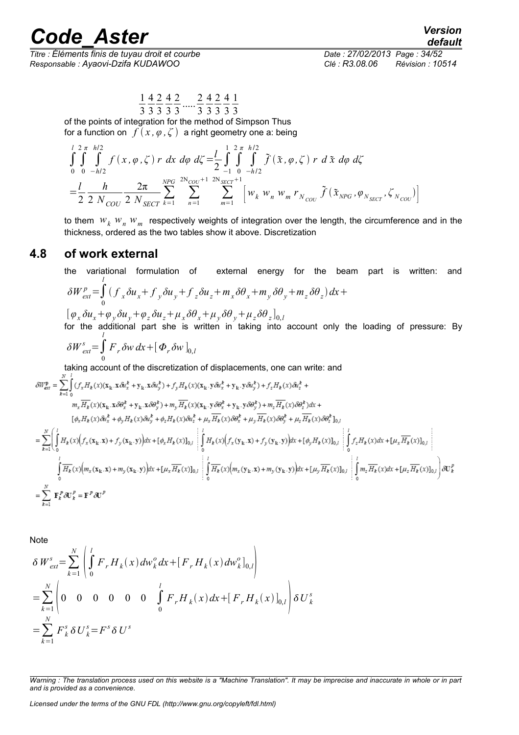$$\frac{1}{3}\frac{4}{3}\frac{2}{3}\frac{4}{3}\frac{2}{3}.....\frac{2}{3}\frac{4}{3}\frac{2}{3}\frac{4}{3}\frac{1}{3}$$

of the points of integration for the method of Simpson Thus for a function on $f(x,\varphi,\zeta)$ a right geometry one a: being

$$\int_0^l \int_0^{2\pi} \int_{-h/2}^{h/2} f(x,\varphi,\zeta)\, r\, dx\, d\varphi\, d\zeta = \frac{l}{2}\int_{-1}^{1}\int_0^{2\pi}\int_{-h/2}^{h/2} \tilde{f}(\tilde{x},\varphi,\zeta)\, r\, d\tilde{x}\, d\varphi\, d\zeta$$

$$= \frac{l}{2}\frac{h}{2\,N_{COU}}\frac{2\pi}{2\,N_{SECT}}\sum_{k=1}^{NPG}\sum_{n=1}^{2N_{COU}+1}\sum_{m=1}^{2N_{SECT}+1}\left[w_k\, w_n\, w_m\, r_{N_{COU}}\,\tilde{f}(\tilde{x}_{NPG},\varphi_{N_{SECT}},\zeta_{N_{COU}})\right]$$

to them $w_k\ w_n\ w_m$ respectively weights of integration over the length, the circumference and in the thickness, ordered as the two tables show it above. Discretization

## 4.8 of work external

the variational formulation of external energy for the beam part is written: and

$$\delta W^p_{ext} = \int_0^l (f_x\delta u_x + f_y\delta u_y + f_z\delta u_z + m_x\delta\theta_x + m_y\delta\theta_y + m_z\delta\theta_z)\,dx +$$

$$[\varphi_x\delta u_x + \varphi_y\delta u_y + \varphi_z\delta u_z + \mu_x\delta\theta_x + \mu_y\delta\theta_y + \mu_z\delta\theta_z]_{0,l}$$

for the additional part she is written in taking into account only the loading of pressure: By

$$\delta W^s_{ext} = \int_0^l F_r\,\delta w\,dx + [\Phi_r\,\delta w]_{0,l}$$

taking account of the discretization of displacements, one can write: and

$$\begin{aligned}
\delta W^p_{ext} = \sum_{k=1}^{N}\int_0^l &(f_x H_k(x)(\mathbf{x_k}.\mathbf{x}\,\delta u^k_x + \mathbf{y_k}.\mathbf{x}\,\delta u^k_y) + f_y H_k(x)(\mathbf{x_k}.\mathbf{y}\,\delta u^k_x + \mathbf{y_k}.\mathbf{y}\,\delta u^k_y) + f_z H_k(x)\delta u^k_z + \\
&m_x \overline{H_k}(x)(\mathbf{x_k}.\mathbf{x}\,\delta\theta^k_x + \mathbf{y_k}.\mathbf{x}\,\delta\theta^k_y) + m_y \overline{H_k}(x)(\mathbf{x_k}.\mathbf{y}\,\delta\theta^k_x + \mathbf{y_k}.\mathbf{y}\,\delta\theta^k_y) + m_z \overline{H_k}(x)\delta\theta^k_z)dx + \\
&[\phi_x H_k(x)\delta u^k_x + \phi_y H_k(x)\delta u^k_y + \phi_z H_k(x)\delta u^k_z + \mu_x \overline{H_k}(x)\delta\theta^k_x + \mu_y \overline{H_k}(x)\delta\theta^k_y + \mu_z \overline{H_k}(x)\delta\theta^k_z]_{0,l}
\end{aligned}$$

$$\begin{aligned}
= \sum_{k=1}^{N}\Bigg(&\int_0^l H_k(x)\big(f_x(\mathbf{x_k}.\mathbf{x}) + f_y(\mathbf{x_k}.\mathbf{y})\big)dx + [\phi_x H_k(x)]_{0,l} \;\vdots\; \int_0^l H_k(x)\big(f_x(\mathbf{y_k}.\mathbf{x}) + f_y(\mathbf{y_k}.\mathbf{y})\big)dx + [\phi_y H_k(x)]_{0,l} \;\vdots\; \int_0^l f_z H_k(x)dx + [\mu_x \overline{H_k}(x)]_{0,l} \;\vdots \\
&\int_0^l \overline{H_k}(x)\big(m_x(\mathbf{x_k}.\mathbf{x}) + m_y(\mathbf{x_k}.\mathbf{y})\big)dx + [\mu_x \overline{H_k}(x)]_{0,l} \;\vdots\; \int_0^l \overline{H_k}(x)\big(m_x(\mathbf{y_k}.\mathbf{x}) + m_y(\mathbf{y_k}.\mathbf{y})\big)dx + [\mu_y \overline{H_k}(x)]_{0,l} \;\vdots\; \int_0^l m_z \overline{H_k}(x)dx + [\mu_z \overline{H_k}(x)]_{0,l}\Bigg)\delta\mathbf{U}^p_k
\end{aligned}$$

$$= \sum_{k=1}^{N}\mathbf{F}^p_k\,\delta\mathbf{U}^p_k = \mathbf{F}^p\,\delta\mathbf{U}^p$$

Note

$$\delta W^s_{ext} = \sum_{k=1}^{N}\left(\int_0^l F_r H_k(x)\,dw^o_k\,dx + [F_r H_k(x)\,dw^o_k]_{0,l}\right)$$

$$= \sum_{k=1}^{N}\left(0 \quad 0 \quad 0 \quad 0 \quad 0 \quad 0 \quad \int_0^l F_r H_k(x)\,dx + [F_r H_k(x)]_{0,l}\right)\delta U^s_k$$

$$= \sum_{k=1}^{N} F^s_k\,\delta U^s_k = F^s\,\delta U^s$$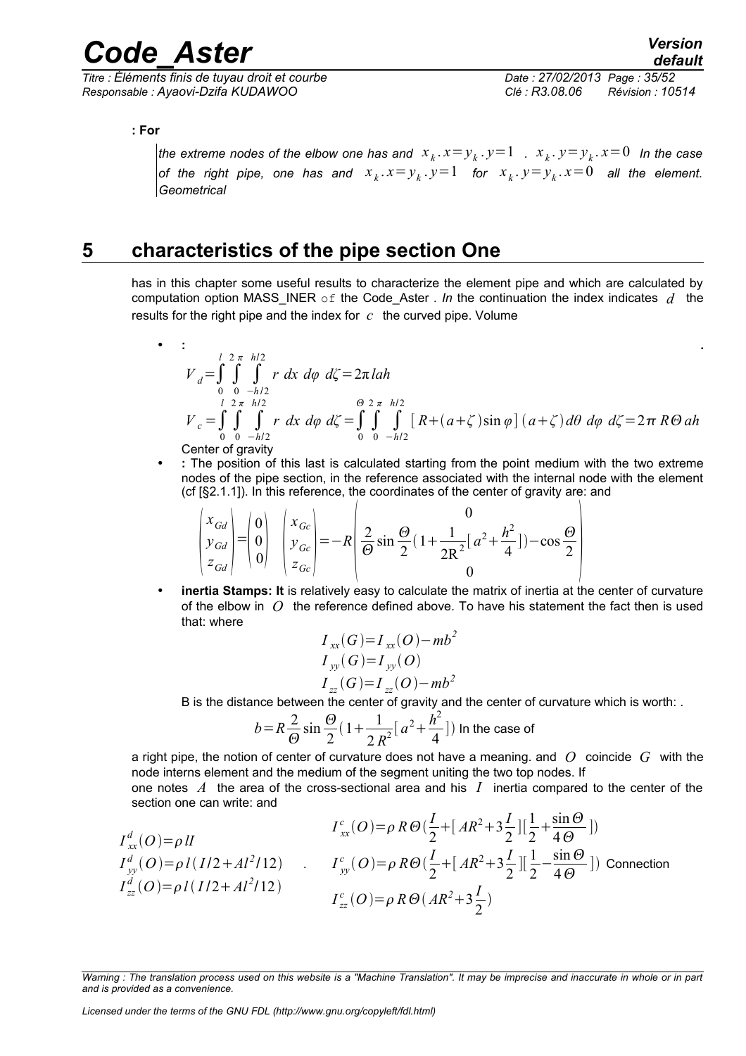**: For**

*the extreme nodes of the elbow one has and* $x_k . x = y_k . y = 1$ *.* $x_k . y = y_k . x = 0$ *In the case of the right pipe, one has and* $x_k . x = y_k . y = 1$ *for* $x_k . y = y_k . x = 0$ *all the element. Geometrical*

# 5 characteristics of the pipe section One

has in this chapter some useful results to characterize the element pipe and which are calculated by computation option MASS_INER of the Code_Aster *. In* the continuation the index indicates $d$ the results for the right pipe and the index for $c$ the curved pipe. Volume

- **:** **.**

$$V_d = \int_0^l \int_0^{2\pi} \int_{-h/2}^{h/2} r \; dx \; d\varphi \; d\zeta = 2\pi l a h$$

$$V_c = \int_0^l \int_0^{2\pi} \int_{-h/2}^{h/2} r \; dx \; d\varphi \; d\zeta = \int_0^{\Theta} \int_0^{2\pi} \int_{-h/2}^{h/2} [R + (a+\zeta)\sin\varphi](a+\zeta) d\theta \; d\varphi \; d\zeta = 2\pi R \Theta a h$$

Center of gravity

- **:** The position of this last is calculated starting from the point medium with the two extreme nodes of the pipe section, in the reference associated with the internal node with the element (cf [§2.1.1]). In this reference, the coordinates of the center of gravity are: and

$$\begin{pmatrix} x_{Gd} \\ y_{Gd} \\ z_{Gd} \end{pmatrix} = \begin{pmatrix} 0 \\ 0 \\ 0 \end{pmatrix} \quad \begin{pmatrix} x_{Gc} \\ y_{Gc} \\ z_{Gc} \end{pmatrix} = -R \begin{pmatrix} 0 \\ \dfrac{2}{\Theta}\sin\dfrac{\Theta}{2}\left(1 + \dfrac{1}{2R^2}\left[a^2 + \dfrac{h^2}{4}\right]\right) - \cos\dfrac{\Theta}{2} \\ 0 \end{pmatrix}$$

- **inertia Stamps: It** is relatively easy to calculate the matrix of inertia at the center of curvature of the elbow in $O$ the reference defined above. To have his statement the fact then is used that: where

$$I_{xx}(G) = I_{xx}(O) - mb^2$$
$$I_{yy}(G) = I_{yy}(O)$$
$$I_{zz}(G) = I_{zz}(O) - mb^2$$

B is the distance between the center of gravity and the center of curvature which is worth: .

$$b = R\frac{2}{\Theta}\sin\frac{\Theta}{2}\left(1 + \frac{1}{2R^2}\left[a^2 + \frac{h^2}{4}\right]\right)$$ In the case of

a right pipe, the notion of center of curvature does not have a meaning. and $O$ coincide $G$ with the node interns element and the medium of the segment uniting the two top nodes. If one notes $A$ the area of the cross-sectional area and his $I$ inertia compared to the center of the section one can write: and

$$I_{xx}^d(O) = \rho l I$$
$$I_{yy}^d(O) = \rho l (I/2 + Al^2/12)$$
$$I_{zz}^d(O) = \rho l (I/2 + Al^2/12)$$

.

$$I_{xx}^c(O) = \rho R \Theta \left(\frac{I}{2} + \left[AR^2 + 3\frac{I}{2}\right]\left[\frac{1}{2} + \frac{\sin\Theta}{4\Theta}\right]\right)$$
$$I_{yy}^c(O) = \rho R \Theta \left(\frac{I}{2} + \left[AR^2 + 3\frac{I}{2}\right]\left[\frac{1}{2} - \frac{\sin\Theta}{4\Theta}\right]\right)$$
$$I_{zz}^c(O) = \rho R \Theta \left(AR^2 + 3\frac{I}{2}\right)$$

Connection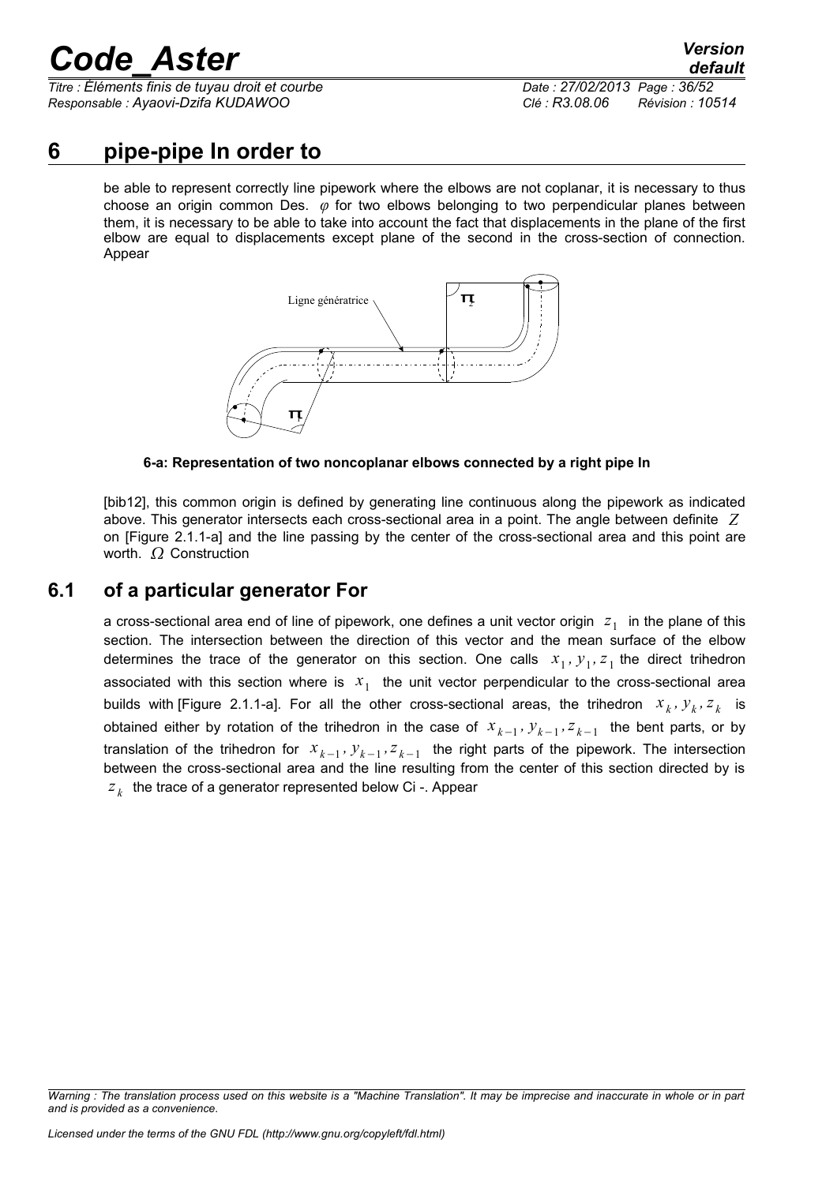# 6 pipe-pipe In order to

be able to represent correctly line pipework where the elbows are not coplanar, it is necessary to thus choose an origin common Des. $\varphi$ for two elbows belonging to two perpendicular planes between them, it is necessary to be able to take into account the fact that displacements in the plane of the first elbow are equal to displacements except plane of the second in the cross-section of connection. Appear

**6-a: Representation of two noncoplanar elbows connected by a right pipe In**

[bib12], this common origin is defined by generating line continuous along the pipework as indicated above. This generator intersects each cross-sectional area in a point. The angle between definite $Z$ on [Figure 2.1.1-a] and the line passing by the center of the cross-sectional area and this point are worth. $\Omega$ Construction

## 6.1 of a particular generator For

a cross-sectional area end of line of pipework, one defines a unit vector origin $z_1$ in the plane of this section. The intersection between the direction of this vector and the mean surface of the elbow determines the trace of the generator on this section. One calls $x_1, y_1, z_1$ the direct trihedron associated with this section where is $x_1$ the unit vector perpendicular to the cross-sectional area builds with [Figure 2.1.1-a]. For all the other cross-sectional areas, the trihedron $x_k, y_k, z_k$ is obtained either by rotation of the trihedron in the case of $x_{k-1}, y_{k-1}, z_{k-1}$ the bent parts, or by translation of the trihedron for $x_{k-1}, y_{k-1}, z_{k-1}$ the right parts of the pipework. The intersection between the cross-sectional area and the line resulting from the center of this section directed by is $z_k$ the trace of a generator represented below Ci -. Appear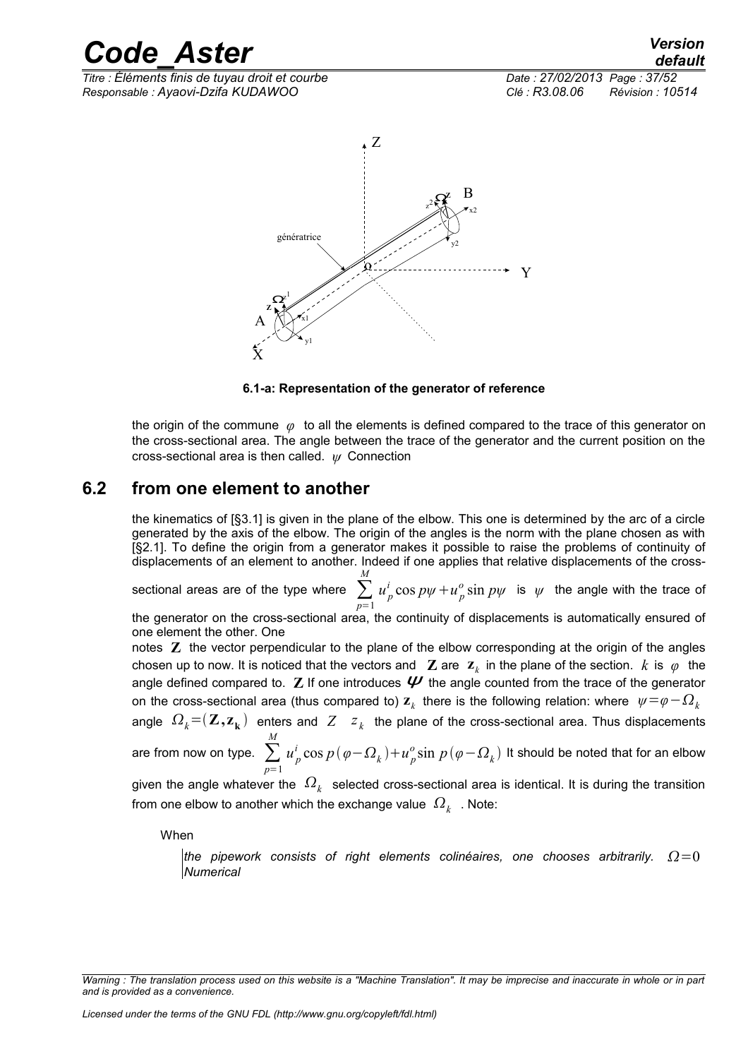**6.1-a: Representation of the generator of reference**

the origin of the commune $\varphi$ to all the elements is defined compared to the trace of this generator on the cross-sectional area. The angle between the trace of the generator and the current position on the cross-sectional area is then called. $\psi$ Connection

## 6.2 from one element to another

the kinematics of [§3.1] is given in the plane of the elbow. This one is determined by the arc of a circle generated by the axis of the elbow. The origin of the angles is the norm with the plane chosen as with [§2.1]. To define the origin from a generator makes it possible to raise the problems of continuity of displacements of an element to another. Indeed if one applies that relative displacements of the cross-sectional areas are of the type where $\sum_{p=1}^{M} u_p^i \cos p\psi + u_p^o \sin p\psi$ is $\psi$ the angle with the trace of the generator on the cross-sectional area, the continuity of displacements is automatically ensured of one element the other. One

notes $\mathbf{Z}$ the vector perpendicular to the plane of the elbow corresponding at the origin of the angles chosen up to now. It is noticed that the vectors and $\mathbf{Z}$ are $\mathbf{z}_k$ in the plane of the section. $k$ is $\varphi$ the angle defined compared to. $\mathbf{Z}$ If one introduces $\boldsymbol{\psi}$ the angle counted from the trace of the generator on the cross-sectional area (thus compared to) $\mathbf{z}_k$ there is the following relation: where $\psi = \varphi - \Omega_k$ angle $\Omega_k = (\mathbf{Z}, \mathbf{z_k})$ enters and $Z$ $z_k$ the plane of the cross-sectional area. Thus displacements are from now on type. $\sum_{p=1}^{M} u_p^i \cos p(\varphi - \Omega_k) + u_p^o \sin p(\varphi - \Omega_k)$ It should be noted that for an elbow given the angle whatever the $\Omega_k$ selected cross-sectional area is identical. It is during the transition from one elbow to another which the exchange value $\Omega_k$ . Note:

When

*the pipework consists of right elements colinéaires, one chooses arbitrarily.* $\Omega = 0$ *Numerical*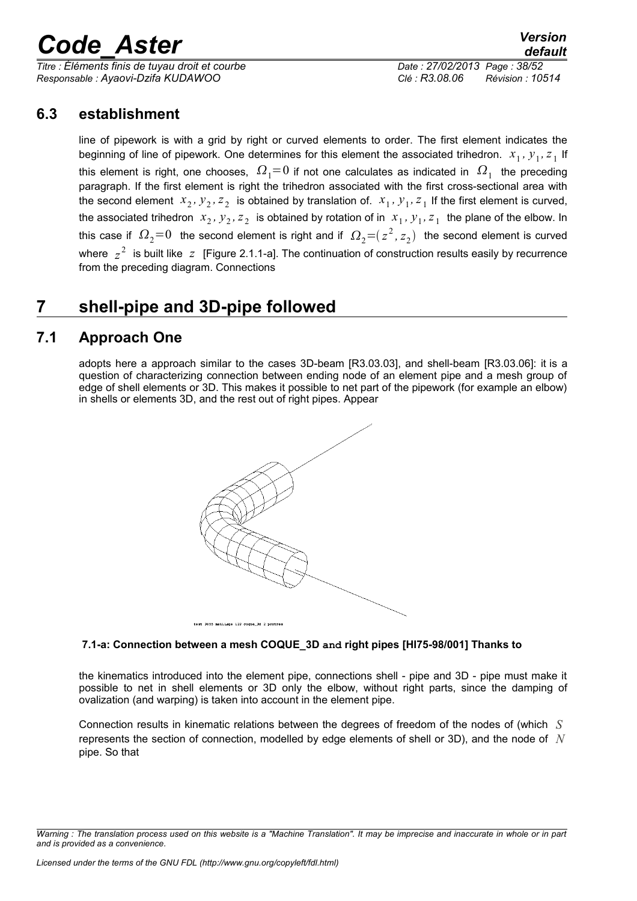## 6.3 establishment

line of pipework is with a grid by right or curved elements to order. The first element indicates the beginning of line of pipework. One determines for this element the associated trihedron. $x_1, y_1, z_1$ If this element is right, one chooses, $\Omega_1 = 0$ if not one calculates as indicated in $\Omega_1$ the preceding paragraph. If the first element is right the trihedron associated with the first cross-sectional area with the second element $x_2, y_2, z_2$ is obtained by translation of. $x_1, y_1, z_1$ If the first element is curved, the associated trihedron $x_2, y_2, z_2$ is obtained by rotation of in $x_1, y_1, z_1$ the plane of the elbow. In this case if $\Omega_2 = 0$ the second element is right and if $\Omega_2 = (z^2, z_2)$ the second element is curved where $z^2$ is built like $z$ [Figure 2.1.1-a]. The continuation of construction results easily by recurrence from the preceding diagram. Connections

# 7 shell-pipe and 3D-pipe followed

## 7.1 Approach One

adopts here a approach similar to the cases 3D-beam [R3.03.03], and shell-beam [R3.03.06]: it is a question of characterizing connection between ending node of an element pipe and a mesh group of edge of shell elements or 3D. This makes it possible to net part of the pipework (for example an elbow) in shells or elements 3D, and the rest out of right pipes. Appear

**7.1-a: Connection between a mesh COQUE_3D and right pipes [HI75-98/001] Thanks to**

the kinematics introduced into the element pipe, connections shell - pipe and 3D - pipe must make it possible to net in shell elements or 3D only the elbow, without right parts, since the damping of ovalization (and warping) is taken into account in the element pipe.

Connection results in kinematic relations between the degrees of freedom of the nodes of (which $S$ represents the section of connection, modelled by edge elements of shell or 3D), and the node of $N$ pipe. So that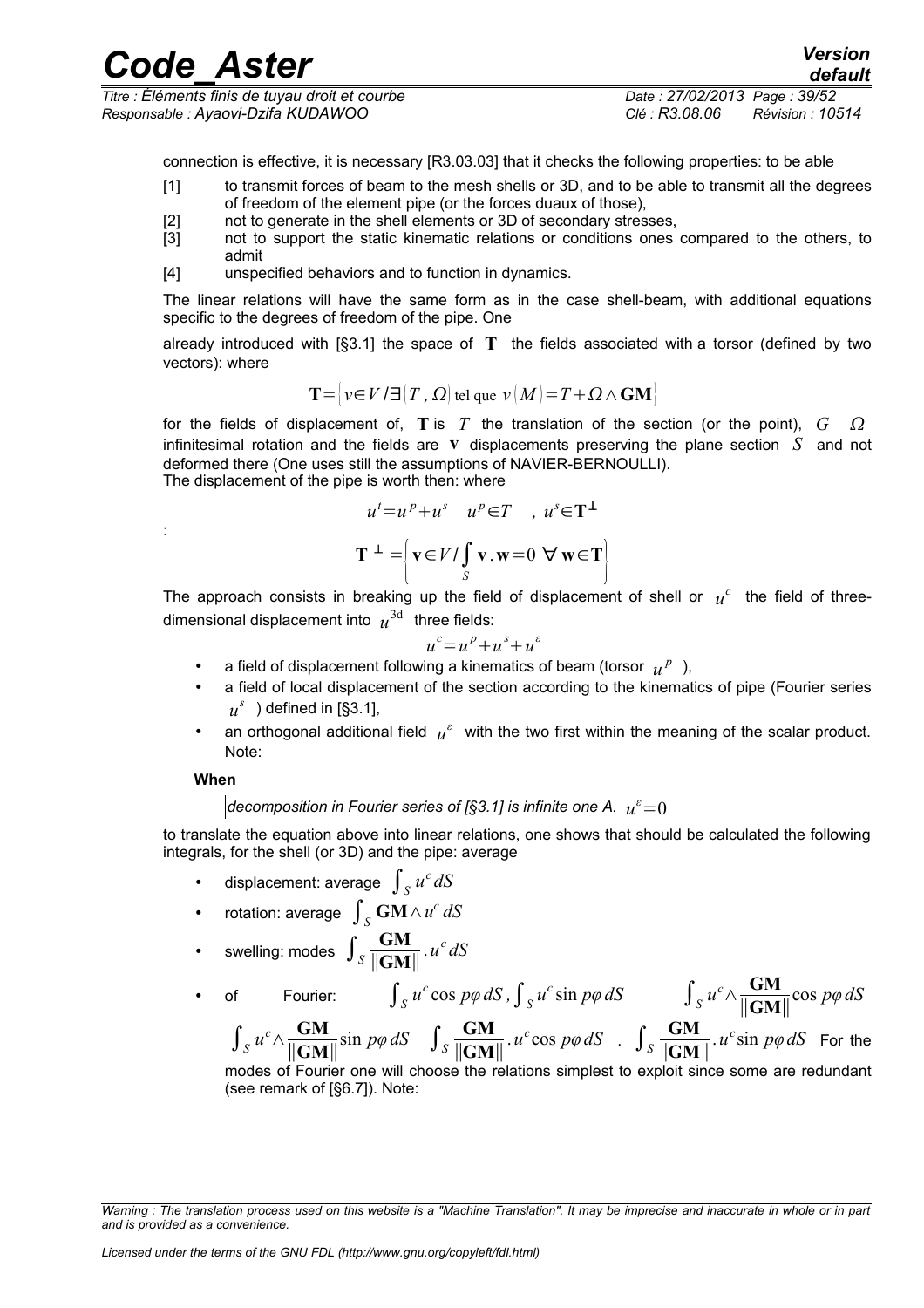connection is effective, it is necessary [R3.03.03] that it checks the following properties: to be able

[1] to transmit forces of beam to the mesh shells or 3D, and to be able to transmit all the degrees of freedom of the element pipe (or the forces duaux of those),

[2] not to generate in the shell elements or 3D of secondary stresses,

[3] not to support the static kinematic relations or conditions ones compared to the others, to admit

[4] unspecified behaviors and to function in dynamics.

The linear relations will have the same form as in the case shell-beam, with additional equations specific to the degrees of freedom of the pipe. One

already introduced with [§3.1] the space of $\mathbf{T}$ the fields associated with a torsor (defined by two vectors): where

$$\mathbf{T}=\{v\in V/\exists(T,\Omega)\text{ tel que }v(M)=T+\Omega\wedge\mathbf{GM}\}$$

for the fields of displacement of, $\mathbf{T}$ is $T$ the translation of the section (or the point), $G$ $\Omega$ infinitesimal rotation and the fields are $\mathbf{v}$ displacements preserving the plane section $S$ and not deformed there (One uses still the assumptions of NAVIER-BERNOULLI).
The displacement of the pipe is worth then: where

$$u^t=u^p+u^s \quad u^p\in T \quad , u^s\in\mathbf{T}^{\perp}$$

:

$$\mathbf{T}^{\perp}=\left\{\mathbf{v}\in V/\int_S \mathbf{v}.\mathbf{w}=0\ \forall\,\mathbf{w}\in\mathbf{T}\right\}$$

The approach consists in breaking up the field of displacement of shell or $u^c$ the field of three-dimensional displacement into $u^{3d}$ three fields:

$$u^c=u^p+u^s+u^{\varepsilon}$$

- a field of displacement following a kinematics of beam (torsor $u^p$ ),
- a field of local displacement of the section according to the kinematics of pipe (Fourier series $u^s$ ) defined in [§3.1],
- an orthogonal additional field $u^{\varepsilon}$ with the two first within the meaning of the scalar product. Note:

**When**

*decomposition in Fourier series of [§3.1] is infinite one A.* $u^{\varepsilon}=0$

to translate the equation above into linear relations, one shows that should be calculated the following integrals, for the shell (or 3D) and the pipe: average

- displacement: average $\int_S u^c\,dS$
- rotation: average $\int_S \mathbf{GM}\wedge u^c\,dS$
- swelling: modes $\int_S \frac{\mathbf{GM}}{\|\mathbf{GM}\|}.u^c\,dS$
- of Fourier: $\int_S u^c\cos p\varphi\,dS,\int_S u^c\sin p\varphi\,dS$ $\int_S u^c\wedge\frac{\mathbf{GM}}{\|\mathbf{GM}\|}\cos p\varphi\,dS$ $\int_S u^c\wedge\frac{\mathbf{GM}}{\|\mathbf{GM}\|}\sin p\varphi\,dS$ $\int_S \frac{\mathbf{GM}}{\|\mathbf{GM}\|}.u^c\cos p\varphi\,dS$ . $\int_S \frac{\mathbf{GM}}{\|\mathbf{GM}\|}.u^c\sin p\varphi\,dS$ For the modes of Fourier one will choose the relations simplest to exploit since some are redundant (see remark of [§6.7]). Note: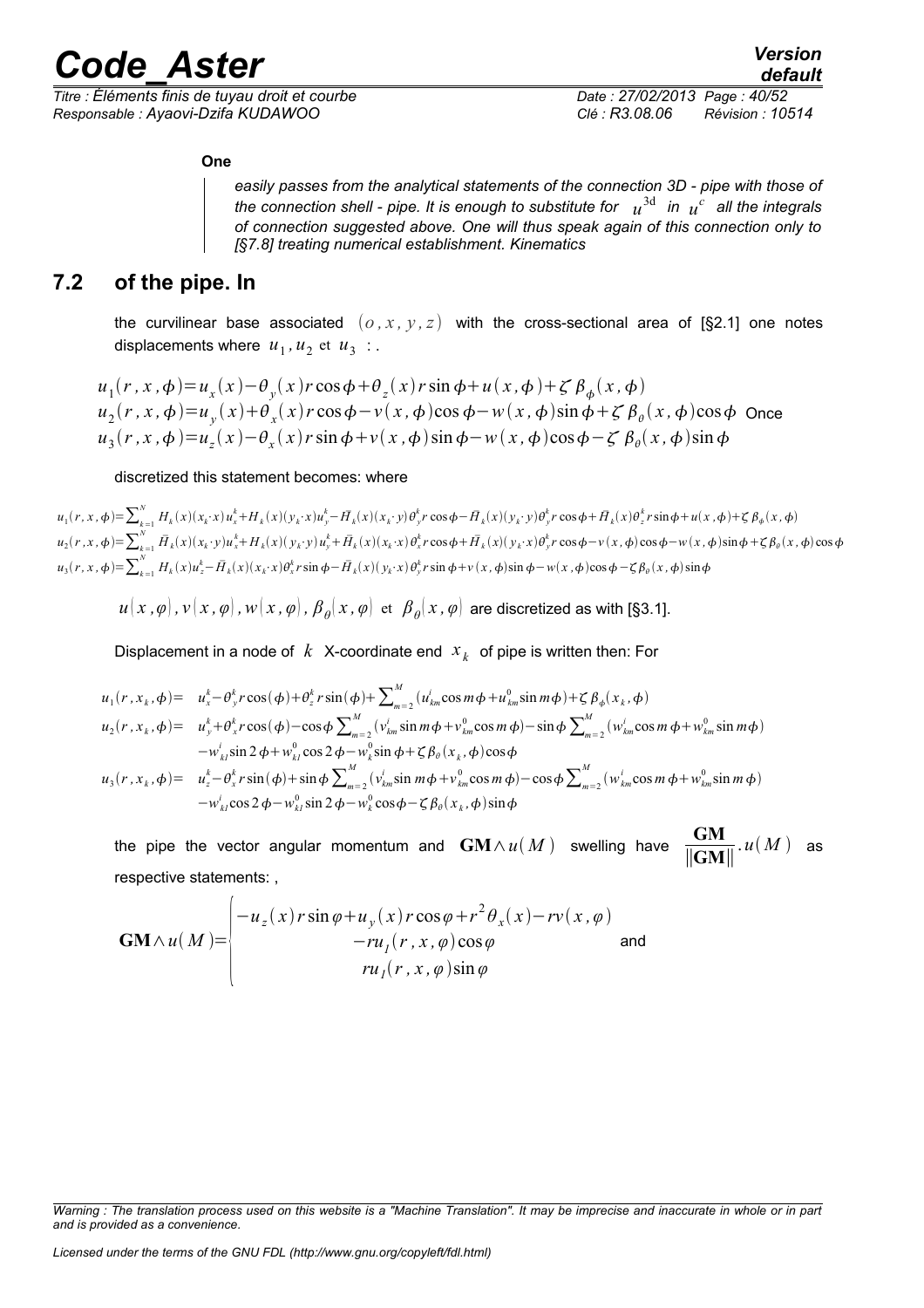**One**

*easily passes from the analytical statements of the connection 3D - pipe with those of the connection shell - pipe. It is enough to substitute for $u^{3d}$ in $u^{c}$ all the integrals of connection suggested above. One will thus speak again of this connection only to [§7.8] treating numerical establishment. Kinematics*

## 7.2 of the pipe. In

the curvilinear base associated $(o, x, y, z)$ with the cross-sectional area of [§2.1] one notes displacements where $u_1, u_2$ et $u_3$ : .

$$
\begin{aligned}
u_1(r, x, \phi) &= u_x(x) - \theta_y(x) r\cos\phi + \theta_z(x) r\sin\phi + u(x, \phi) + \zeta\,\beta_\phi(x, \phi) \\
u_2(r, x, \phi) &= u_y(x) + \theta_x(x) r\cos\phi - v(x, \phi)\cos\phi - w(x, \phi)\sin\phi + \zeta\,\beta_\theta(x, \phi)\cos\phi \\
u_3(r, x, \phi) &= u_z(x) - \theta_x(x) r\sin\phi + v(x, \phi)\sin\phi - w(x, \phi)\cos\phi - \zeta\,\beta_\theta(x, \phi)\sin\phi
\end{aligned}
$$

Once discretized this statement becomes: where

$$
\begin{aligned}
u_1(r, x, \phi) &= \sum_{k=1}^{N} H_k(x)(x_k \cdot x) u_x^k + H_k(x)(x_k \cdot x) u_y^k - \bar{H}_k(x)(x_k \cdot y)\theta_y^k r\cos\phi - \bar{H}_k(x)(y_k \cdot y)\theta_y^k r\cos\phi + \bar{H}_k(x)\theta_z^k r\sin\phi + u(x, \phi) + \zeta\,\beta_\phi(x, \phi) \\
u_2(r, x, \phi) &= \sum_{k=1}^{N} \bar{H}_k(x)(x_k \cdot y) u_x^k + H_k(x)(y_k \cdot y) u_y^k + \bar{H}_k(x)(x_k \cdot x)\theta_x^k r\cos\phi + \bar{H}_k(x)(y_k \cdot x)\theta_y^k r\cos\phi - v(x, \phi)\cos\phi - w(x, \phi)\sin\phi + \zeta\,\beta_\theta(x, \phi)\cos\phi \\
u_3(r, x, \phi) &= \sum_{k=1}^{N} H_k(x) u_z^k - \bar{H}_k(x)(x_k \cdot x)\theta_x^k r\sin\phi - \bar{H}_k(x)(y_k \cdot x)\theta_y^k r\sin\phi + v(x, \phi)\sin\phi - w(x, \phi)\cos\phi - \zeta\,\beta_\theta(x, \phi)\sin\phi
\end{aligned}
$$

$u(x, \varphi), v(x, \varphi), w(x, \varphi), \beta_\theta(x, \varphi)$ et $\beta_\theta(x, \varphi)$ are discretized as with [§3.1].

Displacement in a node of $k$ X-coordinate end $x_k$ of pipe is written then: For

$$
\begin{aligned}
u_1(r, x_k, \phi) = {} & u_x^k - \theta_y^k r\cos(\phi) + \theta_z^k r\sin(\phi) + \sum_{m=2}^{M}(u_{km}^i \cos m\phi + u_{km}^0 \sin m\phi) + \zeta\,\beta_\phi(x_k, \phi) \\
u_2(r, x_k, \phi) = {} & u_y^k + \theta_x^k r\cos(\phi) - \cos\phi \sum_{m=2}^{M}(v_{km}^i \sin m\phi + v_{km}^0 \cos m\phi) - \sin\phi \sum_{m=2}^{M}(w_{km}^i \cos m\phi + w_{km}^0 \sin m\phi) \\
& - w_{kl}^i \sin 2\phi + w_{kl}^0 \cos 2\phi - w_k^0 \sin\phi + \zeta\,\beta_\theta(x_k, \phi)\cos\phi \\
u_3(r, x_k, \phi) = {} & u_z^k - \theta_x^k r\sin(\phi) + \sin\phi \sum_{m=2}^{M}(v_{km}^i \sin m\phi + v_{km}^0 \cos m\phi) - \cos\phi \sum_{m=2}^{M}(w_{km}^i \cos m\phi + w_{km}^0 \sin m\phi) \\
& - w_{kl}^i \cos 2\phi - w_{kl}^0 \sin 2\phi - w_k^0 \cos\phi - \zeta\,\beta_\theta(x_k, \phi)\sin\phi
\end{aligned}
$$

the pipe the vector angular momentum and $\mathbf{GM} \wedge u(M)$ swelling have $\dfrac{\mathbf{GM}}{\|\mathbf{GM}\|} . u(M)$ as respective statements: ,

$$
\mathbf{GM} \wedge u(M) = \begin{cases} -u_z(x) r\sin\varphi + u_y(x) r\cos\varphi + r^2\theta_x(x) - r v(x, \varphi) \\ -r u_1(r, x, \varphi)\cos\varphi \\ r u_1(r, x, \varphi)\sin\varphi \end{cases}
$$

and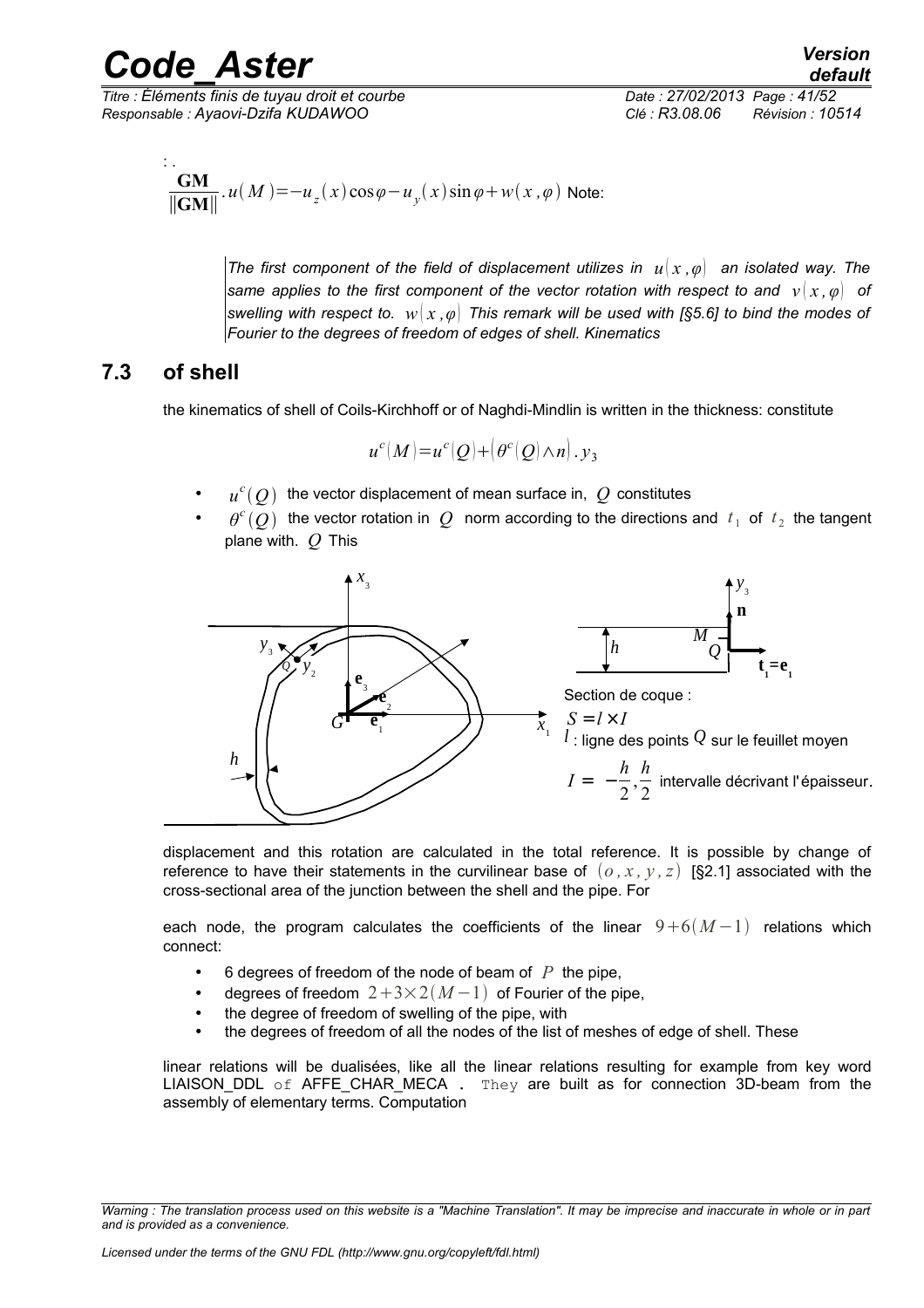: .

$$\frac{\mathbf{GM}}{\|\mathbf{GM}\|}.u(M)=-u_z(x)\cos\varphi-u_y(x)\sin\varphi+w(x,\varphi)$$ Note:

> *The first component of the field of displacement utilizes in $u(x,\varphi)$ an isolated way. The same applies to the first component of the vector rotation with respect to and $v(x,\varphi)$ of swelling with respect to. $w(x,\varphi)$ This remark will be used with [§5.6] to bind the modes of Fourier to the degrees of freedom of edges of shell. Kinematics*

## 7.3 of shell

the kinematics of shell of Coils-Kirchhoff or of Naghdi-Mindlin is written in the thickness: constitute

$$u^c(M)=u^c(Q)+\left(\theta^c(Q)\wedge n\right).y_3$$

- $u^c(Q)$ the vector displacement of mean surface in, $Q$ constitutes
- $\theta^c(Q)$ the vector rotation in $Q$ norm according to the directions and $t_1$ of $t_2$ the tangent plane with. $Q$ This

Section de coque :

$S=l\times I$

$l$ : ligne des points $Q$ sur le feuillet moyen

$I=\left[-\frac{h}{2},\frac{h}{2}\right]$ intervalle décrivant l'épaisseur.

displacement and this rotation are calculated in the total reference. It is possible by change of reference to have their statements in the curvilinear base of $(o,x,y,z)$ [§2.1] associated with the cross-sectional area of the junction between the shell and the pipe. For

each node, the program calculates the coefficients of the linear $9+6(M-1)$ relations which connect:

- 6 degrees of freedom of the node of beam of $P$ the pipe,
- degrees of freedom $2+3\times2(M-1)$ of Fourier of the pipe,
- the degree of freedom of swelling of the pipe, with
- the degrees of freedom of all the nodes of the list of meshes of edge of shell. These

linear relations will be dualisées, like all the linear relations resulting for example from key word LIAISON_DDL of AFFE_CHAR_MECA . They are built as for connection 3D-beam from the assembly of elementary terms. Computation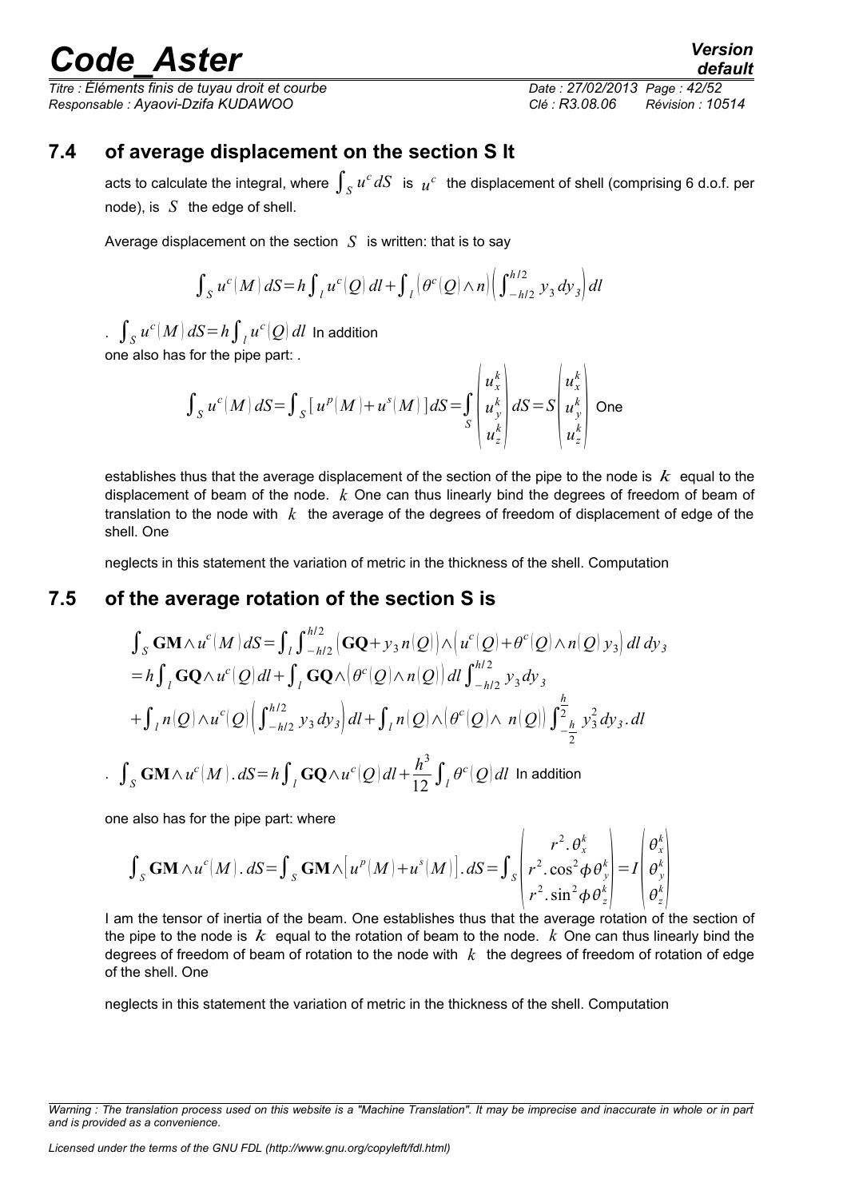## 7.4 of average displacement on the section S It

acts to calculate the integral, where $\int_S u^c dS$ is $u^c$ the displacement of shell (comprising 6 d.o.f. per node), is $S$ the edge of shell.

Average displacement on the section $S$ is written: that is to say

$$\int_S u^c(M)\, dS = h\int_l u^c(Q)\, dl + \int_l \left(\theta^c(Q)\wedge n\right)\left(\int_{-h/2}^{h/2} y_3\, dy_3\right) dl$$

. $\int_S u^c(M)\, dS = h\int_l u^c(Q)\, dl$ In addition

one also has for the pipe part: .

$$\int_S u^c(M)\, dS = \int_S \left[u^p(M) + u^s(M)\right] dS = \int_S \begin{pmatrix} u_x^k \\ u_y^k \\ u_z^k \end{pmatrix} dS = S \begin{pmatrix} u_x^k \\ u_y^k \\ u_z^k \end{pmatrix}$$ One

establishes thus that the average displacement of the section of the pipe to the node is $k$ equal to the displacement of beam of the node. $k$ One can thus linearly bind the degrees of freedom of beam of translation to the node with $k$ the average of the degrees of freedom of displacement of edge of the shell. One

neglects in this statement the variation of metric in the thickness of the shell. Computation

## 7.5 of the average rotation of the section S is

$$\begin{aligned}
\int_S \mathbf{GM}\wedge u^c(M)\, dS &= \int_l \int_{-h/2}^{h/2} \left(\mathbf{GQ} + y_3 n(Q)\right)\wedge\left(u^c(Q) + \theta^c(Q)\wedge n(Q)\, y_3\right) dl\, dy_3 \\
&= h\int_l \mathbf{GQ}\wedge u^c(Q)\, dl + \int_l \mathbf{GQ}\wedge\left(\theta^c(Q)\wedge n(Q)\right) dl \int_{-h/2}^{h/2} y_3\, dy_3 \\
&+ \int_l n(Q)\wedge u^c(Q)\left(\int_{-h/2}^{h/2} y_3\, dy_3\right) dl + \int_l n(Q)\wedge\left(\theta^c(Q)\wedge\, n(Q)\right)\int_{-\frac{h}{2}}^{\frac{h}{2}} y_3^2\, dy_3 .\, dl
\end{aligned}$$

. $\int_S \mathbf{GM}\wedge u^c(M) .\, dS = h\int_l \mathbf{GQ}\wedge u^c(Q)\, dl + \dfrac{h^3}{12}\int_l \theta^c(Q)\, dl$ In addition

one also has for the pipe part: where

$$\int_S \mathbf{GM}\wedge u^c(M) .\, dS = \int_S \mathbf{GM}\wedge\left[u^p(M) + u^s(M)\right] .\, dS = \int_S \begin{pmatrix} r^2 .\, \theta_x^k \\ r^2 .\cos^2\phi\, \theta_y^k \\ r^2 .\sin^2\phi\, \theta_z^k \end{pmatrix} = I \begin{pmatrix} \theta_x^k \\ \theta_y^k \\ \theta_z^k \end{pmatrix}$$

I am the tensor of inertia of the beam. One establishes thus that the average rotation of the section of the pipe to the node is $k$ equal to the rotation of beam to the node. $k$ One can thus linearly bind the degrees of freedom of beam of rotation to the node with $k$ the degrees of freedom of rotation of edge of the shell. One

neglects in this statement the variation of metric in the thickness of the shell. Computation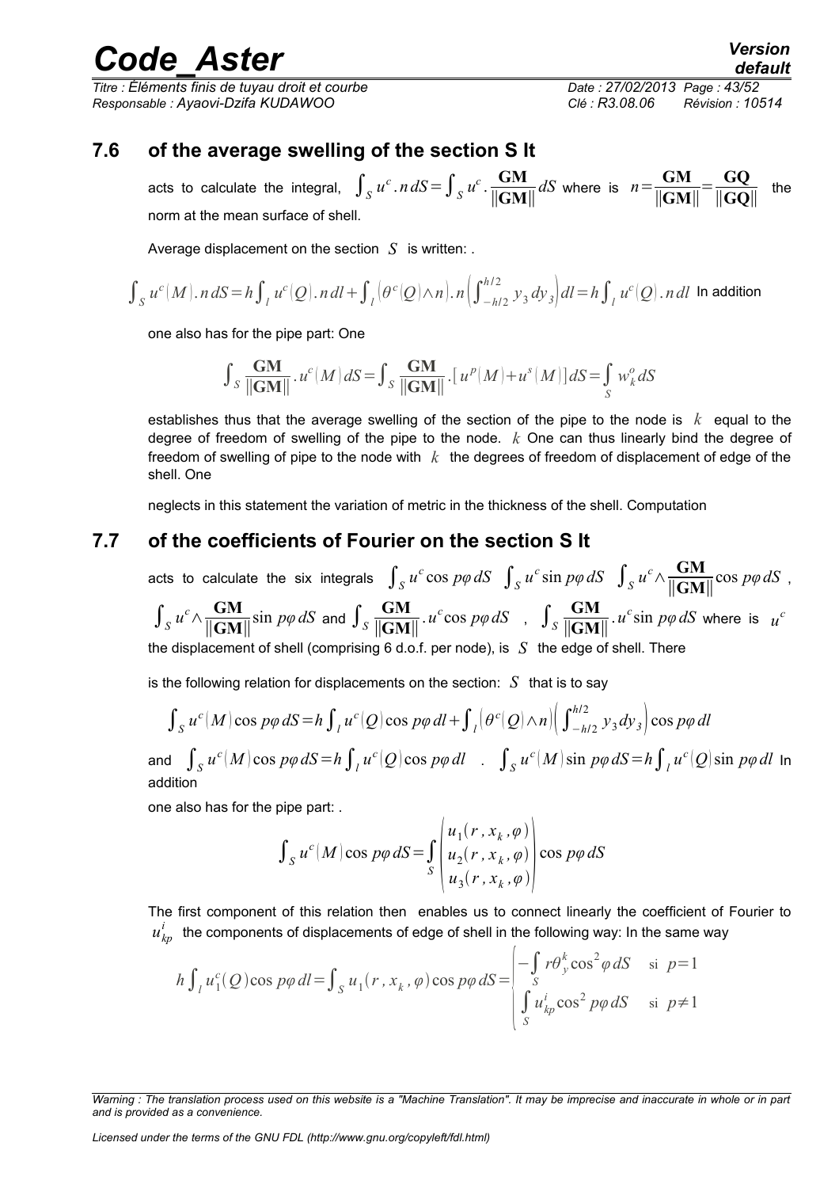## 7.6 of the average swelling of the section S It

acts to calculate the integral, $\int_S u^c . n\, dS = \int_S u^c . \frac{\mathbf{GM}}{\|\mathbf{GM}\|} dS$ where is $n = \frac{\mathbf{GM}}{\|\mathbf{GM}\|} = \frac{\mathbf{GQ}}{\|\mathbf{GQ}\|}$ the norm at the mean surface of shell.

Average displacement on the section $S$ is written: .

$\int_S u^c(M) . n\, dS = h \int_l u^c(Q) . n\, dl + \int_l \left(\theta^c(Q) \wedge n\right) . n \left( \int_{-h/2}^{h/2} y_3\, dy_3 \right) dl = h \int_l u^c(Q) . n\, dl$ In addition

one also has for the pipe part: One

$$\int_S \frac{\mathbf{GM}}{\|\mathbf{GM}\|} . u^c(M)\, dS = \int_S \frac{\mathbf{GM}}{\|\mathbf{GM}\|} . \left[ u^p(M) + u^s(M) \right] dS = \int_S w_k^o\, dS$$

establishes thus that the average swelling of the section of the pipe to the node is $k$ equal to the degree of freedom of swelling of the pipe to the node. $k$ One can thus linearly bind the degree of freedom of swelling of pipe to the node with $k$ the degrees of freedom of displacement of edge of the shell. One

neglects in this statement the variation of metric in the thickness of the shell. Computation

## 7.7 of the coefficients of Fourier on the section S It

acts to calculate the six integrals $\int_S u^c \cos p\varphi\, dS$ $\int_S u^c \sin p\varphi\, dS$ $\int_S u^c \wedge \frac{\mathbf{GM}}{\|\mathbf{GM}\|} \cos p\varphi\, dS$, $\int_S u^c \wedge \frac{\mathbf{GM}}{\|\mathbf{GM}\|} \sin p\varphi\, dS$ and $\int_S \frac{\mathbf{GM}}{\|\mathbf{GM}\|} . u^c \cos p\varphi\, dS$ , $\int_S \frac{\mathbf{GM}}{\|\mathbf{GM}\|} . u^c \sin p\varphi\, dS$ where is $u^c$ the displacement of shell (comprising 6 d.o.f. per node), is $S$ the edge of shell. There

is the following relation for displacements on the section: $S$ that is to say

$$\int_S u^c(M) \cos p\varphi\, dS = h \int_l u^c(Q) \cos p\varphi\, dl + \int_l \left(\theta^c(Q) \wedge n\right) \left( \int_{-h/2}^{h/2} y_3\, dy_3 \right) \cos p\varphi\, dl$$

and $\int_S u^c(M) \cos p\varphi\, dS = h \int_l u^c(Q) \cos p\varphi\, dl$ . $\int_S u^c(M) \sin p\varphi\, dS = h \int_l u^c(Q) \sin p\varphi\, dl$ In addition

one also has for the pipe part: .

$$\int_S u^c(M) \cos p\varphi\, dS = \int_S \begin{pmatrix} u_1(r, x_k, \varphi) \\ u_2(r, x_k, \varphi) \\ u_3(r, x_k, \varphi) \end{pmatrix} \cos p\varphi\, dS$$

The first component of this relation then enables us to connect linearly the coefficient of Fourier to $u_{kp}^i$ the components of displacements of edge of shell in the following way: In the same way

$$h \int_l u_1^c(Q) \cos p\varphi\, dl = \int_S u_1(r, x_k, \varphi) \cos p\varphi\, dS = \begin{cases} -\int_S r\theta_y^k \cos^2 \varphi\, dS & \text{si } p=1 \\ \int_S u_{kp}^i \cos^2 p\varphi\, dS & \text{si } p \neq 1 \end{cases}$$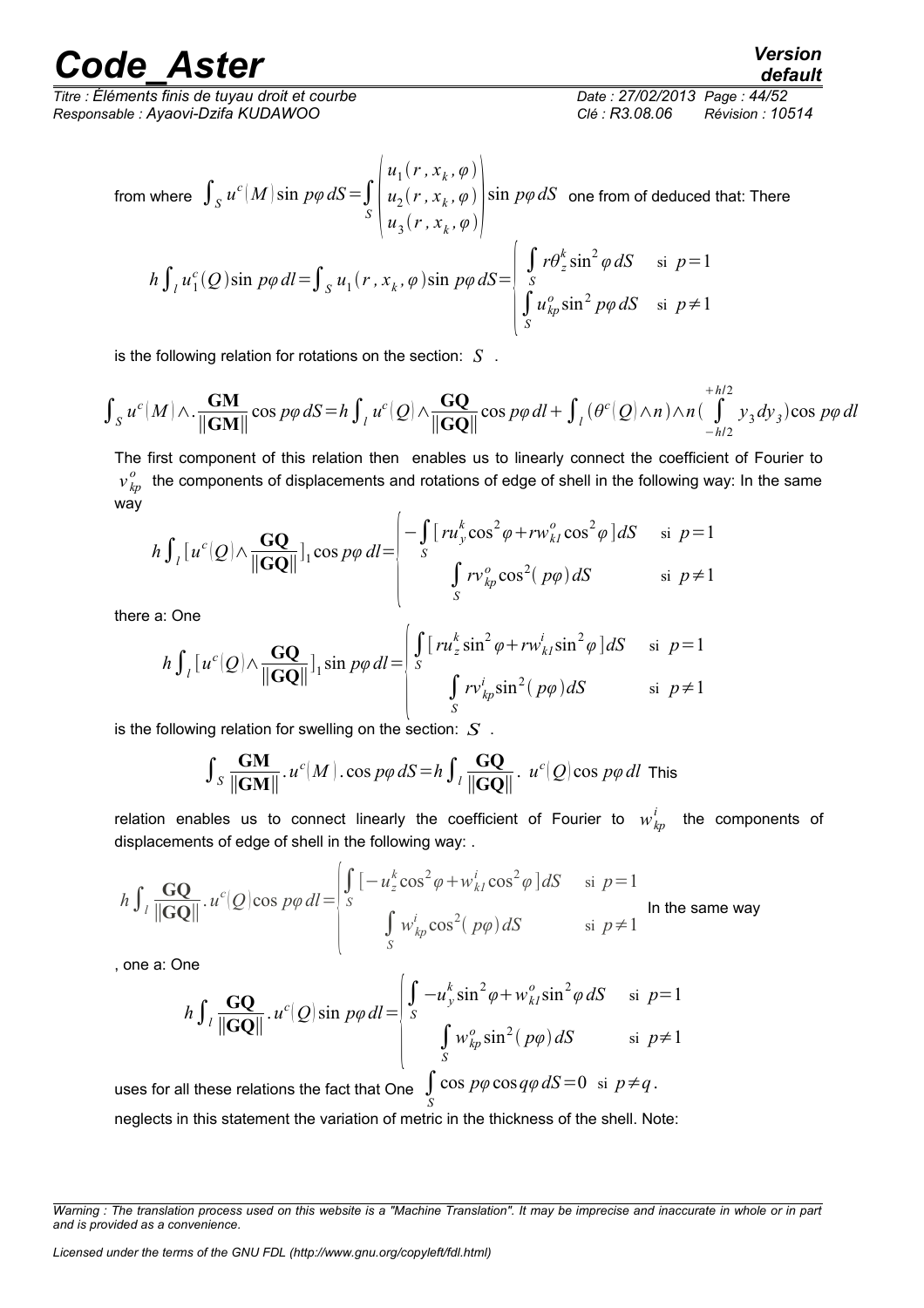from where $\int_S u^c(M)\sin p\varphi\, dS = \int_S \begin{pmatrix} u_1(r, x_k, \varphi) \\ u_2(r, x_k, \varphi) \\ u_3(r, x_k, \varphi) \end{pmatrix} \sin p\varphi\, dS$ one from of deduced that: There

$$h\int_l u_1^c(Q)\sin p\varphi\, dl = \int_S u_1(r, x_k, \varphi)\sin p\varphi\, dS = \begin{cases} \int_S r\theta_z^k \sin^2\varphi\, dS & \text{si } p=1 \\ \int_S u_{kp}^o \sin^2 p\varphi\, dS & \text{si } p\neq 1 \end{cases}$$

is the following relation for rotations on the section: $S$ .

$$\int_S u^c(M)\wedge.\frac{\mathbf{GM}}{\|\mathbf{GM}\|}\cos p\varphi\, dS = h\int_l u^c(Q)\wedge\frac{\mathbf{GQ}}{\|\mathbf{GQ}\|}\cos p\varphi\, dl + \int_l (\theta^c(Q)\wedge n)\wedge n(\int_{-h/2}^{+h/2} y_3\, dy_3)\cos p\varphi\, dl$$

The first component of this relation then enables us to linearly connect the coefficient of Fourier to $v_{kp}^o$ the components of displacements and rotations of edge of shell in the following way: In the same way

$$h\int_l [u^c(Q)\wedge\frac{\mathbf{GQ}}{\|\mathbf{GQ}\|}]_1 \cos p\varphi\, dl = \begin{cases} -\int_S [r u_y^k \cos^2\varphi + r w_{k1}^o \cos^2\varphi]\, dS & \text{si } p=1 \\ \int_S r v_{kp}^o \cos^2(p\varphi)\, dS & \text{si } p\neq 1 \end{cases}$$

there a: One

$$h\int_l [u^c(Q)\wedge\frac{\mathbf{GQ}}{\|\mathbf{GQ}\|}]_1 \sin p\varphi\, dl = \begin{cases} \int_S [r u_z^k \sin^2\varphi + r w_{k1}^i \sin^2\varphi]\, dS & \text{si } p=1 \\ \int_S r v_{kp}^i \sin^2(p\varphi)\, dS & \text{si } p\neq 1 \end{cases}$$

is the following relation for swelling on the section: $S$ .

$$\int_S \frac{\mathbf{GM}}{\|\mathbf{GM}\|}.u^c(M).\cos p\varphi\, dS = h\int_l \frac{\mathbf{GQ}}{\|\mathbf{GQ}\|}.\ u^c(Q)\cos p\varphi\, dl$$ This

relation enables us to connect linearly the coefficient of Fourier to $w_{kp}^i$ the components of displacements of edge of shell in the following way: .

$$h\int_l \frac{\mathbf{GQ}}{\|\mathbf{GQ}\|}.u^c(Q)\cos p\varphi\, dl = \begin{cases} \int_S [-u_z^k \cos^2\varphi + w_{k1}^i \cos^2\varphi]\, dS & \text{si } p=1 \\ \int_S w_{kp}^i \cos^2(p\varphi)\, dS & \text{si } p\neq 1 \end{cases}$$ In the same way

, one a: One

$$h\int_l \frac{\mathbf{GQ}}{\|\mathbf{GQ}\|}.u^c(Q)\sin p\varphi\, dl = \begin{cases} \int_S -u_y^k \sin^2\varphi + w_{k1}^o \sin^2\varphi\, dS & \text{si } p=1 \\ \int_S w_{kp}^o \sin^2(p\varphi)\, dS & \text{si } p\neq 1 \end{cases}$$

uses for all these relations the fact that One $\int_S \cos p\varphi \cos q\varphi\, dS = 0 \text{ si } p\neq q$.

neglects in this statement the variation of metric in the thickness of the shell. Note: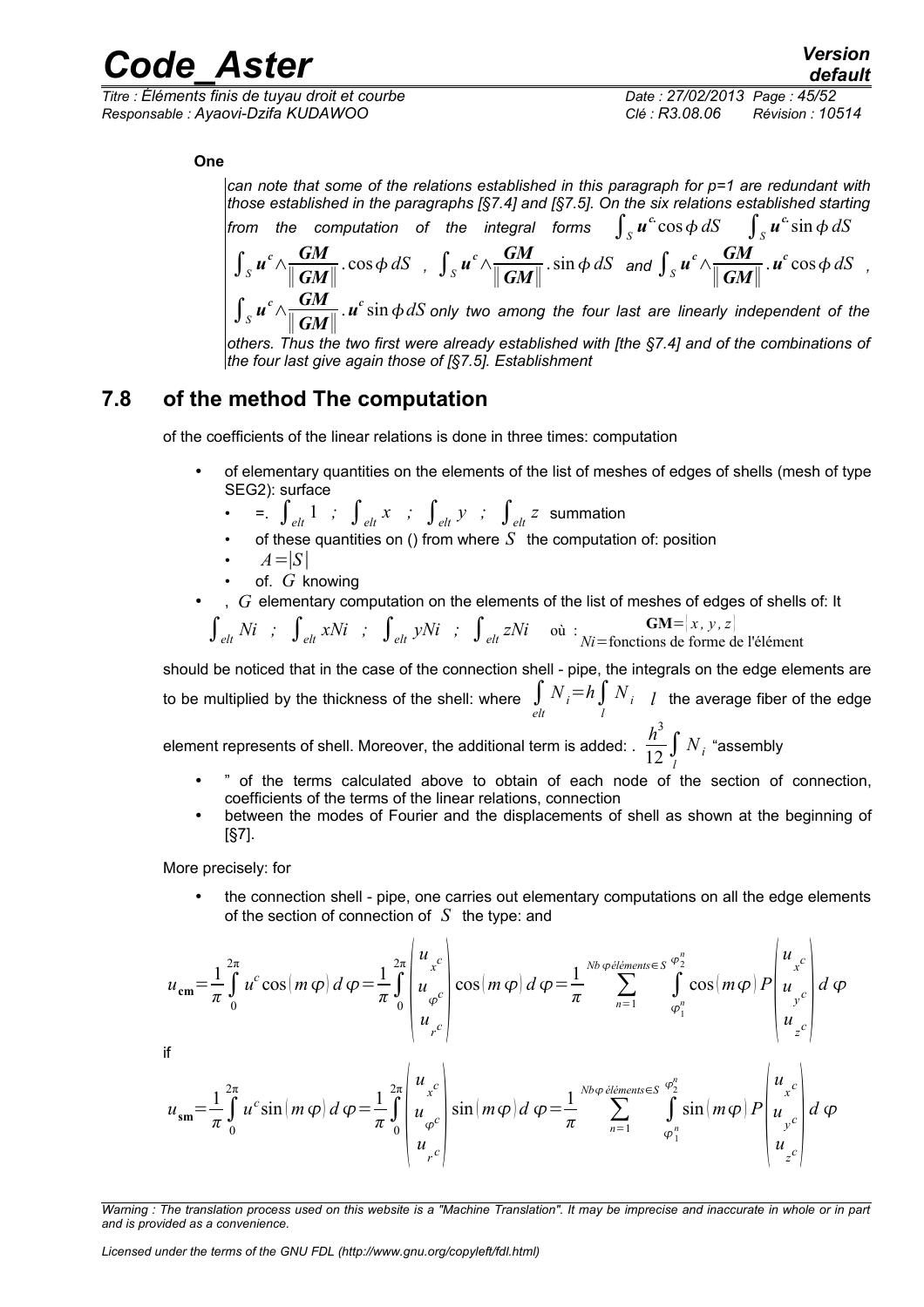**One**

*can note that some of the relations established in this paragraph for p=1 are redundant with those established in the paragraphs [§7.4] and [§7.5]. On the six relations established starting from the computation of the integral forms* $\int_S \boldsymbol{u}^c \cos\phi\, dS$ $\int_S \boldsymbol{u}^c \sin\phi\, dS$ $\int_S \boldsymbol{u}^c \wedge \frac{\boldsymbol{GM}}{\|\boldsymbol{GM}\|} . \cos\phi\, dS$ , $\int_S \boldsymbol{u}^c \wedge \frac{\boldsymbol{GM}}{\|\boldsymbol{GM}\|} . \sin\phi\, dS$ *and* $\int_S \boldsymbol{u}^c \wedge \frac{\boldsymbol{GM}}{\|\boldsymbol{GM}\|} . \boldsymbol{u}^c \cos\phi\, dS$ , $\int_S \boldsymbol{u}^c \wedge \frac{\boldsymbol{GM}}{\|\boldsymbol{GM}\|} . \boldsymbol{u}^c \sin\phi\, dS$ *only two among the four last are linearly independent of the others. Thus the two first were already established with [the §7.4] and of the combinations of the four last give again those of [§7.5]. Establishment*

## 7.8 of the method The computation

of the coefficients of the linear relations is done in three times: computation

- of elementary quantities on the elements of the list of meshes of edges of shells (mesh of type SEG2): surface
  - =. $\int_{elt} 1$ ; $\int_{elt} x$ ; $\int_{elt} y$ ; $\int_{elt} z$ summation
  - of these quantities on () from where $S$ the computation of: position
  - $A = |S|$
  - of. $G$ knowing
- , $G$ elementary computation on the elements of the list of meshes of edges of shells of: It

$\int_{elt} Ni$ ; $\int_{elt} xNi$ ; $\int_{elt} yNi$ ; $\int_{elt} zNi$ où : $\mathbf{GM} = [x, y, z]$, $Ni$ = fonctions de forme de l'élément

should be noticed that in the case of the connection shell - pipe, the integrals on the edge elements are to be multiplied by the thickness of the shell: where $\int_{elt} N_i = h \int_l N_i$ $l$ the average fiber of the edge element represents of shell. Moreover, the additional term is added: . $\frac{h^3}{12} \int_l N_i$ "assembly

- " of the terms calculated above to obtain of each node of the section of connection, coefficients of the terms of the linear relations, connection
- between the modes of Fourier and the displacements of shell as shown at the beginning of [§7].

More precisely: for

- the connection shell - pipe, one carries out elementary computations on all the edge elements of the section of connection of $S$ the type: and

$$u_{\mathbf{cm}} = \frac{1}{\pi} \int_0^{2\pi} u^c \cos(m\varphi)\, d\varphi = \frac{1}{\pi} \int_0^{2\pi} \begin{pmatrix} u_{x^c} \\ u_{\varphi^c} \\ u_{r^c} \end{pmatrix} \cos(m\varphi)\, d\varphi = \frac{1}{\pi} \sum_{n=1}^{Nb\,\varphi\,éléments \in S} \int_{\varphi_1^n}^{\varphi_2^n} \cos(m\varphi)\, P \begin{pmatrix} u_{x^c} \\ u_{y^c} \\ u_{z^c} \end{pmatrix} d\varphi$$

if

$$u_{\mathbf{sm}} = \frac{1}{\pi} \int_0^{2\pi} u^c \sin(m\varphi)\, d\varphi = \frac{1}{\pi} \int_0^{2\pi} \begin{pmatrix} u_{x^c} \\ u_{\varphi^c} \\ u_{r^c} \end{pmatrix} \sin(m\varphi)\, d\varphi = \frac{1}{\pi} \sum_{n=1}^{Nb\,\varphi\,éléments \in S} \int_{\varphi_1^n}^{\varphi_2^n} \sin(m\varphi)\, P \begin{pmatrix} u_{x^c} \\ u_{y^c} \\ u_{z^c} \end{pmatrix} d\varphi$$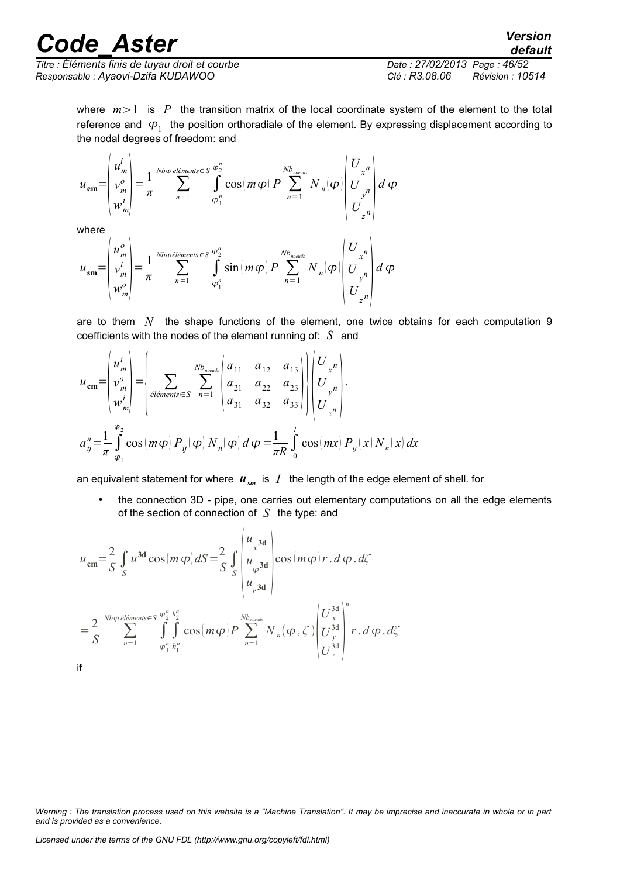where $m>1$ is $P$ the transition matrix of the local coordinate system of the element to the total reference and $\varphi_1$ the position orthoradiale of the element. By expressing displacement according to the nodal degrees of freedom: and

$$u_{\mathbf{cm}}=\begin{pmatrix} u_m^i \\ v_m^o \\ w_m^i \end{pmatrix}=\frac{1}{\pi}\sum_{n=1}^{Nb\varphi\, éléments\in S}\int_{\varphi_1^n}^{\varphi_2^n}\cos(m\varphi)\,P\sum_{n=1}^{Nb_{noeuds}}N_n(\varphi)\begin{pmatrix} U_{x^n} \\ U_{y^n} \\ U_{z^n} \end{pmatrix}d\varphi$$

where

$$u_{\mathbf{sm}}=\begin{pmatrix} u_m^o \\ v_m^i \\ w_m^o \end{pmatrix}=\frac{1}{\pi}\sum_{n=1}^{Nb\varphi\, éléments\in S}\int_{\varphi_1^n}^{\varphi_2^n}\sin(m\varphi)\,P\sum_{n=1}^{Nb_{noeuds}}N_n(\varphi)\begin{pmatrix} U_{x^n} \\ U_{y^n} \\ U_{z^n} \end{pmatrix}d\varphi$$

are to them $N$ the shape functions of the element, one twice obtains for each computation 9 coefficients with the nodes of the element running of: $S$ and

$$u_{\mathbf{cm}}=\begin{pmatrix} u_m^i \\ v_m^o \\ w_m^i \end{pmatrix}=\left\{\sum_{éléments\in S}\sum_{n=1}^{Nb_{noeuds}}\begin{pmatrix} a_{11} & a_{12} & a_{13} \\ a_{21} & a_{22} & a_{23} \\ a_{31} & a_{32} & a_{33} \end{pmatrix}\right\}\begin{pmatrix} U_{x^n} \\ U_{y^n} \\ U_{z^n} \end{pmatrix}.$$

$$a_{ij}^n=\frac{1}{\pi}\int_{\varphi_1}^{\varphi_2}\cos(m\varphi)\,P_{ij}(\varphi)\,N_n(\varphi)\,d\varphi=\frac{1}{\pi R}\int_0^l\cos(mx)\,P_{ij}(x)\,N_n(x)\,dx$$

an equivalent statement for where $\boldsymbol{u}_{sm}$ is $l$ the length of the edge element of shell. for

- the connection 3D - pipe, one carries out elementary computations on all the edge elements of the section of connection of $S$ the type: and

$$u_{\mathbf{cm}}=\frac{2}{S}\int_S u^{\mathbf{3d}}\cos(m\varphi)\,dS=\frac{2}{S}\int_S\begin{pmatrix} u_{x^{\mathbf{3d}}} \\ u_{\varphi^{\mathbf{3d}}} \\ u_{r^{\mathbf{3d}}} \end{pmatrix}\cos(m\varphi)\,r.d\varphi.d\zeta$$

$$=\frac{2}{S}\sum_{n=1}^{Nb\varphi\, éléments\in S}\int_{\varphi_1^n}^{\varphi_2^n}\int_{h_1^n}^{h_2^n}\cos(m\varphi)\,P\sum_{n=1}^{Nb_{noeuds}}N_n(\varphi,\zeta)\begin{pmatrix} U_x^{3\mathrm{d}} \\ U_y^{3\mathrm{d}} \\ U_z^{3\mathrm{d}} \end{pmatrix}^n r.d\varphi.d\zeta$$

if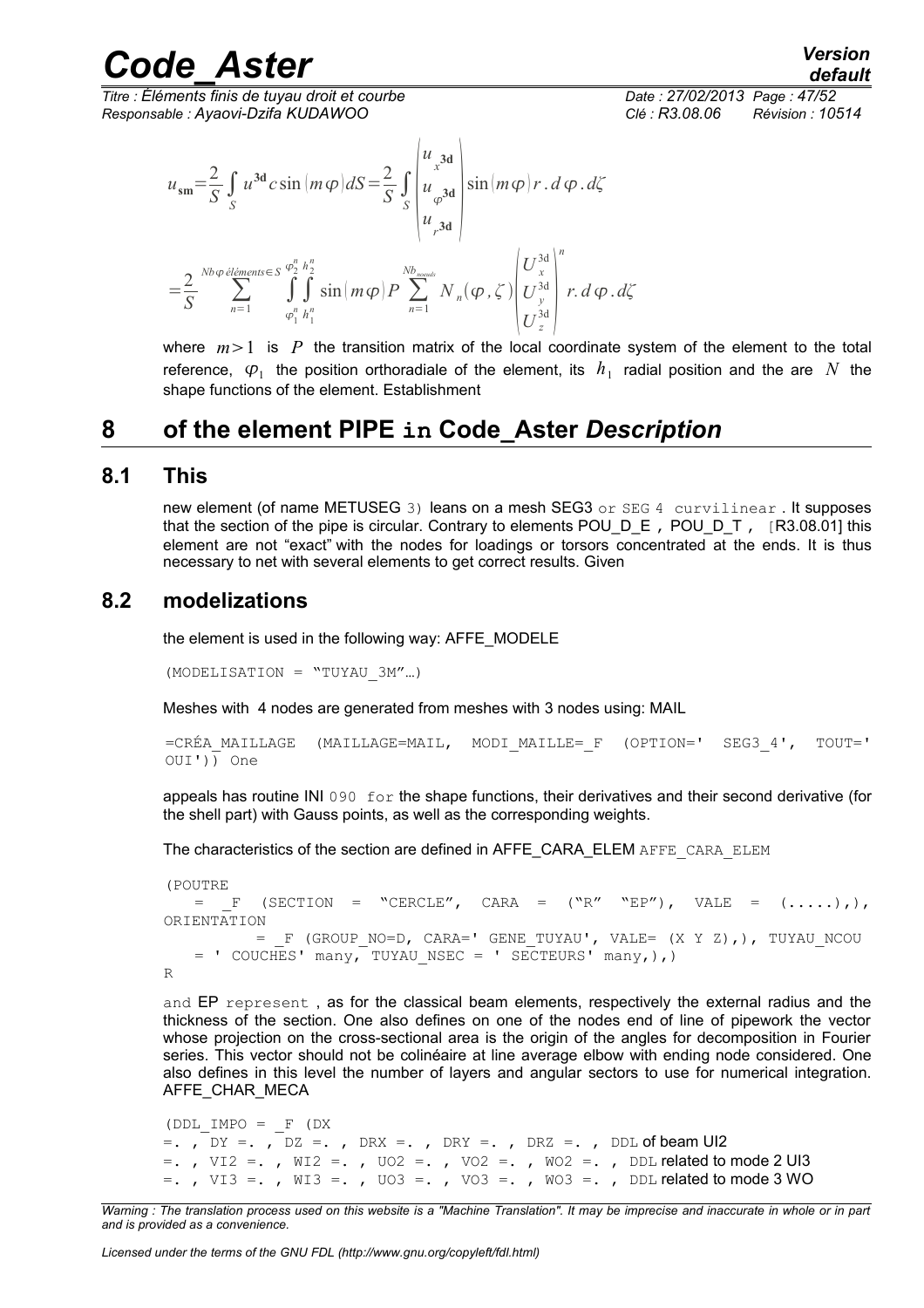$$u_{\mathbf{sm}}=\frac{2}{S}\int_{S} u^{\mathbf{3d}} c\sin(m\varphi)\,dS=\frac{2}{S}\int_{S}\begin{pmatrix}u_{x^{\mathbf{3d}}}\\u_{\varphi^{\mathbf{3d}}}\\u_{r^{\mathbf{3d}}}\end{pmatrix}\sin(m\varphi)\,r.d\varphi.d\zeta$$

$$=\frac{2}{S}\sum_{n=1}^{Nb\varphi\,\acute{e}l\acute{e}ments\in S}\int_{\varphi_1^n}^{\varphi_2^n}\int_{h_1^n}^{h_2^n}\sin(m\varphi)\,P\sum_{n=1}^{Nb_{noeuds}}N_n(\varphi,\zeta)\begin{pmatrix}U_x^{3d}\\U_y^{3d}\\U_z^{3d}\end{pmatrix}^n r.d\varphi.d\zeta$$

where $m>1$ is $P$ the transition matrix of the local coordinate system of the element to the total reference, $\varphi_1$ the position orthoradiale of the element, its $h_1$ radial position and the are $N$ the shape functions of the element. Establishment

# 8 of the element PIPE in Code_Aster *Description*

## 8.1 This

new element (of name METUSEG 3) leans on a mesh SEG3 or SEG 4 curvilinear . It supposes that the section of the pipe is circular. Contrary to elements POU_D_E , POU_D_T , [R3.08.01] this element are not "exact" with the nodes for loadings or torsors concentrated at the ends. It is thus necessary to net with several elements to get correct results. Given

## 8.2 modelizations

the element is used in the following way: AFFE_MODELE

```
(MODELISATION = "TUYAU_3M"…)
```

Meshes with 4 nodes are generated from meshes with 3 nodes using: MAIL

```
=CRÉA_MAILLAGE (MAILLAGE=MAIL, MODI_MAILLE=_F (OPTION=' SEG3_4', TOUT='
OUI')) One
```

appeals has routine INI 090 for the shape functions, their derivatives and their second derivative (for the shell part) with Gauss points, as well as the corresponding weights.

The characteristics of the section are defined in AFFE_CARA_ELEM AFFE_CARA_ELEM

```
(POUTRE
   =  _F  (SECTION  =  "CERCLE",  CARA  =  ("R"  "EP"),  VALE  =  (.....),),
ORIENTATION
         = _F (GROUP_NO=D, CARA=' GENE_TUYAU', VALE= (X Y Z),), TUYAU_NCOU
   = ' COUCHES' many, TUYAU_NSEC = ' SECTEURS' many,),)
R
```

and EP represent , as for the classical beam elements, respectively the external radius and the thickness of the section. One also defines on one of the nodes end of line of pipework the vector whose projection on the cross-sectional area is the origin of the angles for decomposition in Fourier series. This vector should not be colinéaire at line average elbow with ending node considered. One also defines in this level the number of layers and angular sectors to use for numerical integration. AFFE_CHAR_MECA

```
(DDL_IMPO = _F (DX
=. , DY =. , DZ =. , DRX =. , DRY =. , DRZ =. , DDL of beam UI2
=. , VI2 =. , WI2 =. , UO2 =. , VO2 =. , WO2 =. , DDL related to mode 2 UI3
=. , VI3 =. , WI3 =. , UO3 =. , VO3 =. , WO3 =. , DDL related to mode 3 WO
```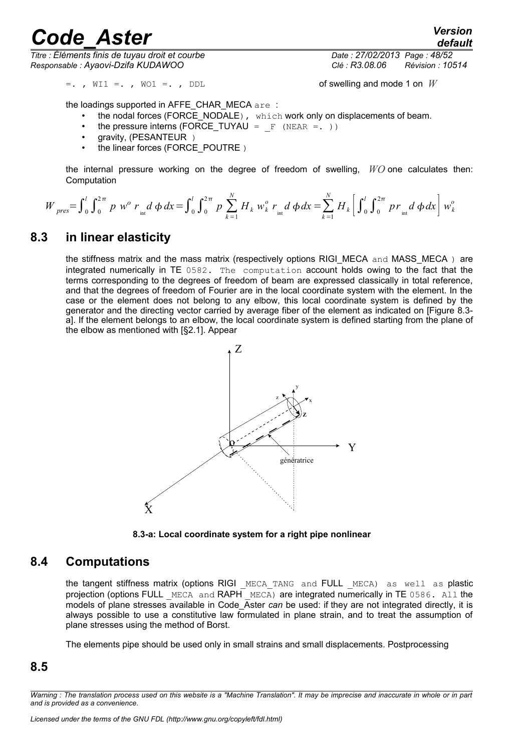=. , WI1 =. , WO1 =. , DDL of swelling and mode 1 on $W$

the loadings supported in AFFE_CHAR_MECA are :

- the nodal forces (FORCE_NODALE), which work only on displacements of beam.
- the pressure interns (FORCE_TUYAU = _F (NEAR =. ))
- gravity, (PESANTEUR )
- the linear forces (FORCE_POUTRE )

the internal pressure working on the degree of freedom of swelling, $WO$ one calculates then: Computation

$$W_{pres}=\int_0^l\int_0^{2\pi} p\ w^o\ r_{\text{int}}\, d\,\phi\, dx=\int_0^l\int_0^{2\pi} p\sum_{k=1}^{N} H_k\, w_k^o\, r_{\text{int}}\, d\,\phi\, dx=\sum_{k=1}^{N} H_k\left[\int_0^l\int_0^{2\pi} p r_{\text{int}}\, d\,\phi\, dx\right] w_k^o$$

## 8.3 in linear elasticity

the stiffness matrix and the mass matrix (respectively options RIGI_MECA and MASS_MECA ) are integrated numerically in TE 0582. The computation account holds owing to the fact that the terms corresponding to the degrees of freedom of beam are expressed classically in total reference, and that the degrees of freedom of Fourier are in the local coordinate system with the element. In the case or the element does not belong to any elbow, this local coordinate system is defined by the generator and the directing vector carried by average fiber of the element as indicated on [Figure 8.3-a]. If the element belongs to an elbow, the local coordinate system is defined starting from the plane of the elbow as mentioned with [§2.1]. Appear

**8.3-a: Local coordinate system for a right pipe nonlinear**

## 8.4 Computations

the tangent stiffness matrix (options RIGI _MECA_TANG and FULL _MECA) as well as plastic projection (options FULL _MECA and RAPH _MECA) are integrated numerically in TE 0586. All the models of plane stresses available in Code_Aster *can* be used: if they are not integrated directly, it is always possible to use a constitutive law formulated in plane strain, and to treat the assumption of plane stresses using the method of Borst.

The elements pipe should be used only in small strains and small displacements. Postprocessing

## 8.5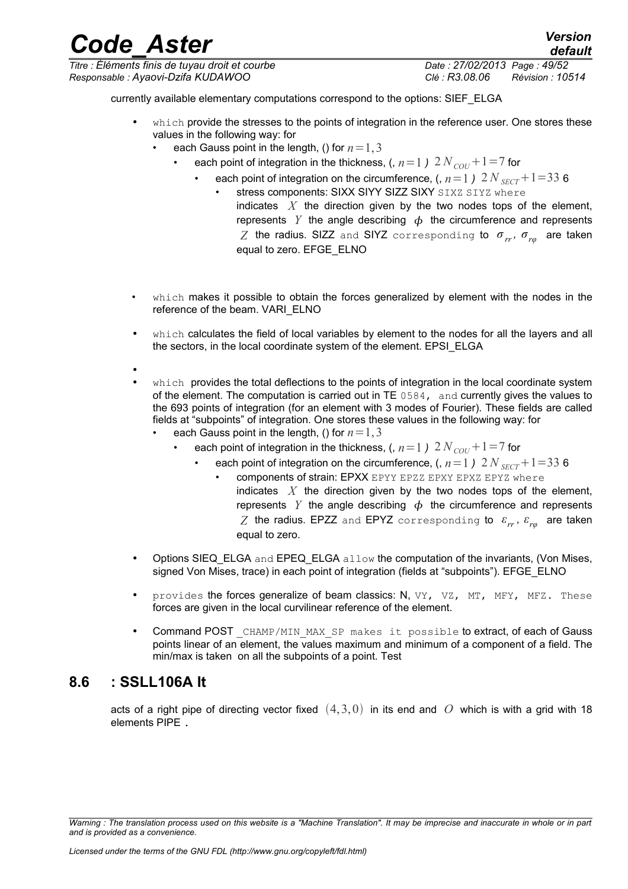currently available elementary computations correspond to the options: SIEF_ELGA

- which provide the stresses to the points of integration in the reference user. One stores these values in the following way: for
  - each Gauss point in the length, () for $n=1,3$
    - each point of integration in the thickness, (, $n=1$ *)* $2N_{COU}+1=7$ for
      - each point of integration on the circumference, (, $n=1$ *)* $2N_{SECT}+1=33$ 6
        - stress components: SIXX SIYY SIZZ SIXY SIXZ SIYZ where indicates $X$ the direction given by the two nodes tops of the element, represents $Y$ the angle describing $\phi$ the circumference and represents $Z$ the radius. SIZZ and SIYZ corresponding to $\sigma_{rr}$, $\sigma_{r\varphi}$ are taken equal to zero. EFGE_ELNO
- which makes it possible to obtain the forces generalized by element with the nodes in the reference of the beam. VARI_ELNO
- which calculates the field of local variables by element to the nodes for all the layers and all the sectors, in the local coordinate system of the element. EPSI_ELGA
- 
- which provides the total deflections to the points of integration in the local coordinate system of the element. The computation is carried out in TE 0584, and currently gives the values to the 693 points of integration (for an element with 3 modes of Fourier). These fields are called fields at "subpoints" of integration. One stores these values in the following way: for
  - each Gauss point in the length, () for $n=1,3$
    - each point of integration in the thickness, (, $n=1$ *)* $2N_{COU}+1=7$ for
      - each point of integration on the circumference, (, $n=1$ *)* $2N_{SECT}+1=33$ 6
        - components of strain: EPXX EPYY EPZZ EPXY EPXZ EPYZ where indicates $X$ the direction given by the two nodes tops of the element, represents $Y$ the angle describing $\phi$ the circumference and represents $Z$ the radius. EPZZ and EPYZ corresponding to $\varepsilon_{rr}$, $\varepsilon_{r\varphi}$ are taken equal to zero.
- Options SIEQ_ELGA and EPEQ_ELGA allow the computation of the invariants, (Von Mises, signed Von Mises, trace) in each point of integration (fields at "subpoints"). EFGE_ELNO
- provides the forces generalize of beam classics: N, VY, VZ, MT, MFY, MFZ. These forces are given in the local curvilinear reference of the element.
- Command POST _CHAMP/MIN_MAX_SP makes it possible to extract, of each of Gauss points linear of an element, the values maximum and minimum of a component of a field. The min/max is taken on all the subpoints of a point. Test

## 8.6 : SSLL106A It

acts of a right pipe of directing vector fixed $(4,3,0)$ in its end and $O$ which is with a grid with 18 elements PIPE .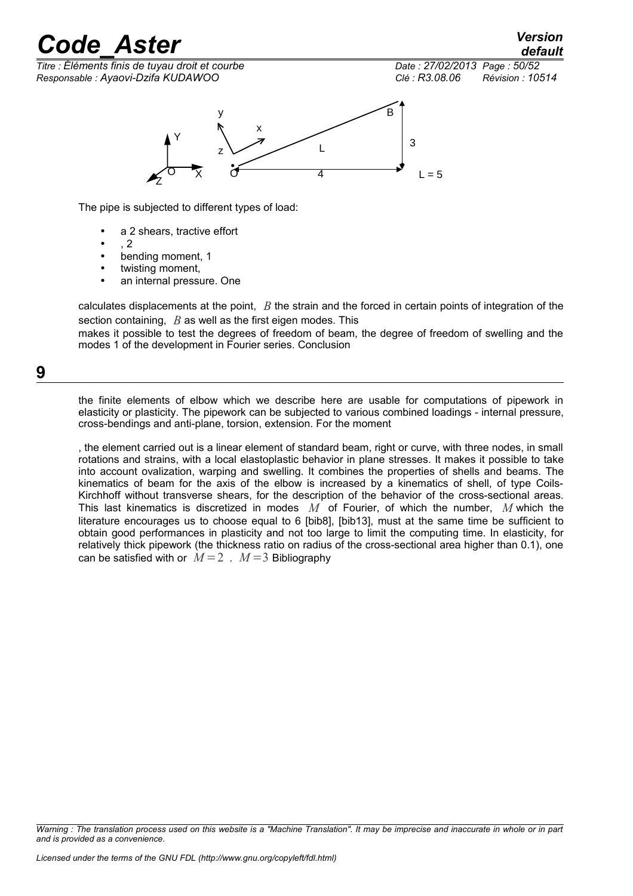The pipe is subjected to different types of load:

- a 2 shears, tractive effort
- , 2
- bending moment, 1
- twisting moment,
- an internal pressure. One

calculates displacements at the point, $B$ the strain and the forced in certain points of integration of the section containing, $B$ as well as the first eigen modes. This
makes it possible to test the degrees of freedom of beam, the degree of freedom of swelling and the modes 1 of the development in Fourier series. Conclusion

# 9

the finite elements of elbow which we describe here are usable for computations of pipework in elasticity or plasticity. The pipework can be subjected to various combined loadings - internal pressure, cross-bendings and anti-plane, torsion, extension. For the moment

, the element carried out is a linear element of standard beam, right or curve, with three nodes, in small rotations and strains, with a local elastoplastic behavior in plane stresses. It makes it possible to take into account ovalization, warping and swelling. It combines the properties of shells and beams. The kinematics of beam for the axis of the elbow is increased by a kinematics of shell, of type Coils-Kirchhoff without transverse shears, for the description of the behavior of the cross-sectional areas. This last kinematics is discretized in modes $M$ of Fourier, of which the number, $M$ which the literature encourages us to choose equal to 6 [bib8], [bib13], must at the same time be sufficient to obtain good performances in plasticity and not too large to limit the computing time. In elasticity, for relatively thick pipework (the thickness ratio on radius of the cross-sectional area higher than 0.1), one can be satisfied with or $M=2$ . $M=3$ Bibliography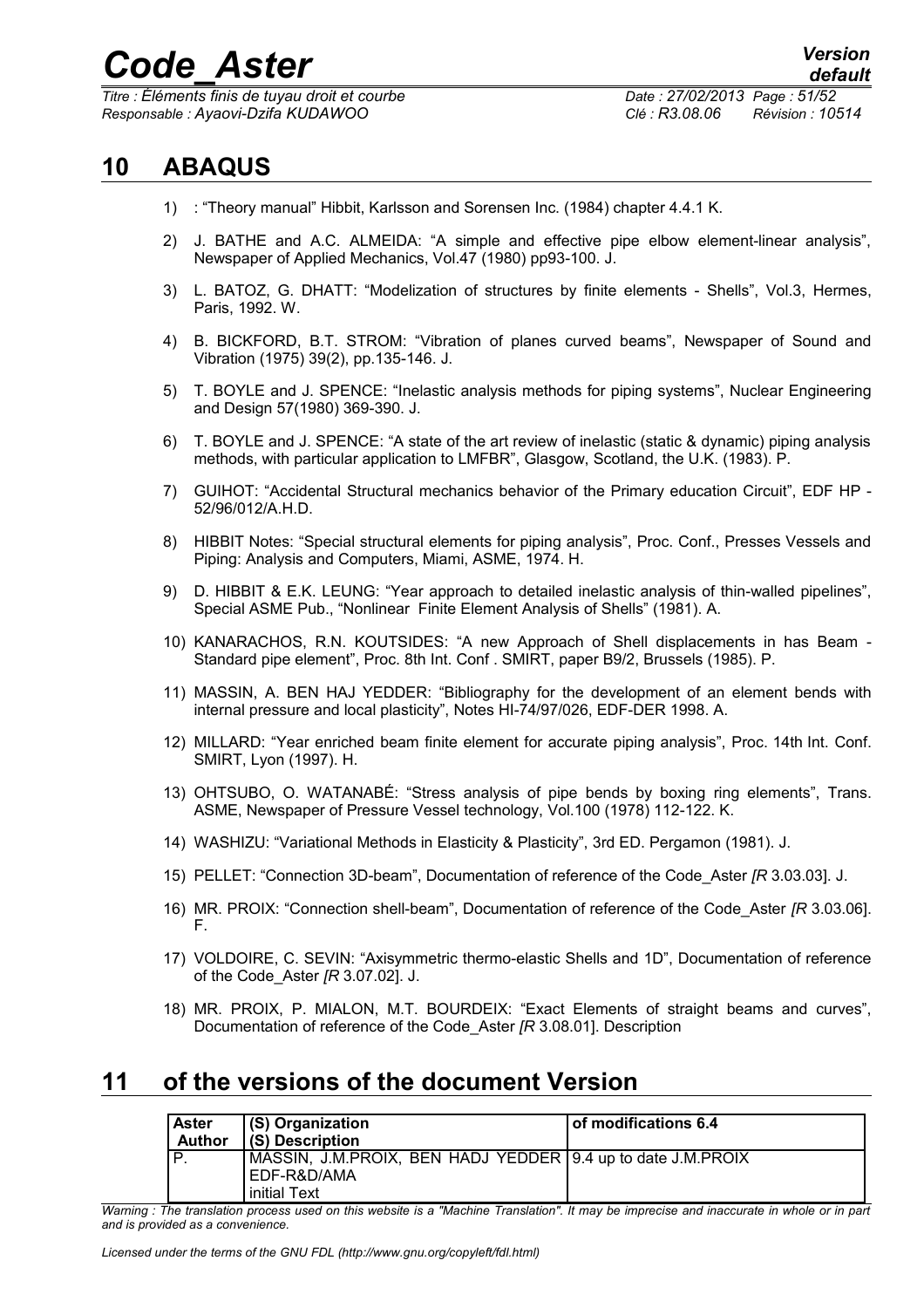## 10 ABAQUS

1) : "Theory manual" Hibbit, Karlsson and Sorensen Inc. (1984) chapter 4.4.1 K.
2) J. BATHE and A.C. ALMEIDA: "A simple and effective pipe elbow element-linear analysis", Newspaper of Applied Mechanics, Vol.47 (1980) pp93-100. J.
3) L. BATOZ, G. DHATT: "Modelization of structures by finite elements - Shells", Vol.3, Hermes, Paris, 1992. W.
4) B. BICKFORD, B.T. STROM: "Vibration of planes curved beams", Newspaper of Sound and Vibration (1975) 39(2), pp.135-146. J.
5) T. BOYLE and J. SPENCE: "Inelastic analysis methods for piping systems", Nuclear Engineering and Design 57(1980) 369-390. J.
6) T. BOYLE and J. SPENCE: "A state of the art review of inelastic (static & dynamic) piping analysis methods, with particular application to LMFBR", Glasgow, Scotland, the U.K. (1983). P.
7) GUIHOT: "Accidental Structural mechanics behavior of the Primary education Circuit", EDF HP - 52/96/012/A.H.D.
8) HIBBIT Notes: "Special structural elements for piping analysis", Proc. Conf., Presses Vessels and Piping: Analysis and Computers, Miami, ASME, 1974. H.
9) D. HIBBIT & E.K. LEUNG: "Year approach to detailed inelastic analysis of thin-walled pipelines", Special ASME Pub., "Nonlinear Finite Element Analysis of Shells" (1981). A.
10) KANARACHOS, R.N. KOUTSIDES: "A new Approach of Shell displacements in has Beam - Standard pipe element", Proc. 8th Int. Conf . SMIRT, paper B9/2, Brussels (1985). P.
11) MASSIN, A. BEN HAJ YEDDER: "Bibliography for the development of an element bends with internal pressure and local plasticity", Notes HI-74/97/026, EDF-DER 1998. A.
12) MILLARD: "Year enriched beam finite element for accurate piping analysis", Proc. 14th Int. Conf. SMIRT, Lyon (1997). H.
13) OHTSUBO, O. WATANABÉ: "Stress analysis of pipe bends by boxing ring elements", Trans. ASME, Newspaper of Pressure Vessel technology, Vol.100 (1978) 112-122. K.
14) WASHIZU: "Variational Methods in Elasticity & Plasticity", 3rd ED. Pergamon (1981). J.
15) PELLET: "Connection 3D-beam", Documentation of reference of the Code_Aster *[R* 3.03.03]. J.
16) MR. PROIX: "Connection shell-beam", Documentation of reference of the Code_Aster *[R* 3.03.06]. F.
17) VOLDOIRE, C. SEVIN: "Axisymmetric thermo-elastic Shells and 1D", Documentation of reference of the Code_Aster *[R* 3.07.02]. J.
18) MR. PROIX, P. MIALON, M.T. BOURDEIX: "Exact Elements of straight beams and curves", Documentation of reference of the Code_Aster *[R* 3.08.01]. Description

## 11 of the versions of the document Version

| Aster Author | (S) Organization (S) Description | of modifications 6.4 |
|---|---|---|
| P. | MASSIN, J.M.PROIX, BEN HADJ YEDDER EDF-R&D/AMA initial Text | 9.4 up to date J.M.PROIX |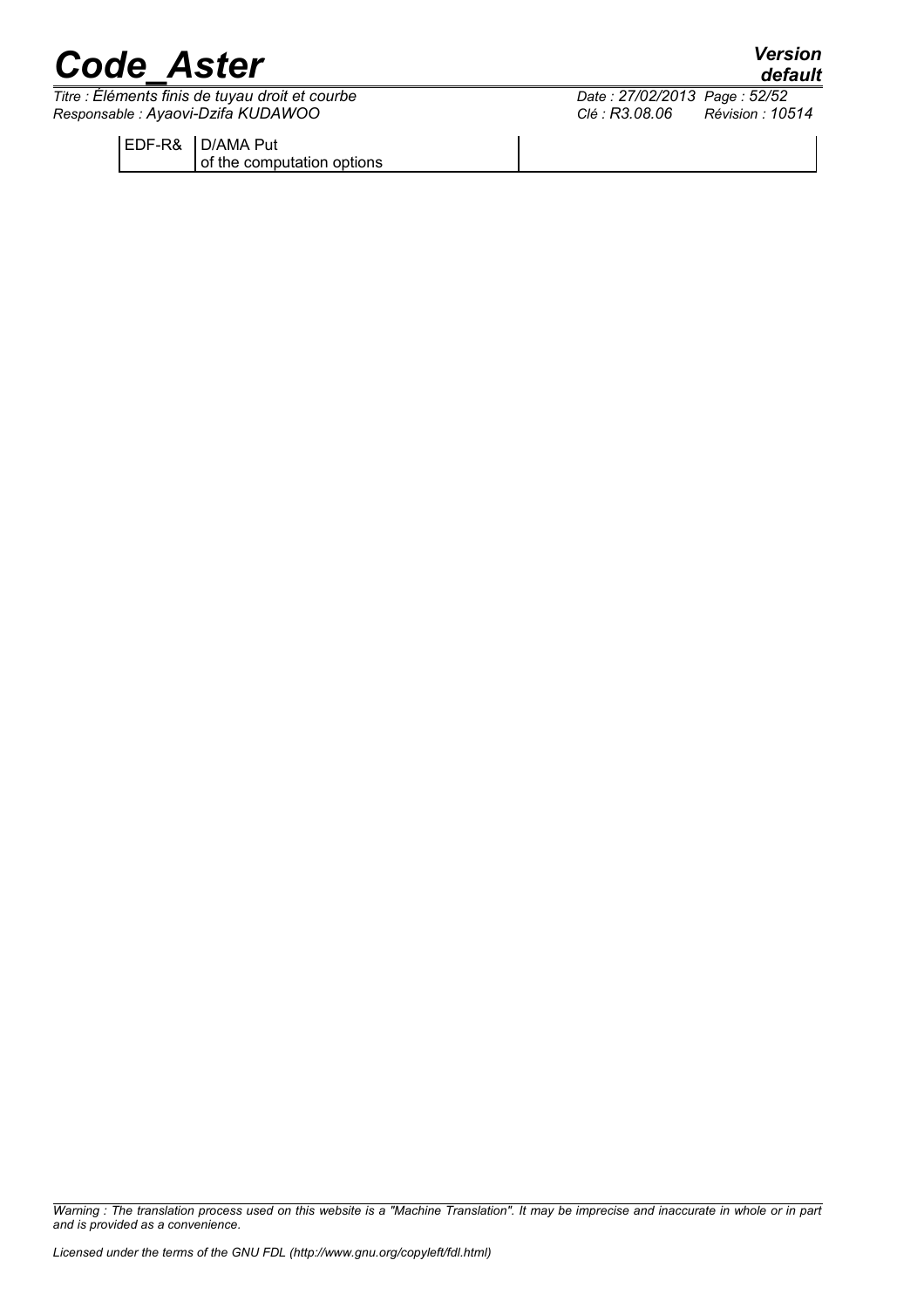| | | |
|---|---|---|
| EDF-R& | D/AMA Put of the computation options | |